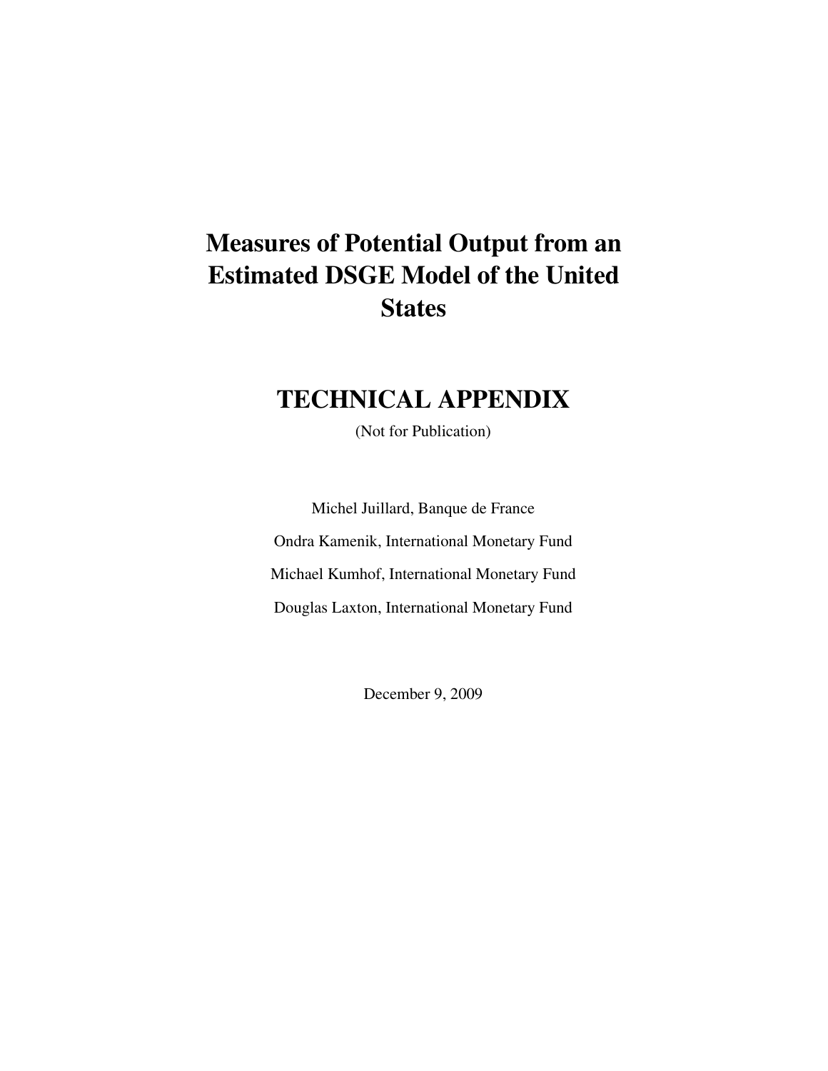# Measures of Potential Output from an Estimated DSGE Model of the United States

## TECHNICAL APPENDIX

(Not for Publication)

Michel Juillard, Banque de France

Ondra Kamenik, International Monetary Fund

Michael Kumhof, International Monetary Fund

Douglas Laxton, International Monetary Fund

December 9, 2009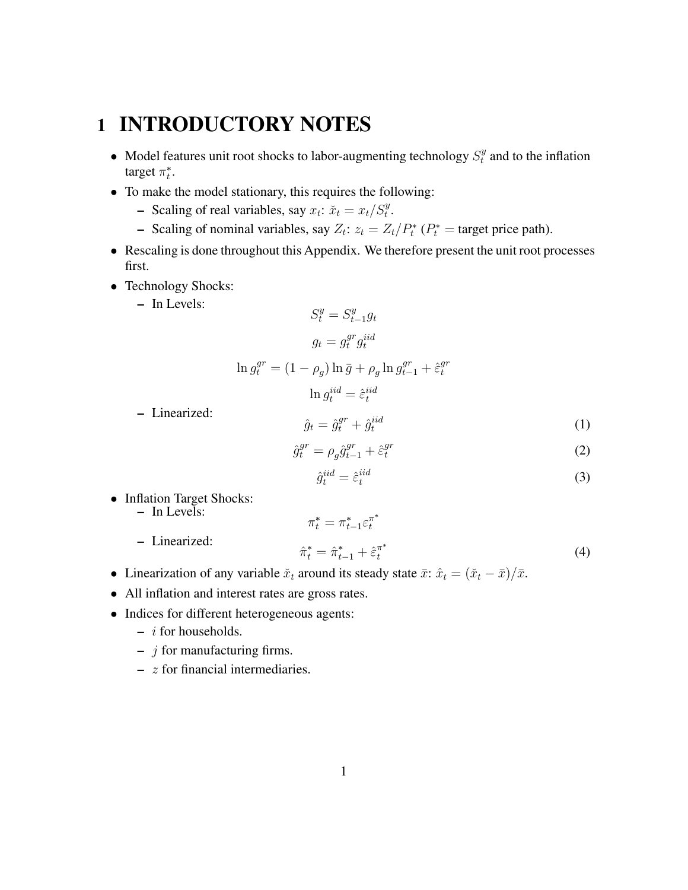# 1 INTRODUCTORY NOTES

- Model features unit root shocks to labor-augmenting technology $S_t^y$ and to the inflation target $\pi_t^*$.
- To make the model stationary, this requires the following:
  - Scaling of real variables, say $x_t$: $\check{x}_t = x_t / S_t^y$.
  - Scaling of nominal variables, say $Z_t$: $z_t = Z_t / P_t^*$ ($P_t^*$ = target price path).
- Rescaling is done throughout this Appendix. We therefore present the unit root processes first.
- Technology Shocks:
  - In Levels:

$$S_t^y = S_{t-1}^y g_t$$

$$g_t = g_t^{gr} g_t^{iid}$$

$$\ln g_t^{gr} = (1 - \rho_g) \ln \bar{g} + \rho_g \ln g_{t-1}^{gr} + \hat{\varepsilon}_t^{gr}$$

$$\ln g_t^{iid} = \hat{\varepsilon}_t^{iid}$$

  - Linearized:

$$\hat{g}_t = \hat{g}_t^{gr} + \hat{g}_t^{iid} \tag{1}$$

$$\hat{g}_t^{gr} = \rho_g \hat{g}_{t-1}^{gr} + \hat{\varepsilon}_t^{gr} \tag{2}$$

$$\hat{g}_t^{iid} = \hat{\varepsilon}_t^{iid} \tag{3}$$

- Inflation Target Shocks:
  - In Levels:

$$\pi_t^* = \pi_{t-1}^* \varepsilon_t^{\pi^*}$$

  - Linearized:

$$\hat{\pi}_t^* = \hat{\pi}_{t-1}^* + \hat{\varepsilon}_t^{\pi^*} \tag{4}$$

- Linearization of any variable $\check{x}_t$ around its steady state $\bar{x}$: $\hat{x}_t = (\check{x}_t - \bar{x})/\bar{x}$.
- All inflation and interest rates are gross rates.
- Indices for different heterogeneous agents:
  - $i$ for households.
  - $j$ for manufacturing firms.
  - $z$ for financial intermediaries.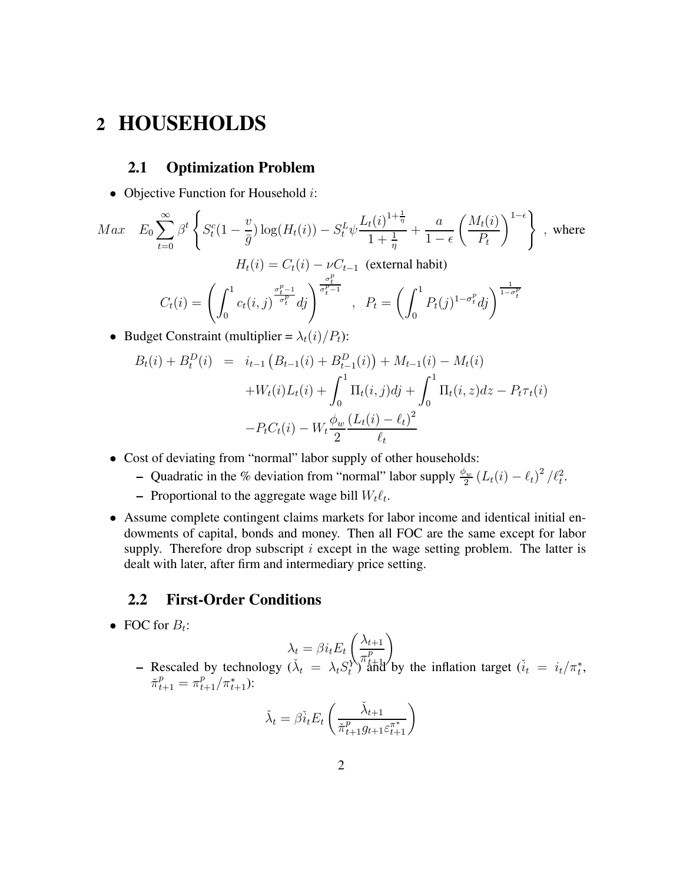# 2 HOUSEHOLDS

## 2.1 Optimization Problem

- Objective Function for Household $i$:

$$Max \quad E_0 \sum_{t=0}^{\infty} \beta^t \left\{ S_t^c (1 - \frac{v}{\bar{g}}) \log(H_t(i)) - S_t^L \psi \frac{L_t(i)^{1+\frac{1}{\eta}}}{1+\frac{1}{\eta}} + \frac{a}{1-\epsilon} \left( \frac{M_t(i)}{P_t} \right)^{1-\epsilon} \right\} \text{ , where}$$

$$H_t(i) = C_t(i) - \nu C_{t-1} \text{ (external habit)}$$

$$C_t(i) = \left( \int_0^1 c_t(i,j)^{\frac{\sigma_t^p - 1}{\sigma_t^p}} dj \right)^{\frac{\sigma_t^p}{\sigma_t^p - 1}} \quad , \quad P_t = \left( \int_0^1 P_t(j)^{1-\sigma_t^p} dj \right)^{\frac{1}{1-\sigma_t^p}}$$

- Budget Constraint (multiplier = $\lambda_t(i)/P_t$):

$$\begin{aligned} B_t(i) + B_t^D(i) &= i_{t-1} \left( B_{t-1}(i) + B_{t-1}^D(i) \right) + M_{t-1}(i) - M_t(i) \\ &\quad + W_t(i) L_t(i) + \int_0^1 \Pi_t(i,j) dj + \int_0^1 \Pi_t(i,z) dz - P_t \tau_t(i) \\ &\quad - P_t C_t(i) - W_t \frac{\phi_w}{2} \frac{\left( L_t(i) - \ell_t \right)^2}{\ell_t} \end{aligned}$$

- Cost of deviating from "normal" labor supply of other households:
  - Quadratic in the % deviation from "normal" labor supply $\frac{\phi_w}{2} \left( L_t(i) - \ell_t \right)^2 / \ell_t^2$.
  - Proportional to the aggregate wage bill $W_t \ell_t$.
- Assume complete contingent claims markets for labor income and identical initial endowments of capital, bonds and money. Then all FOC are the same except for labor supply. Therefore drop subscript $i$ except in the wage setting problem. The latter is dealt with later, after firm and intermediary price setting.

## 2.2 First-Order Conditions

- FOC for $B_t$:

$$\lambda_t = \beta i_t E_t \left( \frac{\lambda_{t+1}}{\pi_{t+1}^p} \right)$$

  - Rescaled by technology ($\check{\lambda}_t = \lambda_t S_t^Y$) and by the inflation target ($\check{i}_t = i_t / \pi_t^*$, $\check{\pi}_{t+1}^p = \pi_{t+1}^p / \pi_{t+1}^*$):

$$\check{\lambda}_t = \beta \check{i}_t E_t \left( \frac{\check{\lambda}_{t+1}}{\check{\pi}_{t+1}^p g_{t+1} \varepsilon_{t+1}^{\pi^*}} \right)$$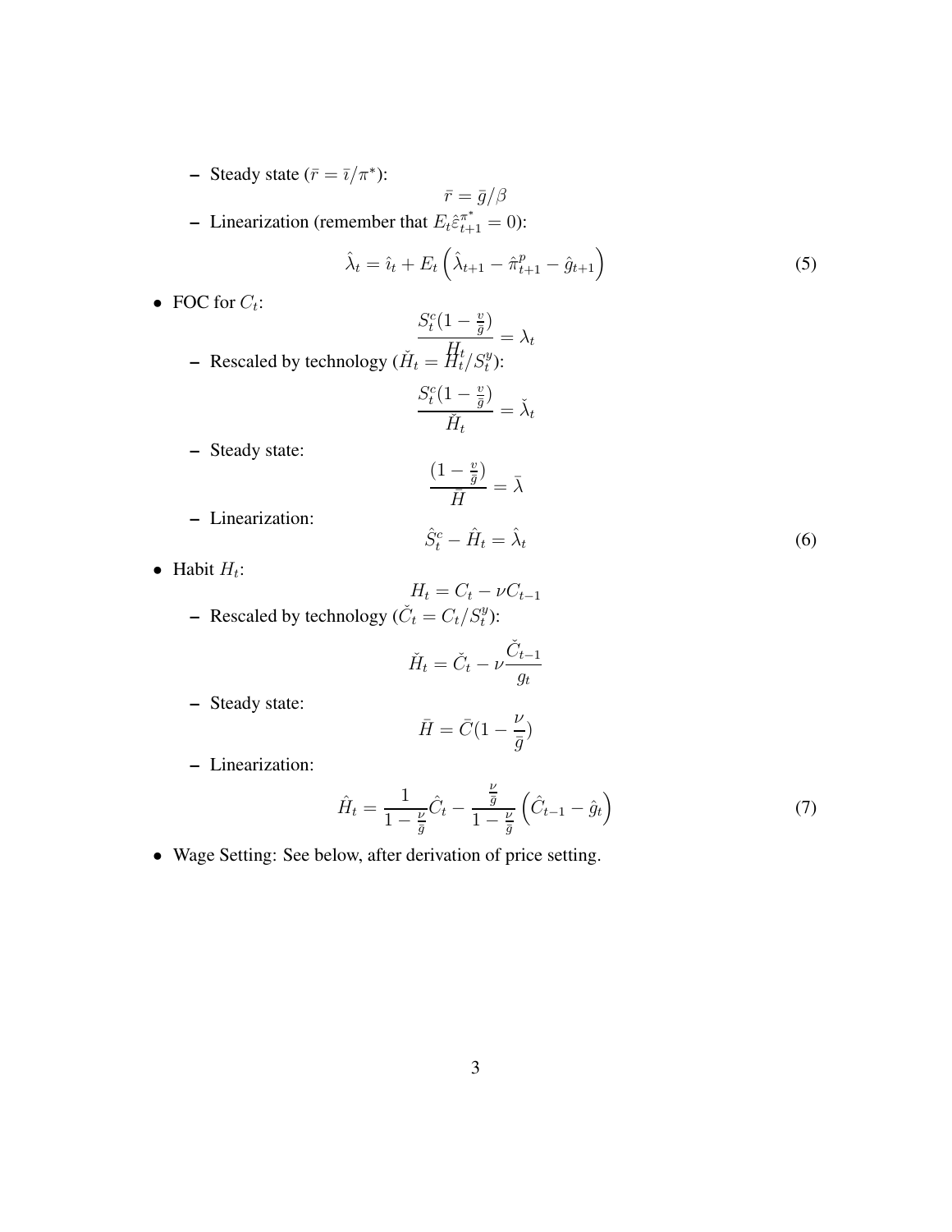- Steady state ($\bar{r} = \bar{\imath}/\pi^*$):

$$\bar{r} = \bar{g}/\beta$$

- Linearization (remember that $E_t \hat{\varepsilon}^{\pi^*}_{t+1} = 0$):

$$\hat{\lambda}_t = \hat{\imath}_t + E_t \left( \hat{\lambda}_{t+1} - \hat{\pi}^p_{t+1} - \hat{g}_{t+1} \right) \tag{5}$$

- FOC for $C_t$:

$$\frac{S^c_t(1 - \frac{v}{\bar{g}})}{H_t} = \lambda_t$$

  - Rescaled by technology ($\check{H}_t = H_t / S^y_t$):

$$\frac{S^c_t(1 - \frac{v}{\bar{g}})}{\check{H}_t} = \check{\lambda}_t$$

  - Steady state:

$$\frac{(1 - \frac{v}{\bar{g}})}{\bar{H}} = \bar{\lambda}$$

  - Linearization:

$$\hat{S}^c_t - \hat{H}_t = \hat{\lambda}_t \tag{6}$$

- Habit $H_t$:

$$H_t = C_t - \nu C_{t-1}$$

  - Rescaled by technology ($\check{C}_t = C_t / S^y_t$):

$$\check{H}_t = \check{C}_t - \nu \frac{\check{C}_{t-1}}{g_t}$$

  - Steady state:

$$\bar{H} = \bar{C}(1 - \frac{\nu}{\bar{g}})$$

  - Linearization:

$$\hat{H}_t = \frac{1}{1 - \frac{\nu}{\bar{g}}} \hat{C}_t - \frac{\frac{\nu}{\bar{g}}}{1 - \frac{\nu}{\bar{g}}} \left( \hat{C}_{t-1} - \hat{g}_t \right) \tag{7}$$

- Wage Setting: See below, after derivation of price setting.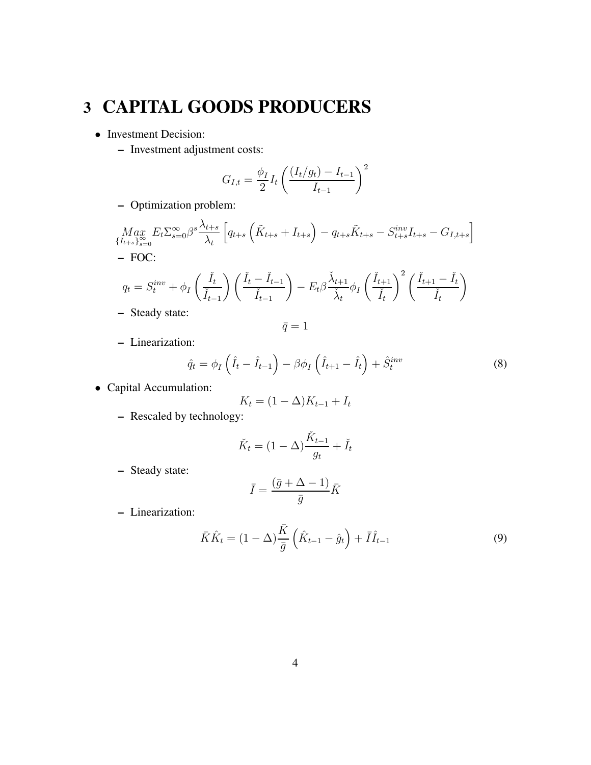# 3 CAPITAL GOODS PRODUCERS

- Investment Decision:
  - Investment adjustment costs:

$$G_{I,t} = \frac{\phi_I}{2} I_t \left( \frac{(I_t/g_t) - I_{t-1}}{I_{t-1}} \right)^2$$

  - Optimization problem:

$$\underset{\{I_{t+s}\}_{s=0}^{\infty}}{Max} \; E_t \Sigma_{s=0}^{\infty} \beta^s \frac{\lambda_{t+s}}{\lambda_t} \left[ q_{t+s} \left( \tilde{K}_{t+s} + I_{t+s} \right) - q_{t+s} \tilde{K}_{t+s} - S_{t+s}^{inv} I_{t+s} - G_{I,t+s} \right]$$

  - FOC:

$$q_t = S_t^{inv} + \phi_I \left( \frac{\check{I}_t}{\check{I}_{t-1}} \right) \left( \frac{\check{I}_t - \check{I}_{t-1}}{\check{I}_{t-1}} \right) - E_t \beta \frac{\check{\lambda}_{t+1}}{\check{\lambda}_t} \phi_I \left( \frac{\check{I}_{t+1}}{\check{I}_t} \right)^2 \left( \frac{\check{I}_{t+1} - \check{I}_t}{\check{I}_t} \right)$$

  - Steady state:

$$\bar{q} = 1$$

  - Linearization:

$$\hat{q}_t = \phi_I \left( \hat{I}_t - \hat{I}_{t-1} \right) - \beta \phi_I \left( \hat{I}_{t+1} - \hat{I}_t \right) + \hat{S}_t^{inv} \tag{8}$$

- Capital Accumulation:

$$K_t = (1 - \Delta) K_{t-1} + I_t$$

  - Rescaled by technology:

$$\check{K}_t = (1 - \Delta) \frac{\check{K}_{t-1}}{g_t} + \check{I}_t$$

  - Steady state:

$$\bar{I} = \frac{(\bar{g} + \Delta - 1)}{\bar{g}} \bar{K}$$

  - Linearization:

$$\bar{K} \hat{K}_t = (1 - \Delta) \frac{\bar{K}}{\bar{g}} \left( \hat{K}_{t-1} - \hat{g}_t \right) + \bar{I} \hat{I}_{t-1} \tag{9}$$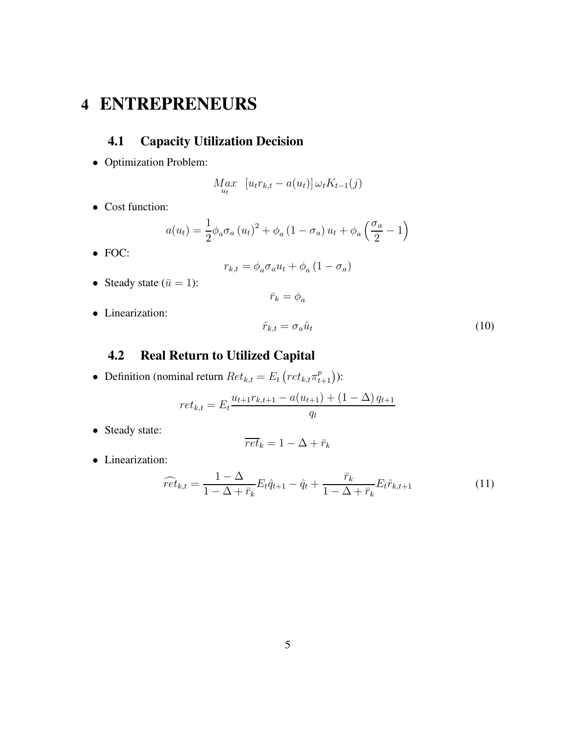# 4 ENTREPRENEURS

## 4.1 Capacity Utilization Decision

- Optimization Problem:

$$\underset{u_t}{Max} \quad \left[u_t r_{k,t} - a(u_t)\right] \omega_t K_{t-1}(j)$$

- Cost function:

$$a(u_t) = \frac{1}{2}\phi_a \sigma_a \left(u_t\right)^2 + \phi_a \left(1-\sigma_a\right) u_t + \phi_a \left(\frac{\sigma_a}{2} - 1\right)$$

- FOC:

$$r_{k,t} = \phi_a \sigma_a u_t + \phi_a \left(1 - \sigma_a\right)$$

- Steady state ($\bar{u} = 1$):

$$\bar{r}_k = \phi_a$$

- Linearization:

$$\hat{r}_{k,t} = \sigma_a \hat{u}_t \tag{10}$$

## 4.2 Real Return to Utilized Capital

- Definition (nominal return $Ret_{k,t} = E_t\left(ret_{k,t}\pi^p_{t+1}\right)$):

$$ret_{k,t} = E_t \frac{u_{t+1} r_{k,t+1} - a(u_{t+1}) + \left(1-\Delta\right) q_{t+1}}{q_t}$$

- Steady state:

$$\overline{ret}_k = 1 - \Delta + \bar{r}_k$$

- Linearization:

$$\widehat{ret}_{k,t} = \frac{1-\Delta}{1-\Delta+\bar{r}_k} E_t \hat{q}_{t+1} - \hat{q}_t + \frac{\bar{r}_k}{1-\Delta+\bar{r}_k} E_t \hat{r}_{k,t+1} \tag{11}$$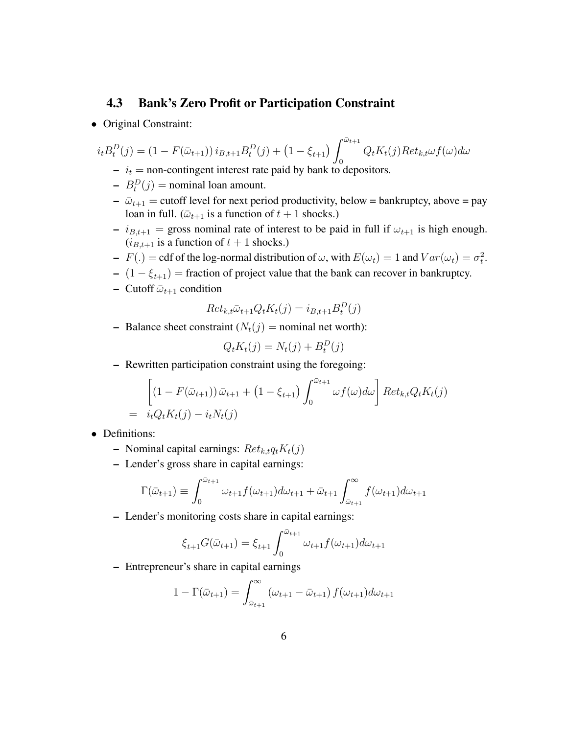### 4.3 Bank's Zero Profit or Participation Constraint

- Original Constraint:

$$i_t B_t^D(j) = (1 - F(\bar{\omega}_{t+1}))\, i_{B,t+1} B_t^D(j) + \left(1 - \xi_{t+1}\right) \int_0^{\bar{\omega}_{t+1}} Q_t K_t(j) Ret_{k,t} \omega f(\omega) d\omega$$

  - $i_t$ = non-contingent interest rate paid by bank to depositors.
  - $B_t^D(j)$ = nominal loan amount.
  - $\bar{\omega}_{t+1}$ = cutoff level for next period productivity, below = bankruptcy, above = pay loan in full. ($\bar{\omega}_{t+1}$ is a function of $t+1$ shocks.)
  - $i_{B,t+1}$ = gross nominal rate of interest to be paid in full if $\omega_{t+1}$ is high enough. ($i_{B,t+1}$ is a function of $t+1$ shocks.)
  - $F(.)$ = cdf of the log-normal distribution of $\omega$, with $E(\omega_t) = 1$ and $Var(\omega_t) = \sigma_t^2$.
  - $(1 - \xi_{t+1})$ = fraction of project value that the bank can recover in bankruptcy.
  - Cutoff $\bar{\omega}_{t+1}$ condition

$$Ret_{k,t} \bar{\omega}_{t+1} Q_t K_t(j) = i_{B,t+1} B_t^D(j)$$

  - Balance sheet constraint ($N_t(j)$ = nominal net worth):

$$Q_t K_t(j) = N_t(j) + B_t^D(j)$$

  - Rewritten participation constraint using the foregoing:

$$\begin{aligned} &\left[ (1 - F(\bar{\omega}_{t+1}))\, \bar{\omega}_{t+1} + \left(1 - \xi_{t+1}\right) \int_0^{\bar{\omega}_{t+1}} \omega f(\omega) d\omega \right] Ret_{k,t} Q_t K_t(j) \\ = \;\; & i_t Q_t K_t(j) - i_t N_t(j) \end{aligned}$$

- Definitions:
  - Nominal capital earnings: $Ret_{k,t} q_t K_t(j)$
  - Lender's gross share in capital earnings:

$$\Gamma(\bar{\omega}_{t+1}) \equiv \int_0^{\bar{\omega}_{t+1}} \omega_{t+1} f(\omega_{t+1}) d\omega_{t+1} + \bar{\omega}_{t+1} \int_{\bar{\omega}_{t+1}}^{\infty} f(\omega_{t+1}) d\omega_{t+1}$$

  - Lender's monitoring costs share in capital earnings:

$$\xi_{t+1} G(\bar{\omega}_{t+1}) = \xi_{t+1} \int_0^{\bar{\omega}_{t+1}} \omega_{t+1} f(\omega_{t+1}) d\omega_{t+1}$$

  - Entrepreneur's share in capital earnings

$$1 - \Gamma(\bar{\omega}_{t+1}) = \int_{\bar{\omega}_{t+1}}^{\infty} \left(\omega_{t+1} - \bar{\omega}_{t+1}\right) f(\omega_{t+1}) d\omega_{t+1}$$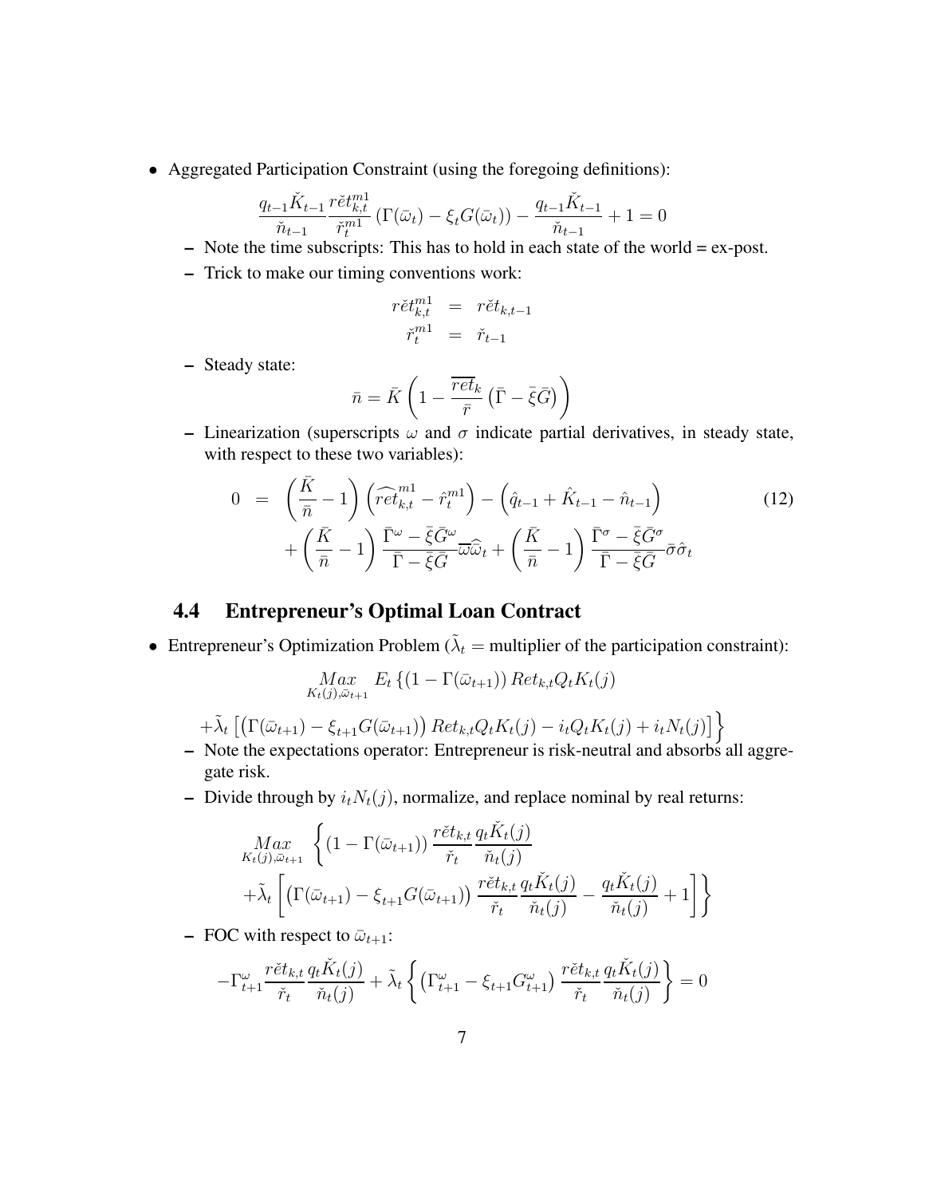- Aggregated Participation Constraint (using the foregoing definitions):

$$\frac{q_{t-1}\check{K}_{t-1}}{\check{n}_{t-1}}\frac{r\check{e}t^{m1}_{k,t}}{\check{r}^{m1}_t}\left(\Gamma(\bar{\omega}_t) - \xi_t G(\bar{\omega}_t)\right) - \frac{q_{t-1}\check{K}_{t-1}}{\check{n}_{t-1}} + 1 = 0$$

  - Note the time subscripts: This has to hold in each state of the world = ex-post.
  - Trick to make our timing conventions work:

$$\begin{aligned} r\check{e}t^{m1}_{k,t} &= r\check{e}t_{k,t-1} \\ \check{r}^{m1}_t &= \check{r}_{t-1} \end{aligned}$$

  - Steady state:

$$\bar{n} = \bar{K}\left(1 - \frac{\overline{ret}_k}{\bar{r}}\left(\bar{\Gamma} - \bar{\xi}\bar{G}\right)\right)$$

  - Linearization (superscripts $\omega$ and $\sigma$ indicate partial derivatives, in steady state, with respect to these two variables):

$$\begin{aligned} 0 &= \left(\frac{\bar{K}}{\bar{n}} - 1\right)\left(\widehat{ret}^{m1}_{k,t} - \hat{r}^{m1}_t\right) - \left(\hat{q}_{t-1} + \hat{K}_{t-1} - \hat{n}_{t-1}\right) \\ &\quad + \left(\frac{\bar{K}}{\bar{n}} - 1\right)\frac{\bar{\Gamma}^{\omega} - \bar{\xi}\bar{G}^{\omega}}{\bar{\Gamma} - \bar{\xi}\bar{G}}\overline{\varpi}\widehat{\omega}_t + \left(\frac{\bar{K}}{\bar{n}} - 1\right)\frac{\bar{\Gamma}^{\sigma} - \bar{\xi}\bar{G}^{\sigma}}{\bar{\Gamma} - \bar{\xi}\bar{G}}\bar{\sigma}\hat{\sigma}_t \end{aligned} \tag{12}$$

## 4.4 Entrepreneur's Optimal Loan Contract

- Entrepreneur's Optimization Problem ($\tilde{\lambda}_t$ = multiplier of the participation constraint):

$$\underset{K_t(j),\bar{\omega}_{t+1}}{Max}\ E_t\left\{(1 - \Gamma(\bar{\omega}_{t+1}))\,Ret_{k,t}Q_tK_t(j)\right.$$

$$\left.+\tilde{\lambda}_t\left[\left(\Gamma(\bar{\omega}_{t+1}) - \xi_{t+1}G(\bar{\omega}_{t+1})\right)Ret_{k,t}Q_tK_t(j) - i_tQ_tK_t(j) + i_tN_t(j)\right]\right\}$$

  - Note the expectations operator: Entrepreneur is risk-neutral and absorbs all aggregate risk.
  - Divide through by $i_tN_t(j)$, normalize, and replace nominal by real returns:

$$\begin{aligned} \underset{K_t(j),\bar{\omega}_{t+1}}{Max}\ &\left\{(1 - \Gamma(\bar{\omega}_{t+1}))\frac{r\check{e}t_{k,t}}{\check{r}_t}\frac{q_t\check{K}_t(j)}{\check{n}_t(j)}\right. \\ &\left.+\tilde{\lambda}_t\left[\left(\Gamma(\bar{\omega}_{t+1}) - \xi_{t+1}G(\bar{\omega}_{t+1})\right)\frac{r\check{e}t_{k,t}}{\check{r}_t}\frac{q_t\check{K}_t(j)}{\check{n}_t(j)} - \frac{q_t\check{K}_t(j)}{\check{n}_t(j)} + 1\right]\right\} \end{aligned}$$

  - FOC with respect to $\bar{\omega}_{t+1}$:

$$-\Gamma^{\omega}_{t+1}\frac{r\check{e}t_{k,t}}{\check{r}_t}\frac{q_t\check{K}_t(j)}{\check{n}_t(j)} + \tilde{\lambda}_t\left\{\left(\Gamma^{\omega}_{t+1} - \xi_{t+1}G^{\omega}_{t+1}\right)\frac{r\check{e}t_{k,t}}{\check{r}_t}\frac{q_t\check{K}_t(j)}{\check{n}_t(j)}\right\} = 0$$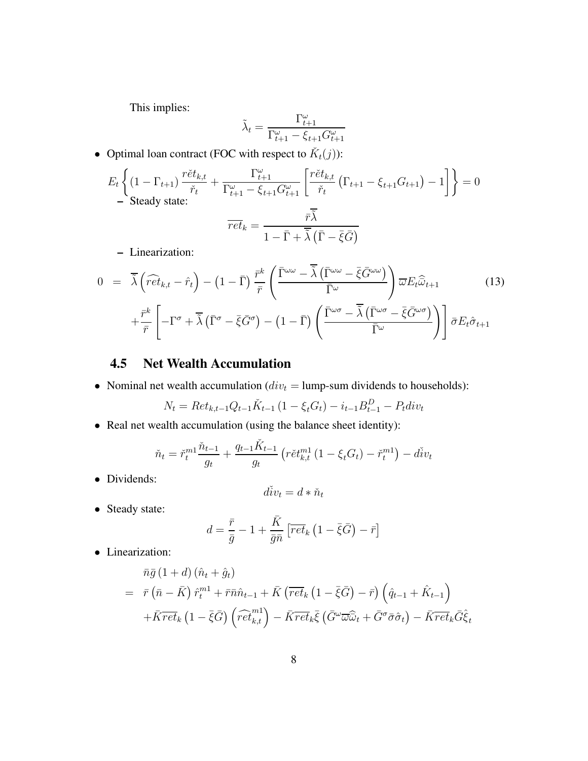This implies:

$$\tilde{\lambda}_t = \frac{\Gamma^{\omega}_{t+1}}{\Gamma^{\omega}_{t+1} - \xi_{t+1} G^{\omega}_{t+1}}$$

- Optimal loan contract (FOC with respect to $\check{K}_t(j)$):

$$E_t \left\{ (1 - \Gamma_{t+1}) \frac{r\check{e}t_{k,t}}{\check{r}_t} + \frac{\Gamma^{\omega}_{t+1}}{\Gamma^{\omega}_{t+1} - \xi_{t+1} G^{\omega}_{t+1}} \left[ \frac{r\check{e}t_{k,t}}{\check{r}_t} \left( \Gamma_{t+1} - \xi_{t+1} G_{t+1} \right) - 1 \right] \right\} = 0$$

  – Steady state:

$$\overline{ret}_k = \frac{\bar{r}\overline{\tilde{\lambda}}}{1 - \bar{\Gamma} + \overline{\tilde{\lambda}} \left( \bar{\Gamma} - \bar{\xi}\bar{G} \right)}$$

  – Linearization:

$$\begin{aligned}
0 \; = \; & \overline{\tilde{\lambda}} \left( \widehat{ret}_{k,t} - \hat{r}_t \right) - \left( 1 - \bar{\Gamma} \right) \frac{\bar{r}^k}{\bar{r}} \left( \frac{\bar{\Gamma}^{\omega\omega} - \overline{\tilde{\lambda}} \left( \bar{\Gamma}^{\omega\omega} - \bar{\xi}\bar{G}^{\omega\omega} \right)}{\bar{\Gamma}^{\omega}} \right) \overline{\omega} E_t \widehat{\bar{\omega}}_{t+1} \qquad (13) \\
& + \frac{\bar{r}^k}{\bar{r}} \left[ -\Gamma^{\sigma} + \overline{\tilde{\lambda}} \left( \bar{\Gamma}^{\sigma} - \bar{\xi}\bar{G}^{\sigma} \right) - \left( 1 - \bar{\Gamma} \right) \left( \frac{\bar{\Gamma}^{\omega\sigma} - \overline{\tilde{\lambda}} \left( \bar{\Gamma}^{\omega\sigma} - \bar{\xi}\bar{G}^{\omega\sigma} \right)}{\bar{\Gamma}^{\omega}} \right) \right] \bar{\sigma} E_t \hat{\sigma}_{t+1}
\end{aligned}$$

## 4.5 Net Wealth Accumulation

- Nominal net wealth accumulation ($div_t$ = lump-sum dividends to households):

$$N_t = Ret_{k,t-1} Q_{t-1} \check{K}_{t-1} \left( 1 - \xi_t G_t \right) - i_{t-1} B^D_{t-1} - P_t div_t$$

- Real net wealth accumulation (using the balance sheet identity):

$$\check{n}_t = \check{r}^{m1}_t \frac{\check{n}_{t-1}}{g_t} + \frac{q_{t-1}\check{K}_{t-1}}{g_t} \left( r\check{e}t^{m1}_{k,t} \left( 1 - \xi_t G_t \right) - \check{r}^{m1}_t \right) - d\check{i}v_t$$

- Dividends:

$$d\check{i}v_t = d * \check{n}_t$$

- Steady state:

$$d = \frac{\bar{r}}{\bar{g}} - 1 + \frac{\bar{K}}{\bar{g}\bar{n}} \left[ \overline{ret}_k \left( 1 - \bar{\xi}\bar{G} \right) - \bar{r} \right]$$

- Linearization:

$$\begin{aligned}
& \bar{n}\bar{g} \left( 1 + d \right) \left( \hat{n}_t + \hat{g}_t \right) \\
= \; & \bar{r} \left( \bar{n} - \bar{K} \right) \hat{r}^{m1}_t + \bar{r}\bar{n}\hat{n}_{t-1} + \bar{K} \left( \overline{ret}_k \left( 1 - \bar{\xi}\bar{G} \right) - \bar{r} \right) \left( \hat{q}_{t-1} + \hat{K}_{t-1} \right) \\
& + \bar{K}\overline{ret}_k \left( 1 - \bar{\xi}\bar{G} \right) \left( \widehat{ret}^{m1}_{k,t} \right) - \bar{K}\overline{ret}_k \bar{\xi} \left( \bar{G}^{\omega} \overline{\omega} \widehat{\bar{\omega}}_t + \bar{G}^{\sigma} \bar{\sigma} \hat{\sigma}_t \right) - \bar{K}\overline{ret}_k \bar{G} \hat{\xi}_t
\end{aligned}$$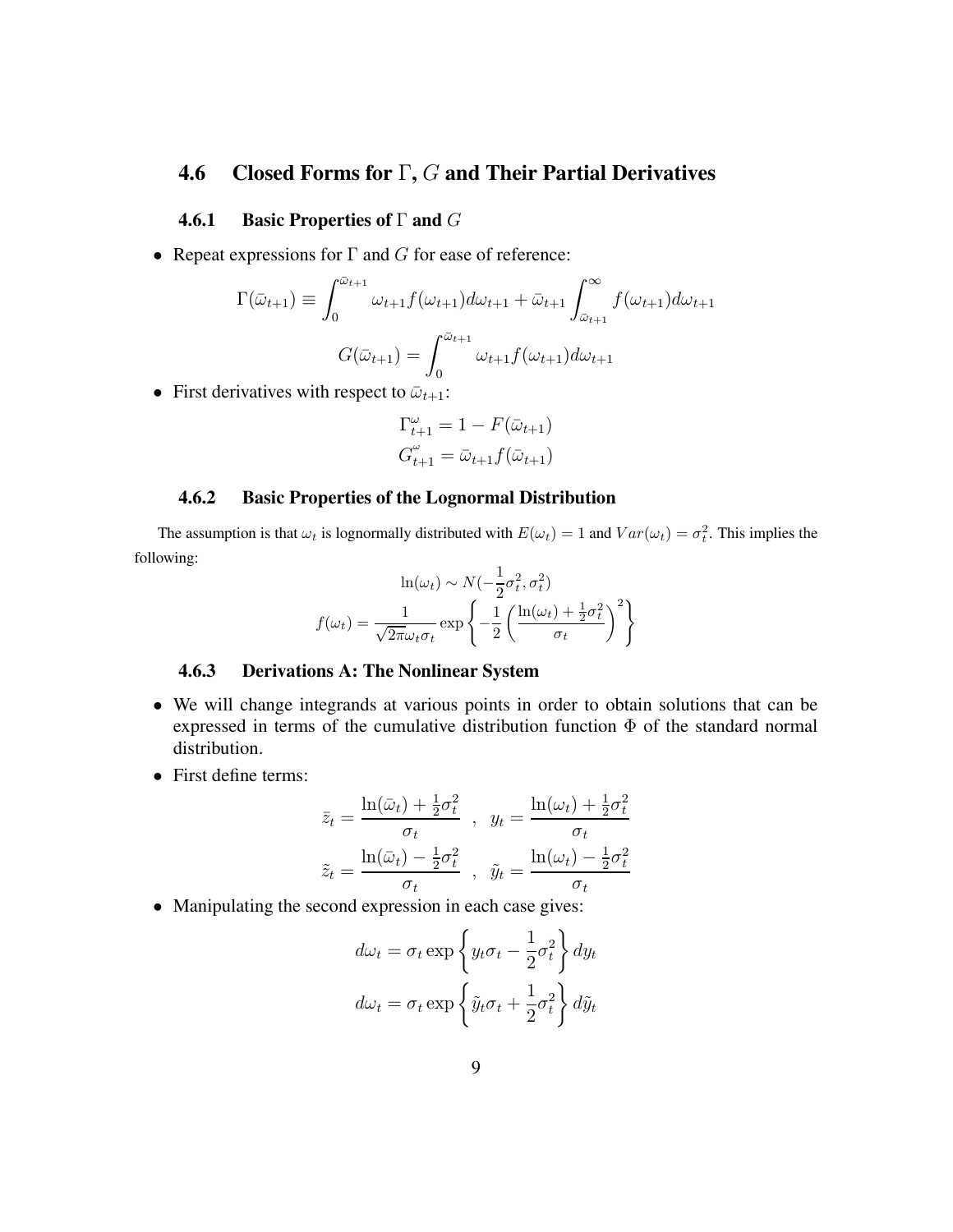## 4.6 Closed Forms for $\Gamma$, $G$ and Their Partial Derivatives

### 4.6.1 Basic Properties of $\Gamma$ and $G$

- Repeat expressions for $\Gamma$ and $G$ for ease of reference:

$$\Gamma(\bar{\omega}_{t+1}) \equiv \int_0^{\bar{\omega}_{t+1}} \omega_{t+1} f(\omega_{t+1}) d\omega_{t+1} + \bar{\omega}_{t+1} \int_{\bar{\omega}_{t+1}}^{\infty} f(\omega_{t+1}) d\omega_{t+1}$$

$$G(\bar{\omega}_{t+1}) = \int_0^{\bar{\omega}_{t+1}} \omega_{t+1} f(\omega_{t+1}) d\omega_{t+1}$$

- First derivatives with respect to $\bar{\omega}_{t+1}$:

$$\Gamma_{t+1}^{\omega} = 1 - F(\bar{\omega}_{t+1})$$
$$G_{t+1}^{\omega} = \bar{\omega}_{t+1} f(\bar{\omega}_{t+1})$$

### 4.6.2 Basic Properties of the Lognormal Distribution

The assumption is that $\omega_t$ is lognormally distributed with $E(\omega_t) = 1$ and $Var(\omega_t) = \sigma_t^2$. This implies the following:

$$\ln(\omega_t) \sim N(-\frac{1}{2}\sigma_t^2, \sigma_t^2)$$

$$f(\omega_t) = \frac{1}{\sqrt{2\pi}\omega_t \sigma_t} \exp\left\{ -\frac{1}{2} \left( \frac{\ln(\omega_t) + \frac{1}{2}\sigma_t^2}{\sigma_t} \right)^2 \right\}$$

### 4.6.3 Derivations A: The Nonlinear System

- We will change integrands at various points in order to obtain solutions that can be expressed in terms of the cumulative distribution function $\Phi$ of the standard normal distribution.
- First define terms:

$$\bar{z}_t = \frac{\ln(\bar{\omega}_t) + \frac{1}{2}\sigma_t^2}{\sigma_t} \quad , \quad y_t = \frac{\ln(\omega_t) + \frac{1}{2}\sigma_t^2}{\sigma_t}$$

$$\tilde{z}_t = \frac{\ln(\bar{\omega}_t) - \frac{1}{2}\sigma_t^2}{\sigma_t} \quad , \quad \tilde{y}_t = \frac{\ln(\omega_t) - \frac{1}{2}\sigma_t^2}{\sigma_t}$$

- Manipulating the second expression in each case gives:

$$d\omega_t = \sigma_t \exp\left\{ y_t \sigma_t - \frac{1}{2}\sigma_t^2 \right\} dy_t$$

$$d\omega_t = \sigma_t \exp\left\{ \tilde{y}_t \sigma_t + \frac{1}{2}\sigma_t^2 \right\} d\tilde{y}_t$$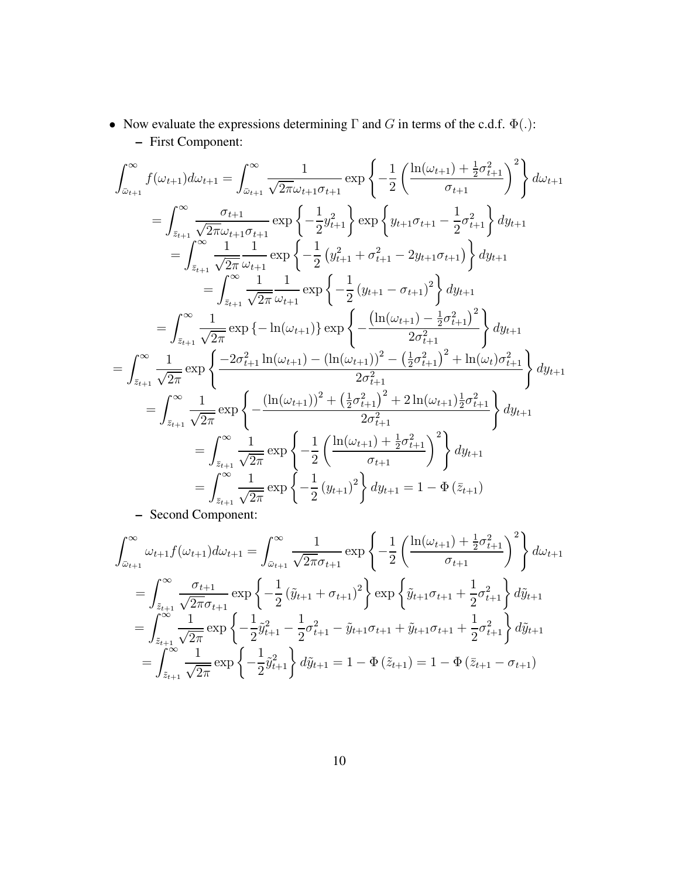- Now evaluate the expressions determining $\Gamma$ and $G$ in terms of the c.d.f. $\Phi(.)$:
  - First Component:

$$\int_{\bar{\omega}_{t+1}}^{\infty} f(\omega_{t+1}) d\omega_{t+1} = \int_{\bar{\omega}_{t+1}}^{\infty} \frac{1}{\sqrt{2\pi}\omega_{t+1}\sigma_{t+1}} \exp\left\{ -\frac{1}{2} \left( \frac{\ln(\omega_{t+1}) + \frac{1}{2}\sigma_{t+1}^2}{\sigma_{t+1}} \right)^2 \right\} d\omega_{t+1}$$

$$= \int_{\bar{z}_{t+1}}^{\infty} \frac{\sigma_{t+1}}{\sqrt{2\pi}\omega_{t+1}\sigma_{t+1}} \exp\left\{ -\frac{1}{2} y_{t+1}^2 \right\} \exp\left\{ y_{t+1}\sigma_{t+1} - \frac{1}{2}\sigma_{t+1}^2 \right\} dy_{t+1}$$

$$= \int_{\bar{z}_{t+1}}^{\infty} \frac{1}{\sqrt{2\pi}} \frac{1}{\omega_{t+1}} \exp\left\{ -\frac{1}{2} \left( y_{t+1}^2 + \sigma_{t+1}^2 - 2y_{t+1}\sigma_{t+1} \right) \right\} dy_{t+1}$$

$$= \int_{\bar{z}_{t+1}}^{\infty} \frac{1}{\sqrt{2\pi}} \frac{1}{\omega_{t+1}} \exp\left\{ -\frac{1}{2} \left( y_{t+1} - \sigma_{t+1} \right)^2 \right\} dy_{t+1}$$

$$= \int_{\bar{z}_{t+1}}^{\infty} \frac{1}{\sqrt{2\pi}} \exp\left\{ -\ln(\omega_{t+1}) \right\} \exp\left\{ -\frac{\left( \ln(\omega_{t+1}) - \frac{1}{2}\sigma_{t+1}^2 \right)^2}{2\sigma_{t+1}^2} \right\} dy_{t+1}$$

$$= \int_{\bar{z}_{t+1}}^{\infty} \frac{1}{\sqrt{2\pi}} \exp\left\{ \frac{-2\sigma_{t+1}^2 \ln(\omega_{t+1}) - (\ln(\omega_{t+1}))^2 - \left( \frac{1}{2}\sigma_{t+1}^2 \right)^2 + \ln(\omega_t)\sigma_{t+1}^2}{2\sigma_{t+1}^2} \right\} dy_{t+1}$$

$$= \int_{\bar{z}_{t+1}}^{\infty} \frac{1}{\sqrt{2\pi}} \exp\left\{ -\frac{(\ln(\omega_{t+1}))^2 + \left( \frac{1}{2}\sigma_{t+1}^2 \right)^2 + 2\ln(\omega_{t+1})\frac{1}{2}\sigma_{t+1}^2}{2\sigma_{t+1}^2} \right\} dy_{t+1}$$

$$= \int_{\bar{z}_{t+1}}^{\infty} \frac{1}{\sqrt{2\pi}} \exp\left\{ -\frac{1}{2} \left( \frac{\ln(\omega_{t+1}) + \frac{1}{2}\sigma_{t+1}^2}{\sigma_{t+1}} \right)^2 \right\} dy_{t+1}$$

$$= \int_{\bar{z}_{t+1}}^{\infty} \frac{1}{\sqrt{2\pi}} \exp\left\{ -\frac{1}{2} \left( y_{t+1} \right)^2 \right\} dy_{t+1} = 1 - \Phi\left( \bar{z}_{t+1} \right)$$

  - Second Component:

$$\int_{\bar{\omega}_{t+1}}^{\infty} \omega_{t+1} f(\omega_{t+1}) d\omega_{t+1} = \int_{\bar{\omega}_{t+1}}^{\infty} \frac{1}{\sqrt{2\pi}\sigma_{t+1}} \exp\left\{ -\frac{1}{2} \left( \frac{\ln(\omega_{t+1}) + \frac{1}{2}\sigma_{t+1}^2}{\sigma_{t+1}} \right)^2 \right\} d\omega_{t+1}$$

$$= \int_{\tilde{z}_{t+1}}^{\infty} \frac{\sigma_{t+1}}{\sqrt{2\pi}\sigma_{t+1}} \exp\left\{ -\frac{1}{2} \left( \tilde{y}_{t+1} + \sigma_{t+1} \right)^2 \right\} \exp\left\{ \tilde{y}_{t+1}\sigma_{t+1} + \frac{1}{2}\sigma_{t+1}^2 \right\} d\tilde{y}_{t+1}$$

$$= \int_{\tilde{z}_{t+1}}^{\infty} \frac{1}{\sqrt{2\pi}} \exp\left\{ -\frac{1}{2}\tilde{y}_{t+1}^2 - \frac{1}{2}\sigma_{t+1}^2 - \tilde{y}_{t+1}\sigma_{t+1} + \tilde{y}_{t+1}\sigma_{t+1} + \frac{1}{2}\sigma_{t+1}^2 \right\} d\tilde{y}_{t+1}$$

$$= \int_{\tilde{z}_{t+1}}^{\infty} \frac{1}{\sqrt{2\pi}} \exp\left\{ -\frac{1}{2}\tilde{y}_{t+1}^2 \right\} d\tilde{y}_{t+1} = 1 - \Phi\left( \tilde{z}_{t+1} \right) = 1 - \Phi\left( \bar{z}_{t+1} - \sigma_{t+1} \right)$$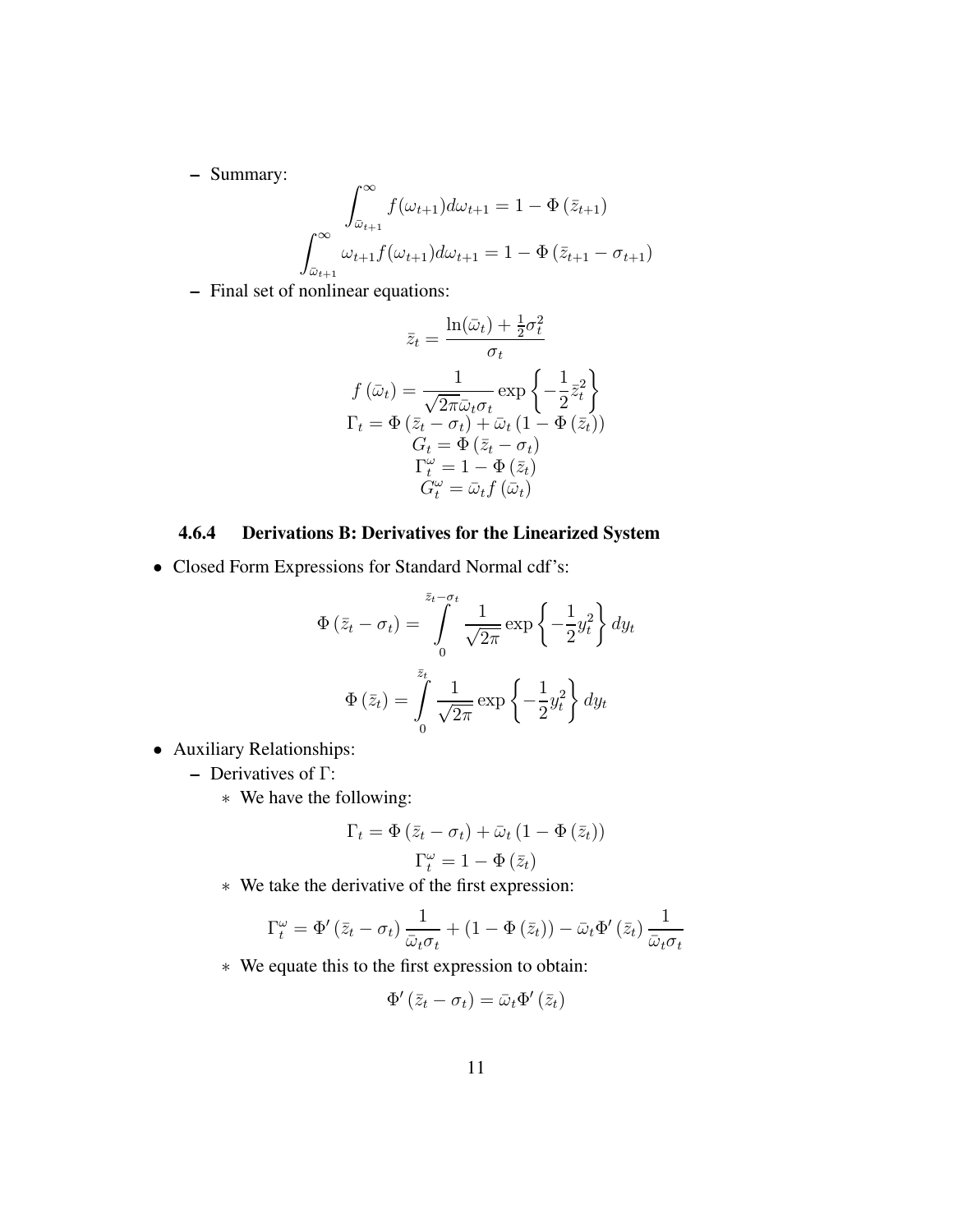- Summary:

$$\int_{\bar{\omega}_{t+1}}^{\infty} f(\omega_{t+1}) d\omega_{t+1} = 1 - \Phi\left(\bar{z}_{t+1}\right)$$

$$\int_{\bar{\omega}_{t+1}}^{\infty} \omega_{t+1} f(\omega_{t+1}) d\omega_{t+1} = 1 - \Phi\left(\bar{z}_{t+1} - \sigma_{t+1}\right)$$

- Final set of nonlinear equations:

$$\bar{z}_t = \frac{\ln(\bar{\omega}_t) + \frac{1}{2}\sigma_t^2}{\sigma_t}$$

$$f\left(\bar{\omega}_t\right) = \frac{1}{\sqrt{2\pi}\bar{\omega}_t \sigma_t} \exp\left\{-\frac{1}{2}\bar{z}_t^2\right\}$$

$$\Gamma_t = \Phi\left(\bar{z}_t - \sigma_t\right) + \bar{\omega}_t\left(1 - \Phi\left(\bar{z}_t\right)\right)$$

$$G_t = \Phi\left(\bar{z}_t - \sigma_t\right)$$

$$\Gamma_t^{\omega} = 1 - \Phi\left(\bar{z}_t\right)$$

$$G_t^{\omega} = \bar{\omega}_t f\left(\bar{\omega}_t\right)$$

### 4.6.4 Derivations B: Derivatives for the Linearized System

- Closed Form Expressions for Standard Normal cdf's:

$$\Phi\left(\bar{z}_t - \sigma_t\right) = \int_0^{\bar{z}_t - \sigma_t} \frac{1}{\sqrt{2\pi}} \exp\left\{-\frac{1}{2}y_t^2\right\} dy_t$$

$$\Phi\left(\bar{z}_t\right) = \int_0^{\bar{z}_t} \frac{1}{\sqrt{2\pi}} \exp\left\{-\frac{1}{2}y_t^2\right\} dy_t$$

- Auxiliary Relationships:
  - Derivatives of $\Gamma$:
    - We have the following:

$$\Gamma_t = \Phi\left(\bar{z}_t - \sigma_t\right) + \bar{\omega}_t\left(1 - \Phi\left(\bar{z}_t\right)\right)$$

$$\Gamma_t^{\omega} = 1 - \Phi\left(\bar{z}_t\right)$$

    - We take the derivative of the first expression:

$$\Gamma_t^{\omega} = \Phi'\left(\bar{z}_t - \sigma_t\right) \frac{1}{\bar{\omega}_t \sigma_t} + \left(1 - \Phi\left(\bar{z}_t\right)\right) - \bar{\omega}_t \Phi'\left(\bar{z}_t\right) \frac{1}{\bar{\omega}_t \sigma_t}$$

    - We equate this to the first expression to obtain:

$$\Phi'\left(\bar{z}_t - \sigma_t\right) = \bar{\omega}_t \Phi'\left(\bar{z}_t\right)$$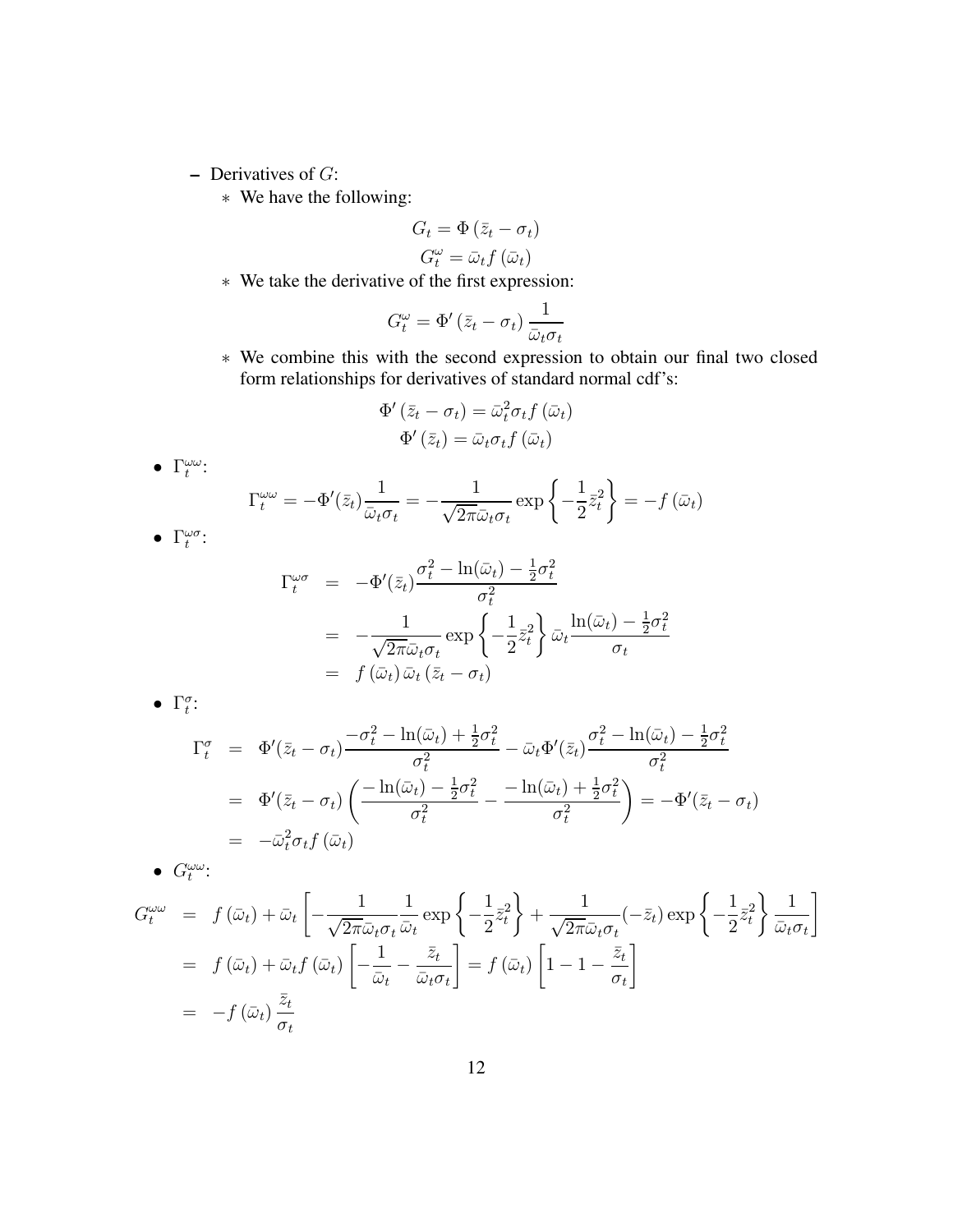- Derivatives of $G$:
  - We have the following:

$$G_t = \Phi\left(\bar{z}_t - \sigma_t\right)$$
$$G_t^{\omega} = \bar{\omega}_t f\left(\bar{\omega}_t\right)$$

  - We take the derivative of the first expression:

$$G_t^{\omega} = \Phi'\left(\bar{z}_t - \sigma_t\right)\frac{1}{\bar{\omega}_t \sigma_t}$$

  - We combine this with the second expression to obtain our final two closed form relationships for derivatives of standard normal cdf's:

$$\Phi'\left(\bar{z}_t - \sigma_t\right) = \bar{\omega}_t^2 \sigma_t f\left(\bar{\omega}_t\right)$$
$$\Phi'\left(\bar{z}_t\right) = \bar{\omega}_t \sigma_t f\left(\bar{\omega}_t\right)$$

- $\Gamma_t^{\omega\omega}$:

$$\Gamma_t^{\omega\omega} = -\Phi'(\bar{z}_t)\frac{1}{\bar{\omega}_t\sigma_t} = -\frac{1}{\sqrt{2\pi}\bar{\omega}_t\sigma_t}\exp\left\{-\frac{1}{2}\bar{z}_t^2\right\} = -f\left(\bar{\omega}_t\right)$$

- $\Gamma_t^{\omega\sigma}$:

$$\begin{aligned}
\Gamma_t^{\omega\sigma} &= -\Phi'(\bar{z}_t)\frac{\sigma_t^2 - \ln(\bar{\omega}_t) - \frac{1}{2}\sigma_t^2}{\sigma_t^2} \\
&= -\frac{1}{\sqrt{2\pi}\bar{\omega}_t\sigma_t}\exp\left\{-\frac{1}{2}\bar{z}_t^2\right\}\bar{\omega}_t\frac{\ln(\bar{\omega}_t) - \frac{1}{2}\sigma_t^2}{\sigma_t} \\
&= f\left(\bar{\omega}_t\right)\bar{\omega}_t\left(\bar{z}_t - \sigma_t\right)
\end{aligned}$$

- $\Gamma_t^{\sigma}$:

$$\begin{aligned}
\Gamma_t^{\sigma} &= \Phi'(\bar{z}_t - \sigma_t)\frac{-\sigma_t^2 - \ln(\bar{\omega}_t) + \frac{1}{2}\sigma_t^2}{\sigma_t^2} - \bar{\omega}_t\Phi'(\bar{z}_t)\frac{\sigma_t^2 - \ln(\bar{\omega}_t) - \frac{1}{2}\sigma_t^2}{\sigma_t^2} \\
&= \Phi'(\bar{z}_t - \sigma_t)\left(\frac{-\ln(\bar{\omega}_t) - \frac{1}{2}\sigma_t^2}{\sigma_t^2} - \frac{-\ln(\bar{\omega}_t) + \frac{1}{2}\sigma_t^2}{\sigma_t^2}\right) = -\Phi'(\bar{z}_t - \sigma_t) \\
&= -\bar{\omega}_t^2\sigma_t f\left(\bar{\omega}_t\right)
\end{aligned}$$

- $G_t^{\omega\omega}$:

$$\begin{aligned}
G_t^{\omega\omega} &= f\left(\bar{\omega}_t\right) + \bar{\omega}_t\left[-\frac{1}{\sqrt{2\pi}\bar{\omega}_t\sigma_t}\frac{1}{\bar{\omega}_t}\exp\left\{-\frac{1}{2}\bar{z}_t^2\right\} + \frac{1}{\sqrt{2\pi}\bar{\omega}_t\sigma_t}(-\bar{z}_t)\exp\left\{-\frac{1}{2}\bar{z}_t^2\right\}\frac{1}{\bar{\omega}_t\sigma_t}\right] \\
&= f\left(\bar{\omega}_t\right) + \bar{\omega}_t f\left(\bar{\omega}_t\right)\left[-\frac{1}{\bar{\omega}_t} - \frac{\bar{z}_t}{\bar{\omega}_t\sigma_t}\right] = f\left(\bar{\omega}_t\right)\left[1 - 1 - \frac{\bar{z}_t}{\sigma_t}\right] \\
&= -f\left(\bar{\omega}_t\right)\frac{\bar{z}_t}{\sigma_t}
\end{aligned}$$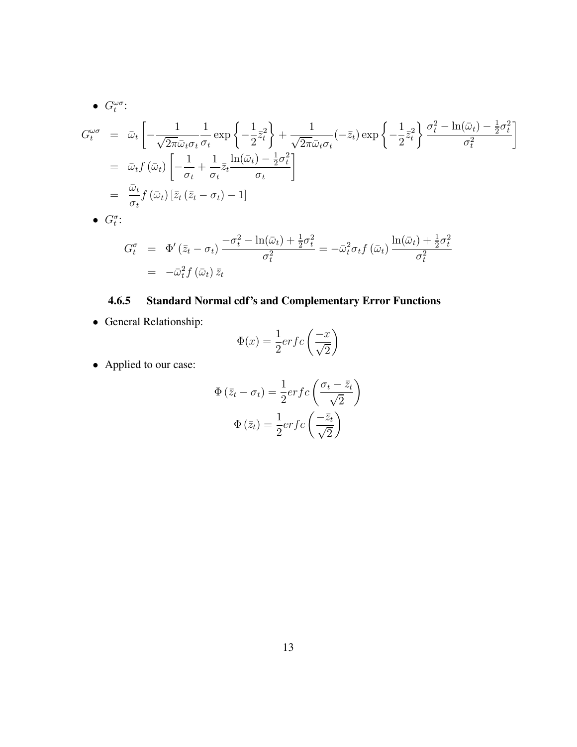- $G_t^{\omega\sigma}$:

$$
\begin{aligned}
G_t^{\omega\sigma} &= \bar{\omega}_t \left[ -\frac{1}{\sqrt{2\pi}\bar{\omega}_t \sigma_t} \frac{1}{\sigma_t} \exp\left\{ -\frac{1}{2}\bar{z}_t^2 \right\} + \frac{1}{\sqrt{2\pi}\bar{\omega}_t \sigma_t} (-\bar{z}_t) \exp\left\{ -\frac{1}{2}\bar{z}_t^2 \right\} \frac{\sigma_t^2 - \ln(\bar{\omega}_t) - \frac{1}{2}\sigma_t^2}{\sigma_t^2} \right] \\
&= \bar{\omega}_t f\left(\bar{\omega}_t\right) \left[ -\frac{1}{\sigma_t} + \frac{1}{\sigma_t} \bar{z}_t \frac{\ln(\bar{\omega}_t) - \frac{1}{2}\sigma_t^2}{\sigma_t} \right] \\
&= \frac{\bar{\omega}_t}{\sigma_t} f\left(\bar{\omega}_t\right) \left[ \bar{z}_t \left( \bar{z}_t - \sigma_t \right) - 1 \right]
\end{aligned}
$$

- $G_t^{\sigma}$:

$$
\begin{aligned}
G_t^{\sigma} &= \Phi'\left(\bar{z}_t - \sigma_t\right) \frac{-\sigma_t^2 - \ln(\bar{\omega}_t) + \frac{1}{2}\sigma_t^2}{\sigma_t^2} = -\bar{\omega}_t^2 \sigma_t f\left(\bar{\omega}_t\right) \frac{\ln(\bar{\omega}_t) + \frac{1}{2}\sigma_t^2}{\sigma_t^2} \\
&= -\bar{\omega}_t^2 f\left(\bar{\omega}_t\right) \bar{z}_t
\end{aligned}
$$

### 4.6.5 Standard Normal cdf's and Complementary Error Functions

- General Relationship:

$$
\Phi(x) = \frac{1}{2} erfc\left( \frac{-x}{\sqrt{2}} \right)
$$

- Applied to our case:

$$
\Phi\left(\bar{z}_t - \sigma_t\right) = \frac{1}{2} erfc\left( \frac{\sigma_t - \bar{z}_t}{\sqrt{2}} \right)
$$

$$
\Phi\left(\bar{z}_t\right) = \frac{1}{2} erfc\left( \frac{-\bar{z}_t}{\sqrt{2}} \right)
$$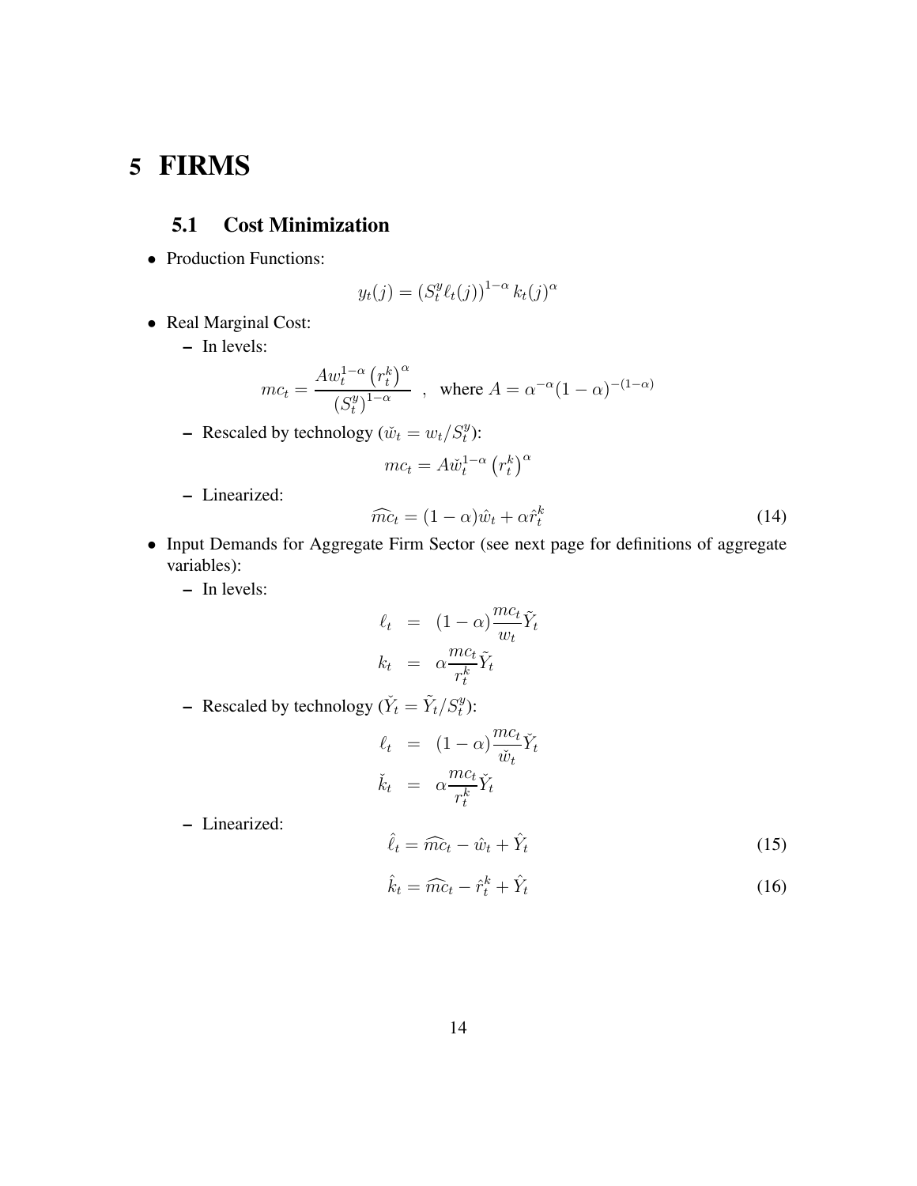# 5 FIRMS

## 5.1 Cost Minimization

- Production Functions:

$$y_t(j) = \left(S_t^y \ell_t(j)\right)^{1-\alpha} k_t(j)^{\alpha}$$

- Real Marginal Cost:
  - In levels:

$$mc_t = \frac{A w_t^{1-\alpha} \left(r_t^k\right)^{\alpha}}{\left(S_t^y\right)^{1-\alpha}} \quad , \quad \text{where } A = \alpha^{-\alpha}(1-\alpha)^{-(1-\alpha)}$$

  - Rescaled by technology ($\check{w}_t = w_t / S_t^y$):

$$mc_t = A \check{w}_t^{1-\alpha} \left(r_t^k\right)^{\alpha}$$

  - Linearized:

$$\widehat{mc}_t = (1-\alpha)\hat{w}_t + \alpha \hat{r}_t^k \tag{14}$$

- Input Demands for Aggregate Firm Sector (see next page for definitions of aggregate variables):
  - In levels:

$$\begin{aligned} \ell_t &= (1-\alpha)\frac{mc_t}{w_t}\tilde{Y}_t \\ k_t &= \alpha \frac{mc_t}{r_t^k}\tilde{Y}_t \end{aligned}$$

  - Rescaled by technology ($\check{Y}_t = \tilde{Y}_t / S_t^y$):

$$\begin{aligned} \ell_t &= (1-\alpha)\frac{mc_t}{\check{w}_t}\check{Y}_t \\ \check{k}_t &= \alpha \frac{mc_t}{r_t^k}\check{Y}_t \end{aligned}$$

  - Linearized:

$$\hat{\ell}_t = \widehat{mc}_t - \hat{w}_t + \hat{Y}_t \tag{15}$$

$$\hat{k}_t = \widehat{mc}_t - \hat{r}_t^k + \hat{Y}_t \tag{16}$$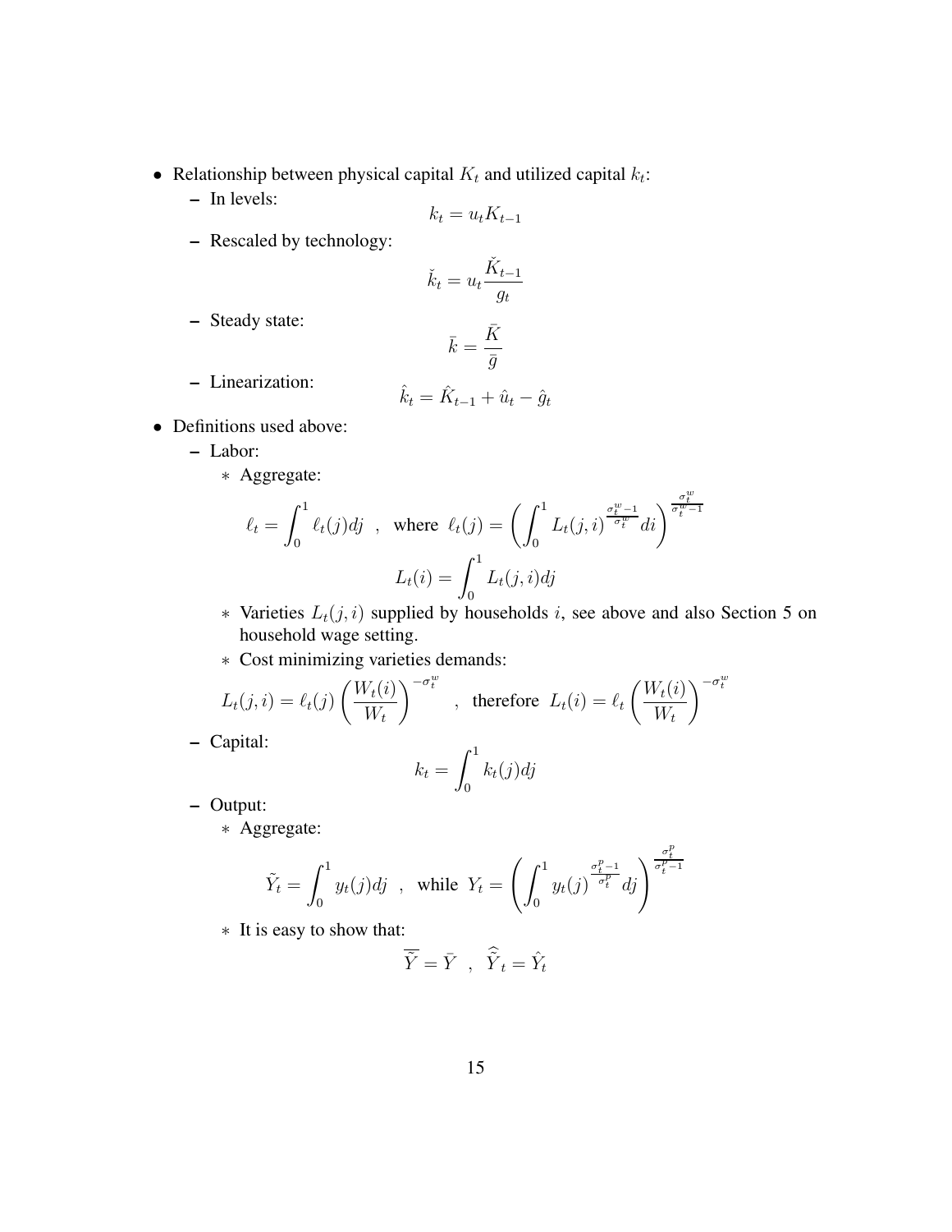- Relationship between physical capital $K_t$ and utilized capital $k_t$:
  - In levels:
  $$k_t = u_t K_{t-1}$$
  - Rescaled by technology:
  $$\check{k}_t = u_t \frac{\check{K}_{t-1}}{g_t}$$
  - Steady state:
  $$\bar{k} = \frac{\bar{K}}{\bar{g}}$$
  - Linearization:
  $$\hat{k}_t = \hat{K}_{t-1} + \hat{u}_t - \hat{g}_t$$
- Definitions used above:
  - Labor:
    * Aggregate:
    $$\ell_t = \int_0^1 \ell_t(j)dj \quad , \quad \text{where } \ell_t(j) = \left( \int_0^1 L_t(j,i)^{\frac{\sigma_t^w - 1}{\sigma_t^w}} di \right)^{\frac{\sigma_t^w}{\sigma_t^w - 1}}$$
    $$L_t(i) = \int_0^1 L_t(j,i)dj$$
    * Varieties $L_t(j,i)$ supplied by households $i$, see above and also Section 5 on household wage setting.
    * Cost minimizing varieties demands:
    $$L_t(j,i) = \ell_t(j) \left( \frac{W_t(i)}{W_t} \right)^{-\sigma_t^w} \quad , \quad \text{therefore } L_t(i) = \ell_t \left( \frac{W_t(i)}{W_t} \right)^{-\sigma_t^w}$$
  - Capital:
  $$k_t = \int_0^1 k_t(j)dj$$
  - Output:
    * Aggregate:
    $$\tilde{Y}_t = \int_0^1 y_t(j)dj \quad , \quad \text{while } Y_t = \left( \int_0^1 y_t(j)^{\frac{\sigma_t^p - 1}{\sigma_t^p}} dj \right)^{\frac{\sigma_t^p}{\sigma_t^p - 1}}$$
    * It is easy to show that:
    $$\bar{\tilde{Y}} = \bar{Y} \quad , \quad \hat{\tilde{Y}}_t = \hat{Y}_t$$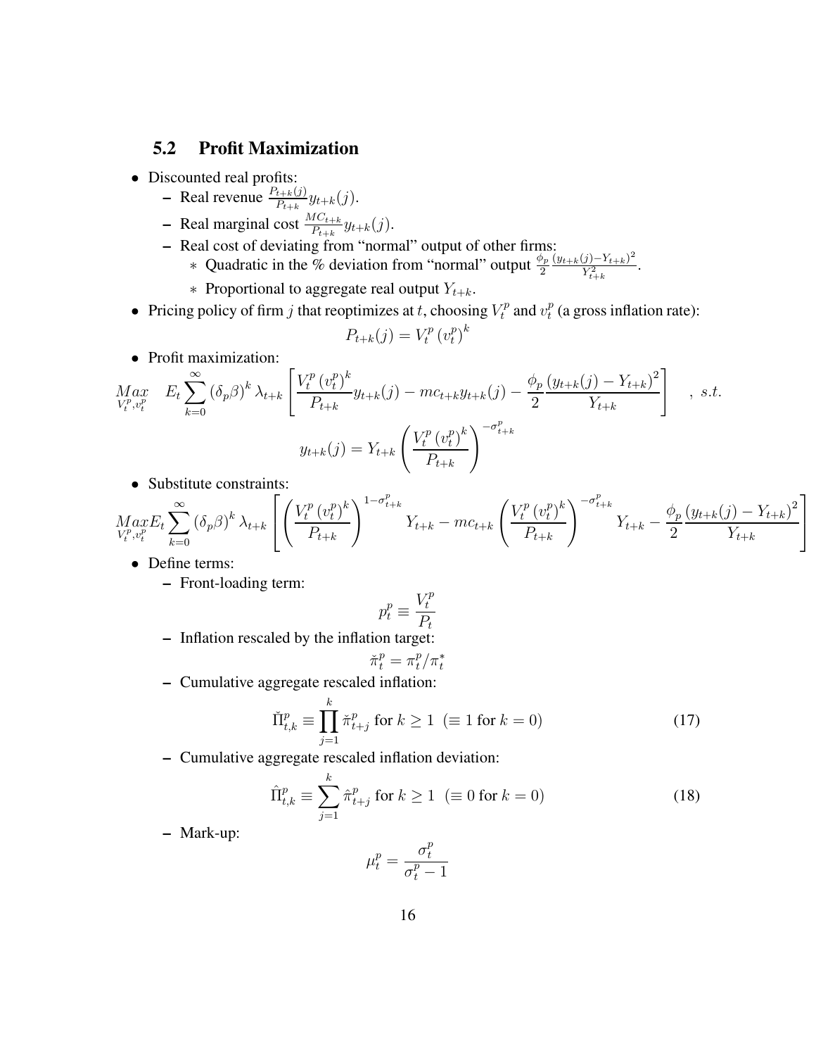## 5.2 Profit Maximization

- Discounted real profits:
  - Real revenue $\frac{P_{t+k}(j)}{P_{t+k}} y_{t+k}(j)$.
  - Real marginal cost $\frac{MC_{t+k}}{P_{t+k}} y_{t+k}(j)$.
  - Real cost of deviating from "normal" output of other firms:
    - Quadratic in the % deviation from "normal" output $\frac{\phi_p}{2} \frac{(y_{t+k}(j) - Y_{t+k})^2}{Y_{t+k}^2}$.
    - Proportional to aggregate real output $Y_{t+k}$.
- Pricing policy of firm $j$ that reoptimizes at $t$, choosing $V_t^p$ and $v_t^p$ (a gross inflation rate):

$$P_{t+k}(j) = V_t^p \left(v_t^p\right)^k$$

- Profit maximization:

$$\underset{V_t^p, v_t^p}{Max} \quad E_t \sum_{k=0}^{\infty} \left(\delta_p \beta\right)^k \lambda_{t+k} \left[ \frac{V_t^p \left(v_t^p\right)^k}{P_{t+k}} y_{t+k}(j) - mc_{t+k} y_{t+k}(j) - \frac{\phi_p}{2} \frac{\left(y_{t+k}(j) - Y_{t+k}\right)^2}{Y_{t+k}} \right] \quad , \ s.t.$$

$$y_{t+k}(j) = Y_{t+k} \left( \frac{V_t^p \left(v_t^p\right)^k}{P_{t+k}} \right)^{-\sigma_{t+k}^p}$$

- Substitute constraints:

$$\underset{V_t^p, v_t^p}{Max} E_t \sum_{k=0}^{\infty} \left(\delta_p \beta\right)^k \lambda_{t+k} \left[ \left( \frac{V_t^p \left(v_t^p\right)^k}{P_{t+k}} \right)^{1-\sigma_{t+k}^p} Y_{t+k} - mc_{t+k} \left( \frac{V_t^p \left(v_t^p\right)^k}{P_{t+k}} \right)^{-\sigma_{t+k}^p} Y_{t+k} - \frac{\phi_p}{2} \frac{\left(y_{t+k}(j) - Y_{t+k}\right)^2}{Y_{t+k}} \right]$$

- Define terms:
  - Front-loading term:

$$p_t^p \equiv \frac{V_t^p}{P_t}$$

  - Inflation rescaled by the inflation target:

$$\breve{\pi}_t^p = \pi_t^p / \pi_t^*$$

  - Cumulative aggregate rescaled inflation:

$$\breve{\Pi}_{t,k}^p \equiv \prod_{j=1}^{k} \breve{\pi}_{t+j}^p \text{ for } k \geq 1 \ \ (\equiv 1 \text{ for } k = 0) \tag{17}$$

  - Cumulative aggregate rescaled inflation deviation:

$$\hat{\Pi}_{t,k}^p \equiv \sum_{j=1}^{k} \hat{\pi}_{t+j}^p \text{ for } k \geq 1 \ \ (\equiv 0 \text{ for } k = 0) \tag{18}$$

  - Mark-up:

$$\mu_t^p = \frac{\sigma_t^p}{\sigma_t^p - 1}$$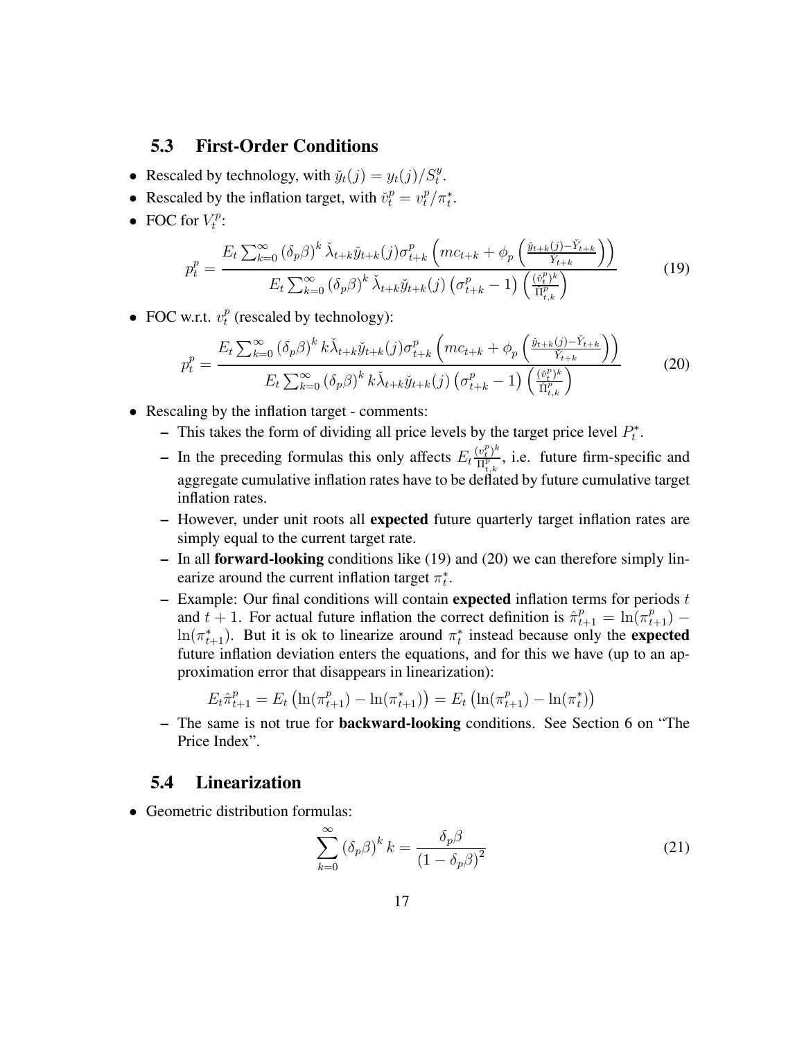## 5.3 First-Order Conditions

- Rescaled by technology, with $\check{y}_t(j) = y_t(j)/S_t^y$.
- Rescaled by the inflation target, with $\check{v}_t^p = v_t^p/\pi_t^*$.
- FOC for $V_t^p$:

$$p_t^p = \frac{E_t \sum_{k=0}^{\infty} \left(\delta_p \beta\right)^k \check{\lambda}_{t+k} \check{y}_{t+k}(j) \sigma_{t+k}^p \left( mc_{t+k} + \phi_p \left( \frac{\check{y}_{t+k}(j) - \check{Y}_{t+k}}{\check{Y}_{t+k}} \right) \right)}{E_t \sum_{k=0}^{\infty} \left(\delta_p \beta\right)^k \check{\lambda}_{t+k} \check{y}_{t+k}(j) \left(\sigma_{t+k}^p - 1\right) \left( \frac{(\check{v}_t^p)^k}{\check{\Pi}_{t,k}^p} \right)} \tag{19}$$

- FOC w.r.t. $v_t^p$ (rescaled by technology):

$$p_t^p = \frac{E_t \sum_{k=0}^{\infty} \left(\delta_p \beta\right)^k k \check{\lambda}_{t+k} \check{y}_{t+k}(j) \sigma_{t+k}^p \left( mc_{t+k} + \phi_p \left( \frac{\check{y}_{t+k}(j) - \check{Y}_{t+k}}{\check{Y}_{t+k}} \right) \right)}{E_t \sum_{k=0}^{\infty} \left(\delta_p \beta\right)^k k \check{\lambda}_{t+k} \check{y}_{t+k}(j) \left(\sigma_{t+k}^p - 1\right) \left( \frac{(\check{v}_t^p)^k}{\check{\Pi}_{t,k}^p} \right)} \tag{20}$$

- Rescaling by the inflation target - comments:
  - This takes the form of dividing all price levels by the target price level $P_t^*$.
  - In the preceding formulas this only affects $E_t \frac{(v_t^p)^k}{\Pi_{t,k}^p}$, i.e. future firm-specific and aggregate cumulative inflation rates have to be deflated by future cumulative target inflation rates.
  - However, under unit roots all **expected** future quarterly target inflation rates are simply equal to the current target rate.
  - In all **forward-looking** conditions like (19) and (20) we can therefore simply linearize around the current inflation target $\pi_t^*$.
  - Example: Our final conditions will contain **expected** inflation terms for periods $t$ and $t+1$. For actual future inflation the correct definition is $\hat{\pi}_{t+1}^p = \ln(\pi_{t+1}^p) - \ln(\pi_{t+1}^*)$. But it is ok to linearize around $\pi_t^*$ instead because only the **expected** future inflation deviation enters the equations, and for this we have (up to an approximation error that disappears in linearization):

    $$E_t \hat{\pi}_{t+1}^p = E_t \left( \ln(\pi_{t+1}^p) - \ln(\pi_{t+1}^*) \right) = E_t \left( \ln(\pi_{t+1}^p) - \ln(\pi_t^*) \right)$$

  - The same is not true for **backward-looking** conditions. See Section 6 on "The Price Index".

## 5.4 Linearization

- Geometric distribution formulas:

$$\sum_{k=0}^{\infty} \left(\delta_p \beta\right)^k k = \frac{\delta_p \beta}{\left(1 - \delta_p \beta\right)^2} \tag{21}$$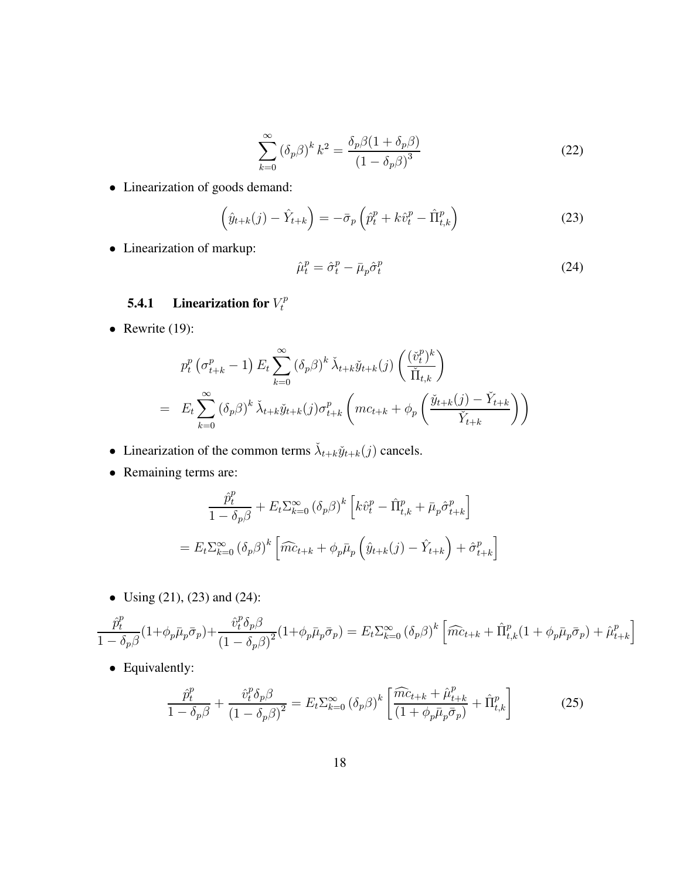$$\sum_{k=0}^{\infty}\left(\delta_p\beta\right)^k k^2 = \frac{\delta_p\beta(1+\delta_p\beta)}{\left(1-\delta_p\beta\right)^3} \tag{22}$$

- Linearization of goods demand:

$$\left(\hat{y}_{t+k}(j) - \hat{Y}_{t+k}\right) = -\bar{\sigma}_p\left(\hat{p}_t^p + k\hat{v}_t^p - \hat{\Pi}_{t,k}^p\right) \tag{23}$$

- Linearization of markup:

$$\hat{\mu}_t^p = \hat{\sigma}_t^p - \bar{\mu}_p\hat{\sigma}_t^p \tag{24}$$

### 5.4.1 Linearization for $V_t^p$

- Rewrite (19):

$$\begin{aligned} & p_t^p\left(\sigma_{t+k}^p - 1\right)E_t\sum_{k=0}^{\infty}\left(\delta_p\beta\right)^k\check{\lambda}_{t+k}\check{y}_{t+k}(j)\left(\frac{\left(\check{v}_t^p\right)^k}{\check{\Pi}_{t,k}}\right) \\ = \; & E_t\sum_{k=0}^{\infty}\left(\delta_p\beta\right)^k\check{\lambda}_{t+k}\check{y}_{t+k}(j)\sigma_{t+k}^p\left(mc_{t+k} + \phi_p\left(\frac{\check{y}_{t+k}(j) - \check{Y}_{t+k}}{\check{Y}_{t+k}}\right)\right)\end{aligned}$$

- Linearization of the common terms $\check{\lambda}_{t+k}\check{y}_{t+k}(j)$ cancels.
- Remaining terms are:

$$\begin{aligned} & \frac{\hat{p}_t^p}{1-\delta_p\beta} + E_t\Sigma_{k=0}^{\infty}\left(\delta_p\beta\right)^k\left[k\hat{v}_t^p - \hat{\Pi}_{t,k}^p + \bar{\mu}_p\hat{\sigma}_{t+k}^p\right] \\ = \; & E_t\Sigma_{k=0}^{\infty}\left(\delta_p\beta\right)^k\left[\widehat{mc}_{t+k} + \phi_p\bar{\mu}_p\left(\hat{y}_{t+k}(j) - \hat{Y}_{t+k}\right) + \hat{\sigma}_{t+k}^p\right]\end{aligned}$$

- Using (21), (23) and (24):

$$\frac{\hat{p}_t^p}{1-\delta_p\beta}(1+\phi_p\bar{\mu}_p\bar{\sigma}_p) + \frac{\hat{v}_t^p\delta_p\beta}{\left(1-\delta_p\beta\right)^2}(1+\phi_p\bar{\mu}_p\bar{\sigma}_p) = E_t\Sigma_{k=0}^{\infty}\left(\delta_p\beta\right)^k\left[\widehat{mc}_{t+k} + \hat{\Pi}_{t,k}^p(1+\phi_p\bar{\mu}_p\bar{\sigma}_p) + \hat{\mu}_{t+k}^p\right]$$

- Equivalently:

$$\frac{\hat{p}_t^p}{1-\delta_p\beta} + \frac{\hat{v}_t^p\delta_p\beta}{\left(1-\delta_p\beta\right)^2} = E_t\Sigma_{k=0}^{\infty}\left(\delta_p\beta\right)^k\left[\frac{\widehat{mc}_{t+k} + \hat{\mu}_{t+k}^p}{(1+\phi_p\bar{\mu}_p\bar{\sigma}_p)} + \hat{\Pi}_{t,k}^p\right] \tag{25}$$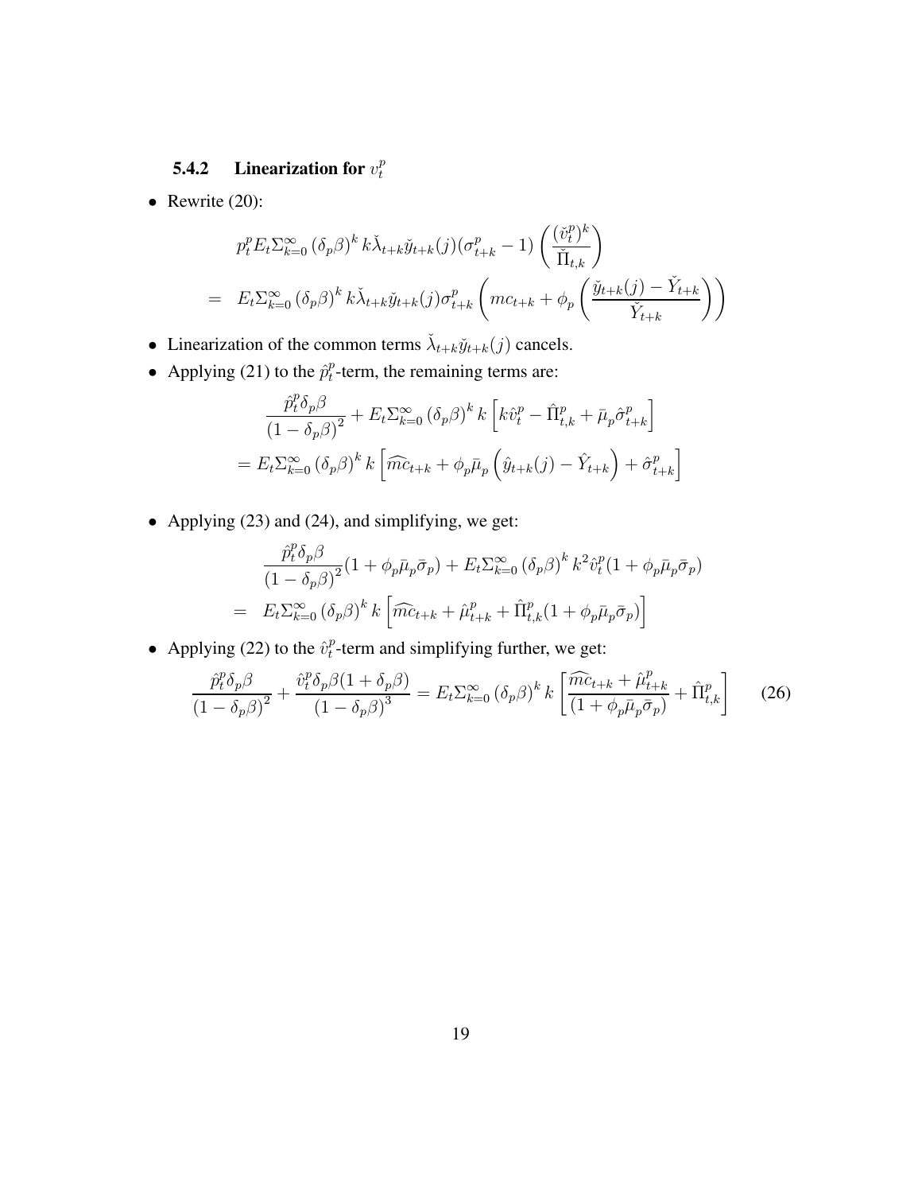### 5.4.2 Linearization for $v_t^p$

- Rewrite (20):

$$
\begin{aligned}
& p_t^p E_t \Sigma_{k=0}^{\infty} \left(\delta_p \beta\right)^k k \check{\lambda}_{t+k} \check{y}_{t+k}(j) (\sigma_{t+k}^p - 1) \left( \frac{(\check{v}_t^p)^k}{\check{\Pi}_{t,k}} \right) \\
= \; & E_t \Sigma_{k=0}^{\infty} \left(\delta_p \beta\right)^k k \check{\lambda}_{t+k} \check{y}_{t+k}(j) \sigma_{t+k}^p \left( mc_{t+k} + \phi_p \left( \frac{\check{y}_{t+k}(j) - \check{Y}_{t+k}}{\check{Y}_{t+k}} \right) \right)
\end{aligned}
$$

- Linearization of the common terms $\check{\lambda}_{t+k} \check{y}_{t+k}(j)$ cancels.
- Applying (21) to the $\hat{p}_t^p$-term, the remaining terms are:

$$
\begin{aligned}
& \frac{\hat{p}_t^p \delta_p \beta}{\left(1 - \delta_p \beta\right)^2} + E_t \Sigma_{k=0}^{\infty} \left(\delta_p \beta\right)^k k \left[ k \hat{v}_t^p - \hat{\Pi}_{t,k}^p + \bar{\mu}_p \hat{\sigma}_{t+k}^p \right] \\
& = E_t \Sigma_{k=0}^{\infty} \left(\delta_p \beta\right)^k k \left[ \widehat{mc}_{t+k} + \phi_p \bar{\mu}_p \left( \hat{y}_{t+k}(j) - \hat{Y}_{t+k} \right) + \hat{\sigma}_{t+k}^p \right]
\end{aligned}
$$

- Applying (23) and (24), and simplifying, we get:

$$
\begin{aligned}
& \frac{\hat{p}_t^p \delta_p \beta}{\left(1 - \delta_p \beta\right)^2} (1 + \phi_p \bar{\mu}_p \bar{\sigma}_p) + E_t \Sigma_{k=0}^{\infty} \left(\delta_p \beta\right)^k k^2 \hat{v}_t^p (1 + \phi_p \bar{\mu}_p \bar{\sigma}_p) \\
= \; & E_t \Sigma_{k=0}^{\infty} \left(\delta_p \beta\right)^k k \left[ \widehat{mc}_{t+k} + \hat{\mu}_{t+k}^p + \hat{\Pi}_{t,k}^p (1 + \phi_p \bar{\mu}_p \bar{\sigma}_p) \right]
\end{aligned}
$$

- Applying (22) to the $\hat{v}_t^p$-term and simplifying further, we get:

$$
\frac{\hat{p}_t^p \delta_p \beta}{\left(1 - \delta_p \beta\right)^2} + \frac{\hat{v}_t^p \delta_p \beta (1 + \delta_p \beta)}{\left(1 - \delta_p \beta\right)^3} = E_t \Sigma_{k=0}^{\infty} \left(\delta_p \beta\right)^k k \left[ \frac{\widehat{mc}_{t+k} + \hat{\mu}_{t+k}^p}{(1 + \phi_p \bar{\mu}_p \bar{\sigma}_p)} + \hat{\Pi}_{t,k}^p \right] \qquad (26)
$$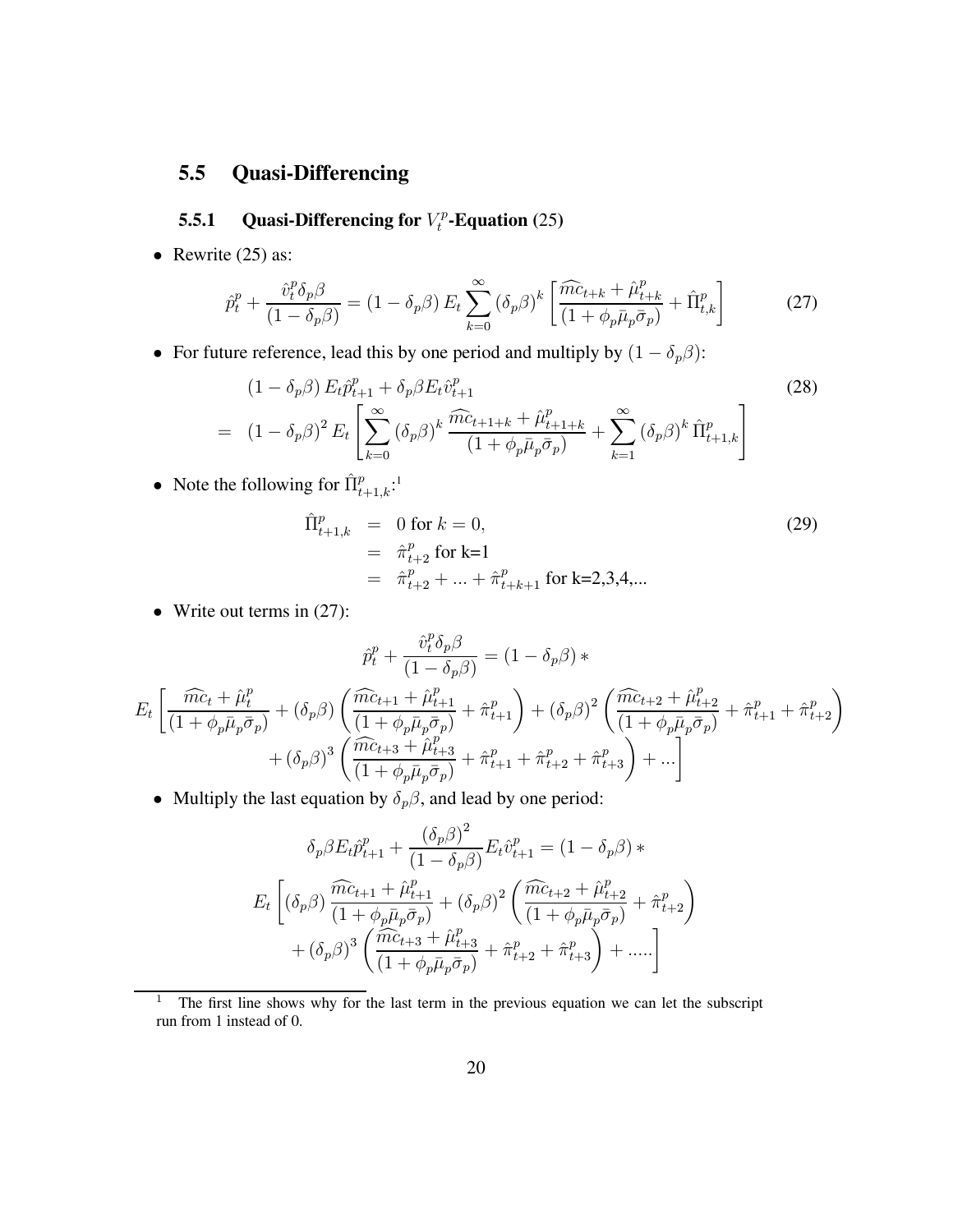## 5.5 Quasi-Differencing

### 5.5.1 Quasi-Differencing for $V_t^p$-Equation (25)

- Rewrite (25) as:

$$\hat{p}_t^p + \frac{\hat{v}_t^p \delta_p \beta}{(1-\delta_p \beta)} = (1-\delta_p \beta) E_t \sum_{k=0}^{\infty} (\delta_p \beta)^k \left[ \frac{\widehat{mc}_{t+k} + \hat{\mu}_{t+k}^p}{(1+\phi_p \bar{\mu}_p \bar{\sigma}_p)} + \hat{\Pi}_{t,k}^p \right] \tag{27}$$

- For future reference, lead this by one period and multiply by $(1-\delta_p \beta)$:

$$\begin{aligned} & (1-\delta_p \beta) E_t \hat{p}_{t+1}^p + \delta_p \beta E_t \hat{v}_{t+1}^p \\ = \;& (1-\delta_p \beta)^2 E_t \left[ \sum_{k=0}^{\infty} (\delta_p \beta)^k \frac{\widehat{mc}_{t+1+k} + \hat{\mu}_{t+1+k}^p}{(1+\phi_p \bar{\mu}_p \bar{\sigma}_p)} + \sum_{k=1}^{\infty} (\delta_p \beta)^k \hat{\Pi}_{t+1,k}^p \right] \end{aligned} \tag{28}$$

- Note the following for $\hat{\Pi}_{t+1,k}^p$:[1]

$$\begin{aligned} \hat{\Pi}_{t+1,k}^p &= 0 \text{ for } k=0, \\ &= \hat{\pi}_{t+2}^p \text{ for k=1} \\ &= \hat{\pi}_{t+2}^p + \ldots + \hat{\pi}_{t+k+1}^p \text{ for k=2,3,4,...} \end{aligned} \tag{29}$$

- Write out terms in (27):

$$\hat{p}_t^p + \frac{\hat{v}_t^p \delta_p \beta}{(1-\delta_p \beta)} = (1-\delta_p \beta) *$$

$$\begin{aligned} E_t \Bigg[ & \frac{\widehat{mc}_t + \hat{\mu}_t^p}{(1+\phi_p \bar{\mu}_p \bar{\sigma}_p)} + (\delta_p \beta) \left( \frac{\widehat{mc}_{t+1} + \hat{\mu}_{t+1}^p}{(1+\phi_p \bar{\mu}_p \bar{\sigma}_p)} + \hat{\pi}_{t+1}^p \right) + (\delta_p \beta)^2 \left( \frac{\widehat{mc}_{t+2} + \hat{\mu}_{t+2}^p}{(1+\phi_p \bar{\mu}_p \bar{\sigma}_p)} + \hat{\pi}_{t+1}^p + \hat{\pi}_{t+2}^p \right) \\ & + (\delta_p \beta)^3 \left( \frac{\widehat{mc}_{t+3} + \hat{\mu}_{t+3}^p}{(1+\phi_p \bar{\mu}_p \bar{\sigma}_p)} + \hat{\pi}_{t+1}^p + \hat{\pi}_{t+2}^p + \hat{\pi}_{t+3}^p \right) + \ldots \Bigg] \end{aligned}$$

- Multiply the last equation by $\delta_p \beta$, and lead by one period:

$$\delta_p \beta E_t \hat{p}_{t+1}^p + \frac{(\delta_p \beta)^2}{(1-\delta_p \beta)} E_t \hat{v}_{t+1}^p = (1-\delta_p \beta) *$$

$$\begin{aligned} E_t \Bigg[ & (\delta_p \beta) \frac{\widehat{mc}_{t+1} + \hat{\mu}_{t+1}^p}{(1+\phi_p \bar{\mu}_p \bar{\sigma}_p)} + (\delta_p \beta)^2 \left( \frac{\widehat{mc}_{t+2} + \hat{\mu}_{t+2}^p}{(1+\phi_p \bar{\mu}_p \bar{\sigma}_p)} + \hat{\pi}_{t+2}^p \right) \\ & + (\delta_p \beta)^3 \left( \frac{\widehat{mc}_{t+3} + \hat{\mu}_{t+3}^p}{(1+\phi_p \bar{\mu}_p \bar{\sigma}_p)} + \hat{\pi}_{t+2}^p + \hat{\pi}_{t+3}^p \right) + \ldots.. \Bigg] \end{aligned}$$

---

[1] The first line shows why for the last term in the previous equation we can let the subscript run from 1 instead of 0.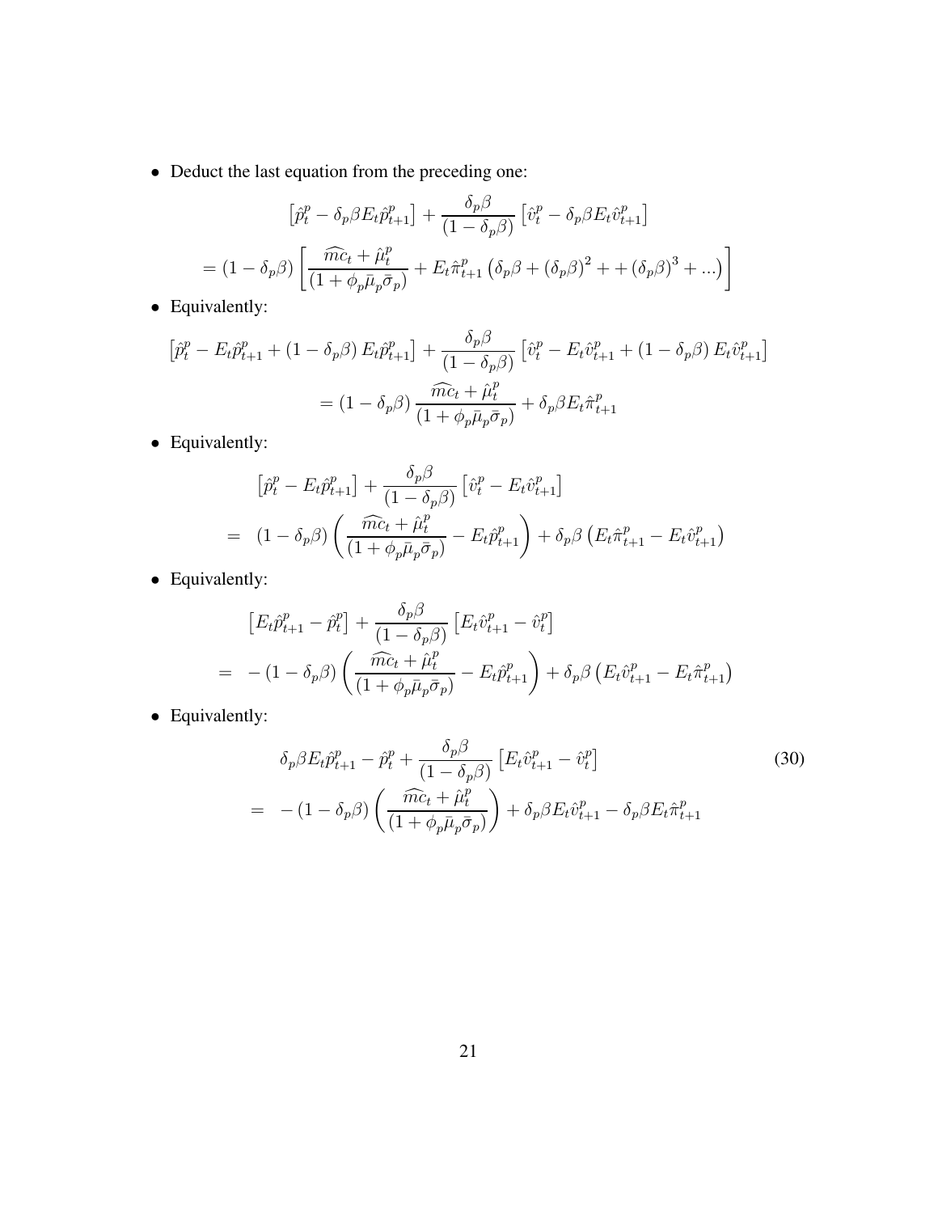- Deduct the last equation from the preceding one:

$$
\left[\hat{p}_t^p - \delta_p \beta E_t \hat{p}_{t+1}^p\right] + \frac{\delta_p \beta}{(1-\delta_p \beta)} \left[\hat{v}_t^p - \delta_p \beta E_t \hat{v}_{t+1}^p\right]
$$

$$
= (1-\delta_p \beta) \left[ \frac{\widehat{mc}_t + \hat{\mu}_t^p}{(1+\phi_p \bar{\mu}_p \bar{\sigma}_p)} + E_t \hat{\pi}_{t+1}^p \left( \delta_p \beta + (\delta_p \beta)^2 + + (\delta_p \beta)^3 + ... \right) \right]
$$

- Equivalently:

$$
\left[\hat{p}_t^p - E_t \hat{p}_{t+1}^p + (1-\delta_p \beta) E_t \hat{p}_{t+1}^p\right] + \frac{\delta_p \beta}{(1-\delta_p \beta)} \left[\hat{v}_t^p - E_t \hat{v}_{t+1}^p + (1-\delta_p \beta) E_t \hat{v}_{t+1}^p\right]
$$

$$
= (1-\delta_p \beta) \frac{\widehat{mc}_t + \hat{\mu}_t^p}{(1+\phi_p \bar{\mu}_p \bar{\sigma}_p)} + \delta_p \beta E_t \hat{\pi}_{t+1}^p
$$

- Equivalently:

$$
\left[\hat{p}_t^p - E_t \hat{p}_{t+1}^p\right] + \frac{\delta_p \beta}{(1-\delta_p \beta)} \left[\hat{v}_t^p - E_t \hat{v}_{t+1}^p\right]
$$

$$
= \quad (1-\delta_p \beta) \left( \frac{\widehat{mc}_t + \hat{\mu}_t^p}{(1+\phi_p \bar{\mu}_p \bar{\sigma}_p)} - E_t \hat{p}_{t+1}^p \right) + \delta_p \beta \left( E_t \hat{\pi}_{t+1}^p - E_t \hat{v}_{t+1}^p \right)
$$

- Equivalently:

$$
\left[E_t \hat{p}_{t+1}^p - \hat{p}_t^p\right] + \frac{\delta_p \beta}{(1-\delta_p \beta)} \left[E_t \hat{v}_{t+1}^p - \hat{v}_t^p\right]
$$

$$
= \quad -(1-\delta_p \beta) \left( \frac{\widehat{mc}_t + \hat{\mu}_t^p}{(1+\phi_p \bar{\mu}_p \bar{\sigma}_p)} - E_t \hat{p}_{t+1}^p \right) + \delta_p \beta \left( E_t \hat{v}_{t+1}^p - E_t \hat{\pi}_{t+1}^p \right)
$$

- Equivalently:

$$
\delta_p \beta E_t \hat{p}_{t+1}^p - \hat{p}_t^p + \frac{\delta_p \beta}{(1-\delta_p \beta)} \left[E_t \hat{v}_{t+1}^p - \hat{v}_t^p\right] \tag{30}
$$

$$
= \quad -(1-\delta_p \beta) \left( \frac{\widehat{mc}_t + \hat{\mu}_t^p}{(1+\phi_p \bar{\mu}_p \bar{\sigma}_p)} \right) + \delta_p \beta E_t \hat{v}_{t+1}^p - \delta_p \beta E_t \hat{\pi}_{t+1}^p
$$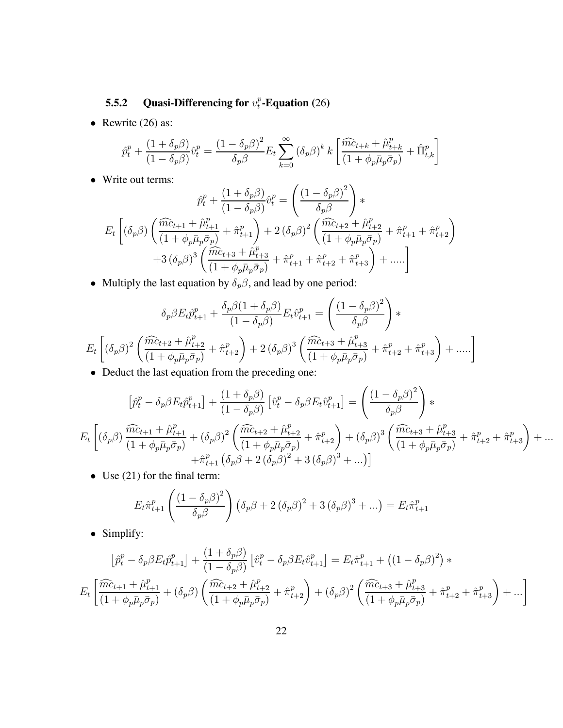### 5.5.2 Quasi-Differencing for $v_t^p$-Equation (26)

- Rewrite (26) as:

$$\hat{p}_t^p + \frac{(1+\delta_p\beta)}{(1-\delta_p\beta)}\hat{v}_t^p = \frac{(1-\delta_p\beta)^2}{\delta_p\beta} E_t \sum_{k=0}^{\infty} (\delta_p\beta)^k \, k \left[ \frac{\widehat{mc}_{t+k} + \hat{\mu}_{t+k}^p}{(1+\phi_p\bar{\mu}_p\bar{\sigma}_p)} + \hat{\Pi}_{t,k}^p \right]$$

- Write out terms:

$$\hat{p}_t^p + \frac{(1+\delta_p\beta)}{(1-\delta_p\beta)}\hat{v}_t^p = \left( \frac{(1-\delta_p\beta)^2}{\delta_p\beta} \right) *$$

$$E_t \left[ (\delta_p\beta) \left( \frac{\widehat{mc}_{t+1} + \hat{\mu}_{t+1}^p}{(1+\phi_p\bar{\mu}_p\bar{\sigma}_p)} + \hat{\pi}_{t+1}^p \right) + 2(\delta_p\beta)^2 \left( \frac{\widehat{mc}_{t+2} + \hat{\mu}_{t+2}^p}{(1+\phi_p\bar{\mu}_p\bar{\sigma}_p)} + \hat{\pi}_{t+1}^p + \hat{\pi}_{t+2}^p \right) \right.$$
$$\left. +3(\delta_p\beta)^3 \left( \frac{\widehat{mc}_{t+3} + \hat{\mu}_{t+3}^p}{(1+\phi_p\bar{\mu}_p\bar{\sigma}_p)} + \hat{\pi}_{t+1}^p + \hat{\pi}_{t+2}^p + \hat{\pi}_{t+3}^p \right) + ..... \right]$$

- Multiply the last equation by $\delta_p\beta$, and lead by one period:

$$\delta_p\beta E_t\hat{p}_{t+1}^p + \frac{\delta_p\beta(1+\delta_p\beta)}{(1-\delta_p\beta)} E_t\hat{v}_{t+1}^p = \left( \frac{(1-\delta_p\beta)^2}{\delta_p\beta} \right) *$$

$$E_t \left[ (\delta_p\beta)^2 \left( \frac{\widehat{mc}_{t+2} + \hat{\mu}_{t+2}^p}{(1+\phi_p\bar{\mu}_p\bar{\sigma}_p)} + \hat{\pi}_{t+2}^p \right) + 2(\delta_p\beta)^3 \left( \frac{\widehat{mc}_{t+3} + \hat{\mu}_{t+3}^p}{(1+\phi_p\bar{\mu}_p\bar{\sigma}_p)} + \hat{\pi}_{t+2}^p + \hat{\pi}_{t+3}^p \right) + ..... \right]$$

- Deduct the last equation from the preceding one:

$$\left[\hat{p}_t^p - \delta_p\beta E_t\hat{p}_{t+1}^p\right] + \frac{(1+\delta_p\beta)}{(1-\delta_p\beta)} \left[\hat{v}_t^p - \delta_p\beta E_t\hat{v}_{t+1}^p\right] = \left( \frac{(1-\delta_p\beta)^2}{\delta_p\beta} \right) *$$

$$E_t \left[ (\delta_p\beta) \frac{\widehat{mc}_{t+1} + \hat{\mu}_{t+1}^p}{(1+\phi_p\bar{\mu}_p\bar{\sigma}_p)} + (\delta_p\beta)^2 \left( \frac{\widehat{mc}_{t+2} + \hat{\mu}_{t+2}^p}{(1+\phi_p\bar{\mu}_p\bar{\sigma}_p)} + \hat{\pi}_{t+2}^p \right) + (\delta_p\beta)^3 \left( \frac{\widehat{mc}_{t+3} + \hat{\mu}_{t+3}^p}{(1+\phi_p\bar{\mu}_p\bar{\sigma}_p)} + \hat{\pi}_{t+2}^p + \hat{\pi}_{t+3}^p \right) + ... \right.$$
$$\left. + \hat{\pi}_{t+1}^p \left( \delta_p\beta + 2(\delta_p\beta)^2 + 3(\delta_p\beta)^3 + ... \right) \right]$$

- Use (21) for the final term:

$$E_t\hat{\pi}_{t+1}^p \left( \frac{(1-\delta_p\beta)^2}{\delta_p\beta} \right) \left( \delta_p\beta + 2(\delta_p\beta)^2 + 3(\delta_p\beta)^3 + ... \right) = E_t\hat{\pi}_{t+1}^p$$

- Simplify:

$$\left[\hat{p}_t^p - \delta_p\beta E_t\hat{p}_{t+1}^p\right] + \frac{(1+\delta_p\beta)}{(1-\delta_p\beta)} \left[\hat{v}_t^p - \delta_p\beta E_t\hat{v}_{t+1}^p\right] = E_t\hat{\pi}_{t+1}^p + \left( (1-\delta_p\beta)^2 \right) *$$

$$E_t \left[ \frac{\widehat{mc}_{t+1} + \hat{\mu}_{t+1}^p}{(1+\phi_p\bar{\mu}_p\bar{\sigma}_p)} + (\delta_p\beta) \left( \frac{\widehat{mc}_{t+2} + \hat{\mu}_{t+2}^p}{(1+\phi_p\bar{\mu}_p\bar{\sigma}_p)} + \hat{\pi}_{t+2}^p \right) + (\delta_p\beta)^2 \left( \frac{\widehat{mc}_{t+3} + \hat{\mu}_{t+3}^p}{(1+\phi_p\bar{\mu}_p\bar{\sigma}_p)} + \hat{\pi}_{t+2}^p + \hat{\pi}_{t+3}^p \right) + ... \right]$$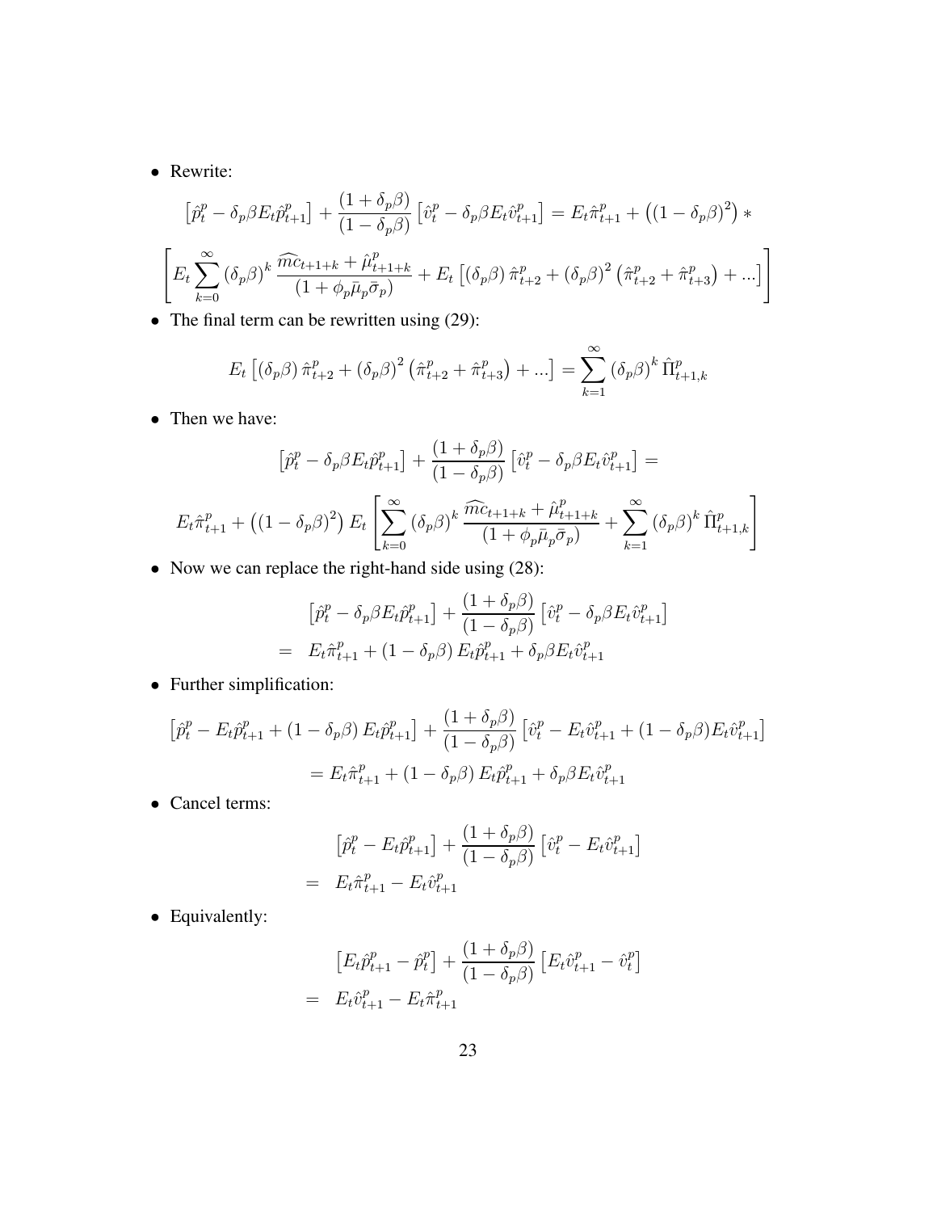- Rewrite:

$$\left[\hat{p}_t^p - \delta_p \beta E_t \hat{p}_{t+1}^p\right] + \frac{(1+\delta_p\beta)}{(1-\delta_p\beta)}\left[\hat{v}_t^p - \delta_p\beta E_t \hat{v}_{t+1}^p\right] = E_t\hat{\pi}_{t+1}^p + \left((1-\delta_p\beta)^2\right) *$$

$$\left[E_t \sum_{k=0}^{\infty} (\delta_p\beta)^k \frac{\widehat{mc}_{t+1+k} + \hat{\mu}_{t+1+k}^p}{(1+\phi_p\bar{\mu}_p\bar{\sigma}_p)} + E_t\left[(\delta_p\beta)\,\hat{\pi}_{t+2}^p + (\delta_p\beta)^2\left(\hat{\pi}_{t+2}^p + \hat{\pi}_{t+3}^p\right) + ...\right]\right]$$

- The final term can be rewritten using (29):

$$E_t\left[(\delta_p\beta)\,\hat{\pi}_{t+2}^p + (\delta_p\beta)^2\left(\hat{\pi}_{t+2}^p + \hat{\pi}_{t+3}^p\right) + ...\right] = \sum_{k=1}^{\infty} (\delta_p\beta)^k\,\hat{\Pi}_{t+1,k}^p$$

- Then we have:

$$\left[\hat{p}_t^p - \delta_p \beta E_t \hat{p}_{t+1}^p\right] + \frac{(1+\delta_p\beta)}{(1-\delta_p\beta)}\left[\hat{v}_t^p - \delta_p\beta E_t \hat{v}_{t+1}^p\right] =$$

$$E_t\hat{\pi}_{t+1}^p + \left((1-\delta_p\beta)^2\right) E_t\left[\sum_{k=0}^{\infty} (\delta_p\beta)^k \frac{\widehat{mc}_{t+1+k} + \hat{\mu}_{t+1+k}^p}{(1+\phi_p\bar{\mu}_p\bar{\sigma}_p)} + \sum_{k=1}^{\infty} (\delta_p\beta)^k\,\hat{\Pi}_{t+1,k}^p\right]$$

- Now we can replace the right-hand side using (28):

$$\begin{aligned}
&\left[\hat{p}_t^p - \delta_p \beta E_t \hat{p}_{t+1}^p\right] + \frac{(1+\delta_p\beta)}{(1-\delta_p\beta)}\left[\hat{v}_t^p - \delta_p\beta E_t \hat{v}_{t+1}^p\right] \\
= \;& E_t\hat{\pi}_{t+1}^p + (1-\delta_p\beta)\,E_t\hat{p}_{t+1}^p + \delta_p\beta E_t\hat{v}_{t+1}^p
\end{aligned}$$

- Further simplification:

$$\left[\hat{p}_t^p - E_t\hat{p}_{t+1}^p + (1-\delta_p\beta)\,E_t\hat{p}_{t+1}^p\right] + \frac{(1+\delta_p\beta)}{(1-\delta_p\beta)}\left[\hat{v}_t^p - E_t\hat{v}_{t+1}^p + (1-\delta_p\beta)E_t\hat{v}_{t+1}^p\right]$$

$$= E_t\hat{\pi}_{t+1}^p + (1-\delta_p\beta)\,E_t\hat{p}_{t+1}^p + \delta_p\beta E_t\hat{v}_{t+1}^p$$

- Cancel terms:

$$\begin{aligned}
&\left[\hat{p}_t^p - E_t\hat{p}_{t+1}^p\right] + \frac{(1+\delta_p\beta)}{(1-\delta_p\beta)}\left[\hat{v}_t^p - E_t\hat{v}_{t+1}^p\right] \\
= \;& E_t\hat{\pi}_{t+1}^p - E_t\hat{v}_{t+1}^p
\end{aligned}$$

- Equivalently:

$$\begin{aligned}
&\left[E_t\hat{p}_{t+1}^p - \hat{p}_t^p\right] + \frac{(1+\delta_p\beta)}{(1-\delta_p\beta)}\left[E_t\hat{v}_{t+1}^p - \hat{v}_t^p\right] \\
= \;& E_t\hat{v}_{t+1}^p - E_t\hat{\pi}_{t+1}^p
\end{aligned}$$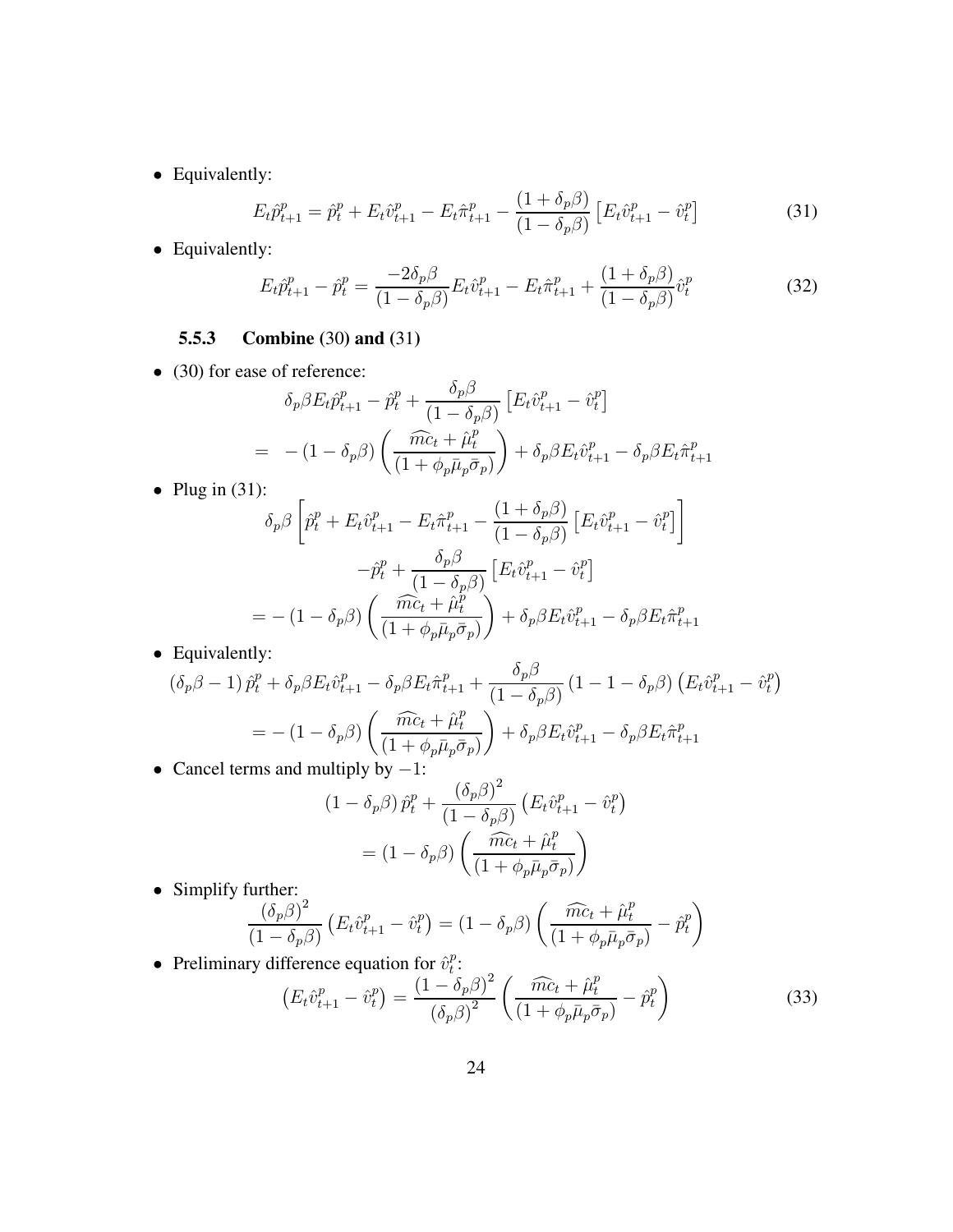- Equivalently:

$$E_t\hat{p}^p_{t+1} = \hat{p}^p_t + E_t\hat{v}^p_{t+1} - E_t\hat{\pi}^p_{t+1} - \frac{(1+\delta_p\beta)}{(1-\delta_p\beta)}\left[E_t\hat{v}^p_{t+1} - \hat{v}^p_t\right] \tag{31}$$

- Equivalently:

$$E_t\hat{p}^p_{t+1} - \hat{p}^p_t = \frac{-2\delta_p\beta}{(1-\delta_p\beta)}E_t\hat{v}^p_{t+1} - E_t\hat{\pi}^p_{t+1} + \frac{(1+\delta_p\beta)}{(1-\delta_p\beta)}\hat{v}^p_t \tag{32}$$

### 5.5.3 Combine (30) and (31)

- (30) for ease of reference:

$$\begin{aligned}
&\delta_p\beta E_t\hat{p}^p_{t+1} - \hat{p}^p_t + \frac{\delta_p\beta}{(1-\delta_p\beta)}\left[E_t\hat{v}^p_{t+1} - \hat{v}^p_t\right] \\
= \; & -(1-\delta_p\beta)\left(\frac{\widehat{mc}_t + \hat{\mu}^p_t}{(1+\phi_p\bar{\mu}_p\bar{\sigma}_p)}\right) + \delta_p\beta E_t\hat{v}^p_{t+1} - \delta_p\beta E_t\hat{\pi}^p_{t+1}
\end{aligned}$$

- Plug in (31):

$$\begin{aligned}
&\delta_p\beta\left[\hat{p}^p_t + E_t\hat{v}^p_{t+1} - E_t\hat{\pi}^p_{t+1} - \frac{(1+\delta_p\beta)}{(1-\delta_p\beta)}\left[E_t\hat{v}^p_{t+1} - \hat{v}^p_t\right]\right] \\
&\qquad -\hat{p}^p_t + \frac{\delta_p\beta}{(1-\delta_p\beta)}\left[E_t\hat{v}^p_{t+1} - \hat{v}^p_t\right] \\
&= -(1-\delta_p\beta)\left(\frac{\widehat{mc}_t + \hat{\mu}^p_t}{(1+\phi_p\bar{\mu}_p\bar{\sigma}_p)}\right) + \delta_p\beta E_t\hat{v}^p_{t+1} - \delta_p\beta E_t\hat{\pi}^p_{t+1}
\end{aligned}$$

- Equivalently:

$$\begin{aligned}
&(\delta_p\beta - 1)\hat{p}^p_t + \delta_p\beta E_t\hat{v}^p_{t+1} - \delta_p\beta E_t\hat{\pi}^p_{t+1} + \frac{\delta_p\beta}{(1-\delta_p\beta)}(1-1-\delta_p\beta)\left(E_t\hat{v}^p_{t+1} - \hat{v}^p_t\right) \\
&= -(1-\delta_p\beta)\left(\frac{\widehat{mc}_t + \hat{\mu}^p_t}{(1+\phi_p\bar{\mu}_p\bar{\sigma}_p)}\right) + \delta_p\beta E_t\hat{v}^p_{t+1} - \delta_p\beta E_t\hat{\pi}^p_{t+1}
\end{aligned}$$

- Cancel terms and multiply by $-1$:

$$\begin{aligned}
&(1-\delta_p\beta)\hat{p}^p_t + \frac{(\delta_p\beta)^2}{(1-\delta_p\beta)}\left(E_t\hat{v}^p_{t+1} - \hat{v}^p_t\right) \\
&= (1-\delta_p\beta)\left(\frac{\widehat{mc}_t + \hat{\mu}^p_t}{(1+\phi_p\bar{\mu}_p\bar{\sigma}_p)}\right)
\end{aligned}$$

- Simplify further:

$$\frac{(\delta_p\beta)^2}{(1-\delta_p\beta)}\left(E_t\hat{v}^p_{t+1} - \hat{v}^p_t\right) = (1-\delta_p\beta)\left(\frac{\widehat{mc}_t + \hat{\mu}^p_t}{(1+\phi_p\bar{\mu}_p\bar{\sigma}_p)} - \hat{p}^p_t\right)$$

- Preliminary difference equation for $\hat{v}^p_t$:

$$\left(E_t\hat{v}^p_{t+1} - \hat{v}^p_t\right) = \frac{(1-\delta_p\beta)^2}{(\delta_p\beta)^2}\left(\frac{\widehat{mc}_t + \hat{\mu}^p_t}{(1+\phi_p\bar{\mu}_p\bar{\sigma}_p)} - \hat{p}^p_t\right) \tag{33}$$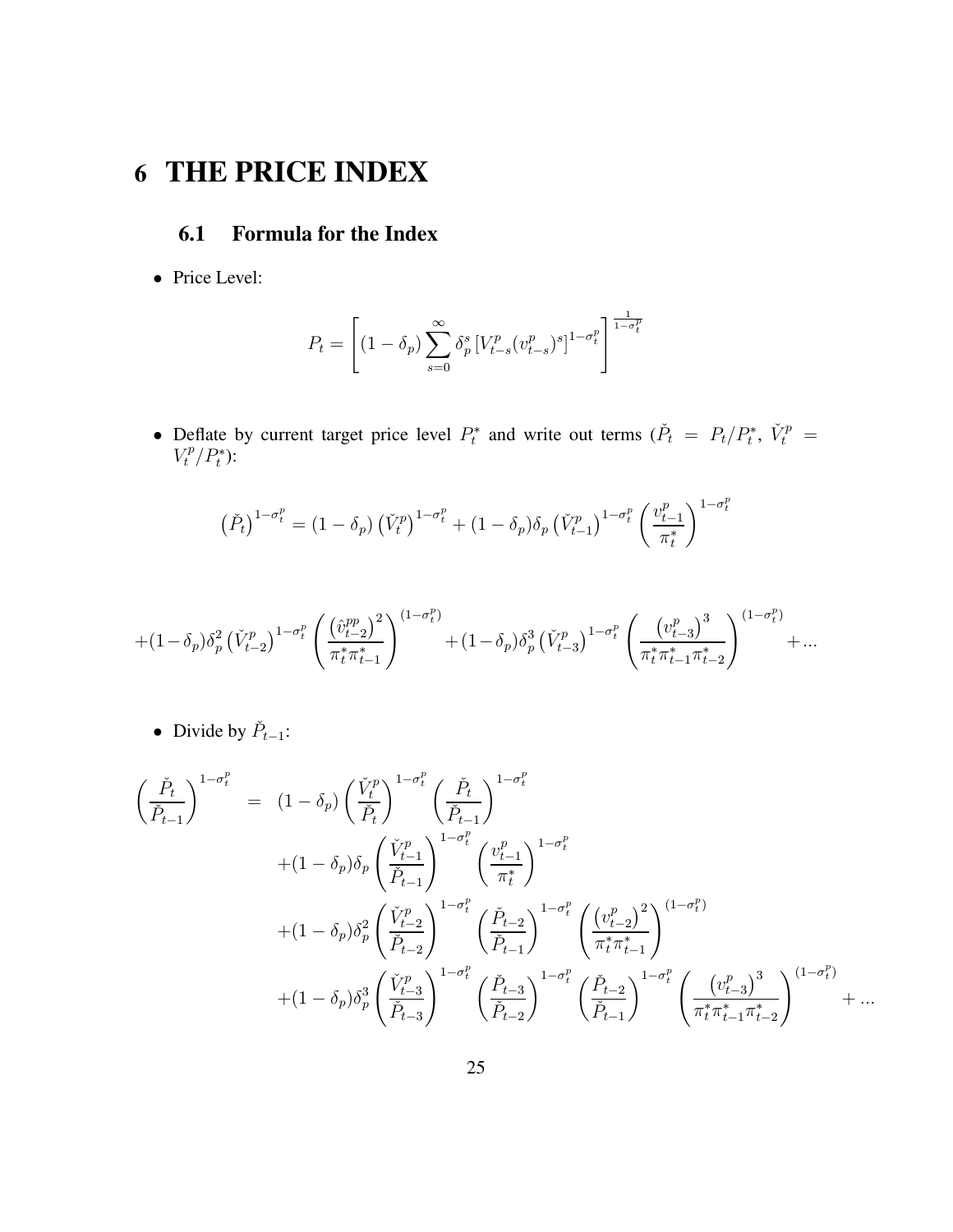# 6 THE PRICE INDEX

## 6.1 Formula for the Index

- Price Level:

$$P_t = \left[ (1-\delta_p) \sum_{s=0}^{\infty} \delta_p^s \left[ V_{t-s}^p (v_{t-s}^p)^s \right]^{1-\sigma_t^p} \right]^{\frac{1}{1-\sigma_t^p}}$$

- Deflate by current target price level $P_t^*$ and write out terms ($\check{P}_t = P_t/P_t^*$, $\check{V}_t^p = V_t^p/P_t^*$):

$$\left(\check{P}_t\right)^{1-\sigma_t^p} = (1-\delta_p)\left(\check{V}_t^p\right)^{1-\sigma_t^p} + (1-\delta_p)\delta_p \left(\check{V}_{t-1}^p\right)^{1-\sigma_t^p} \left(\frac{v_{t-1}^p}{\pi_t^*}\right)^{1-\sigma_t^p}$$

$$+(1-\delta_p)\delta_p^2 \left(\check{V}_{t-2}^p\right)^{1-\sigma_t^p} \left(\frac{\left(\hat{v}_{t-2}^{pp}\right)^2}{\pi_t^* \pi_{t-1}^*}\right)^{(1-\sigma_t^p)} + (1-\delta_p)\delta_p^3 \left(\check{V}_{t-3}^p\right)^{1-\sigma_t^p} \left(\frac{\left(v_{t-3}^p\right)^3}{\pi_t^* \pi_{t-1}^* \pi_{t-2}^*}\right)^{(1-\sigma_t^p)} + ...$$

- Divide by $\check{P}_{t-1}$:

$$\begin{aligned}
\left(\frac{\check{P}_t}{\check{P}_{t-1}}\right)^{1-\sigma_t^p} &= (1-\delta_p)\left(\frac{\check{V}_t^p}{\check{P}_t}\right)^{1-\sigma_t^p} \left(\frac{\check{P}_t}{\check{P}_{t-1}}\right)^{1-\sigma_t^p} \\
&\quad + (1-\delta_p)\delta_p \left(\frac{\check{V}_{t-1}^p}{\check{P}_{t-1}}\right)^{1-\sigma_t^p} \left(\frac{v_{t-1}^p}{\pi_t^*}\right)^{1-\sigma_t^p} \\
&\quad + (1-\delta_p)\delta_p^2 \left(\frac{\check{V}_{t-2}^p}{\check{P}_{t-2}}\right)^{1-\sigma_t^p} \left(\frac{\check{P}_{t-2}}{\check{P}_{t-1}}\right)^{1-\sigma_t^p} \left(\frac{\left(v_{t-2}^p\right)^2}{\pi_t^* \pi_{t-1}^*}\right)^{(1-\sigma_t^p)} \\
&\quad + (1-\delta_p)\delta_p^3 \left(\frac{\check{V}_{t-3}^p}{\check{P}_{t-3}}\right)^{1-\sigma_t^p} \left(\frac{\check{P}_{t-3}}{\check{P}_{t-2}}\right)^{1-\sigma_t^p} \left(\frac{\check{P}_{t-2}}{\check{P}_{t-1}}\right)^{1-\sigma_t^p} \left(\frac{\left(v_{t-3}^p\right)^3}{\pi_t^* \pi_{t-1}^* \pi_{t-2}^*}\right)^{(1-\sigma_t^p)} + ...
\end{aligned}$$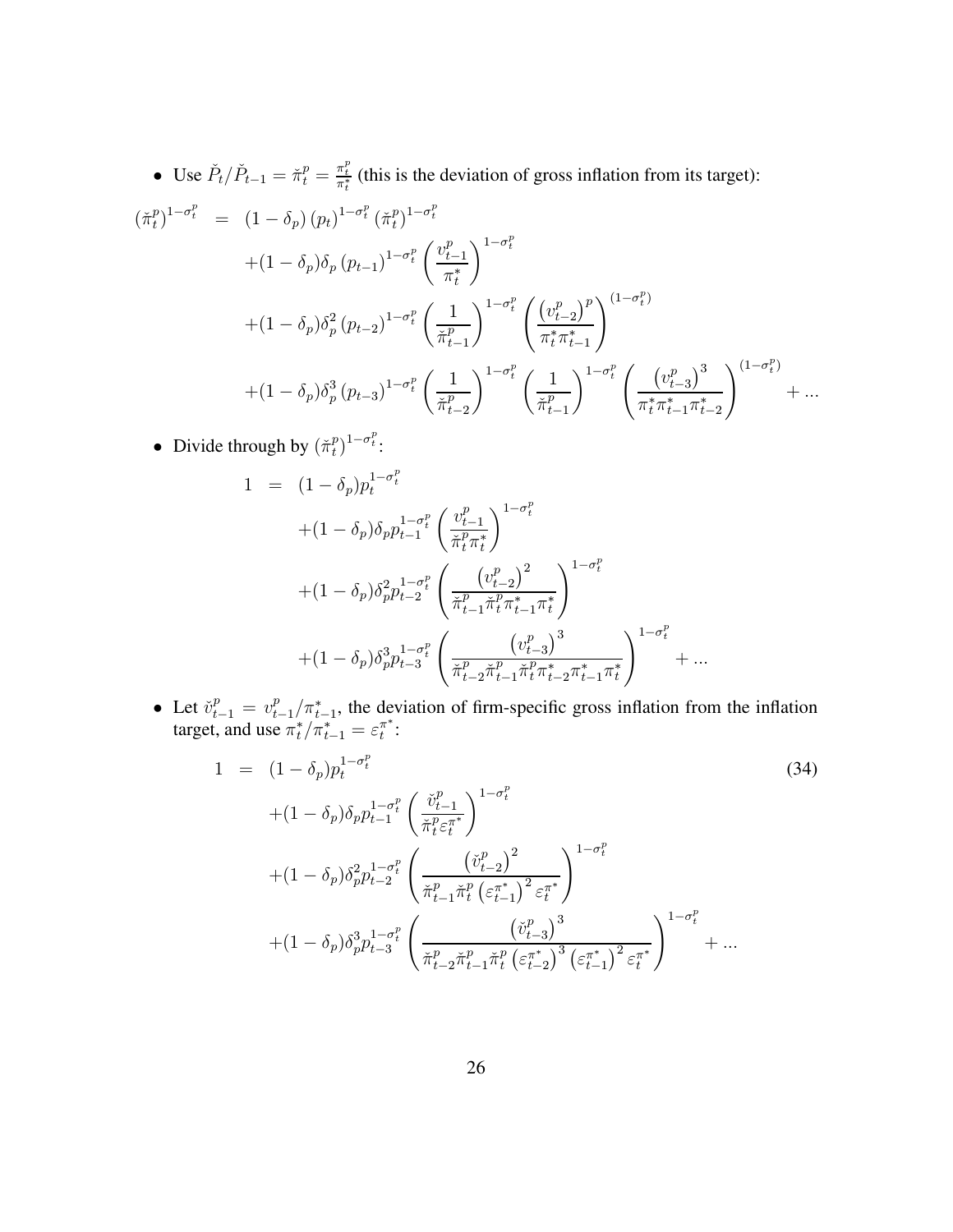- Use $\check{P}_t/\check{P}_{t-1} = \check{\pi}_t^p = \frac{\pi_t^p}{\pi_t^*}$ (this is the deviation of gross inflation from its target):

$$
\begin{aligned}
\left(\check{\pi}_t^p\right)^{1-\sigma_t^p} &= (1-\delta_p)\left(p_t\right)^{1-\sigma_t^p}\left(\check{\pi}_t^p\right)^{1-\sigma_t^p} \\
&+(1-\delta_p)\delta_p\left(p_{t-1}\right)^{1-\sigma_t^p}\left(\frac{v_{t-1}^p}{\pi_t^*}\right)^{1-\sigma_t^p} \\
&+(1-\delta_p)\delta_p^2\left(p_{t-2}\right)^{1-\sigma_t^p}\left(\frac{1}{\check{\pi}_{t-1}^p}\right)^{1-\sigma_t^p}\left(\frac{\left(v_{t-2}^p\right)^p}{\pi_t^*\pi_{t-1}^*}\right)^{(1-\sigma_t^p)} \\
&+(1-\delta_p)\delta_p^3\left(p_{t-3}\right)^{1-\sigma_t^p}\left(\frac{1}{\check{\pi}_{t-2}^p}\right)^{1-\sigma_t^p}\left(\frac{1}{\check{\pi}_{t-1}^p}\right)^{1-\sigma_t^p}\left(\frac{\left(v_{t-3}^p\right)^3}{\pi_t^*\pi_{t-1}^*\pi_{t-2}^*}\right)^{(1-\sigma_t^p)} + \ldots
\end{aligned}
$$

- Divide through by $\left(\check{\pi}_t^p\right)^{1-\sigma_t^p}$:

$$
\begin{aligned}
1 &= (1-\delta_p)p_t^{1-\sigma_t^p} \\
&+(1-\delta_p)\delta_p p_{t-1}^{1-\sigma_t^p}\left(\frac{v_{t-1}^p}{\check{\pi}_t^p\pi_t^*}\right)^{1-\sigma_t^p} \\
&+(1-\delta_p)\delta_p^2 p_{t-2}^{1-\sigma_t^p}\left(\frac{\left(v_{t-2}^p\right)^2}{\check{\pi}_{t-1}^p\check{\pi}_t^p\pi_{t-1}^*\pi_t^*}\right)^{1-\sigma_t^p} \\
&+(1-\delta_p)\delta_p^3 p_{t-3}^{1-\sigma_t^p}\left(\frac{\left(v_{t-3}^p\right)^3}{\check{\pi}_{t-2}^p\check{\pi}_{t-1}^p\check{\pi}_t^p\pi_{t-2}^*\pi_{t-1}^*\pi_t^*}\right)^{1-\sigma_t^p} + \ldots
\end{aligned}
$$

- Let $\check{v}_{t-1}^p = v_{t-1}^p/\pi_{t-1}^*$, the deviation of firm-specific gross inflation from the inflation target, and use $\pi_t^*/\pi_{t-1}^* = \varepsilon_t^{\pi^*}$:

$$
\begin{aligned}
1 &= (1-\delta_p)p_t^{1-\sigma_t^p} \\
&+(1-\delta_p)\delta_p p_{t-1}^{1-\sigma_t^p}\left(\frac{\check{v}_{t-1}^p}{\check{\pi}_t^p\varepsilon_t^{\pi^*}}\right)^{1-\sigma_t^p} \\
&+(1-\delta_p)\delta_p^2 p_{t-2}^{1-\sigma_t^p}\left(\frac{\left(\check{v}_{t-2}^p\right)^2}{\check{\pi}_{t-1}^p\check{\pi}_t^p\left(\varepsilon_{t-1}^{\pi^*}\right)^2\varepsilon_t^{\pi^*}}\right)^{1-\sigma_t^p} \\
&+(1-\delta_p)\delta_p^3 p_{t-3}^{1-\sigma_t^p}\left(\frac{\left(\check{v}_{t-3}^p\right)^3}{\check{\pi}_{t-2}^p\check{\pi}_{t-1}^p\check{\pi}_t^p\left(\varepsilon_{t-2}^{\pi^*}\right)^3\left(\varepsilon_{t-1}^{\pi^*}\right)^2\varepsilon_t^{\pi^*}}\right)^{1-\sigma_t^p} + \ldots
\end{aligned}
\tag{34}
$$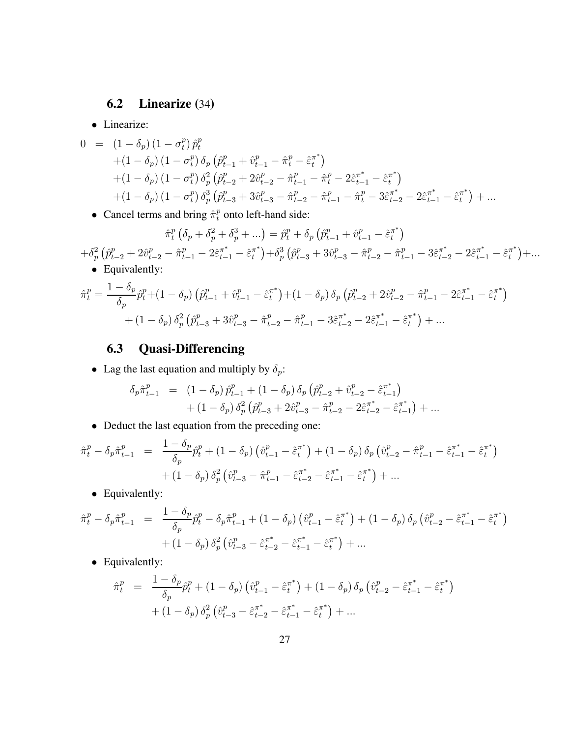## 6.2 Linearize (34)

- Linearize:

$$
\begin{aligned}
0 &= (1-\delta_p)(1-\sigma_t^p)\hat{p}_t^p \\
&\quad +(1-\delta_p)(1-\sigma_t^p)\delta_p\left(\hat{p}_{t-1}^p+\hat{v}_{t-1}^p-\hat{\pi}_t^p-\hat{\varepsilon}_t^{\pi^*}\right) \\
&\quad +(1-\delta_p)(1-\sigma_t^p)\delta_p^2\left(\hat{p}_{t-2}^p+2\hat{v}_{t-2}^p-\hat{\pi}_{t-1}^p-\hat{\pi}_t^p-2\hat{\varepsilon}_{t-1}^{\pi^*}-\hat{\varepsilon}_t^{\pi^*}\right) \\
&\quad +(1-\delta_p)(1-\sigma_t^p)\delta_p^3\left(\hat{p}_{t-3}^p+3\hat{v}_{t-3}^p-\hat{\pi}_{t-2}^p-\hat{\pi}_{t-1}^p-\hat{\pi}_t^p-3\hat{\varepsilon}_{t-2}^{\pi^*}-2\hat{\varepsilon}_{t-1}^{\pi^*}-\hat{\varepsilon}_t^{\pi^*}\right)+...
\end{aligned}
$$

- Cancel terms and bring $\hat{\pi}_t^p$ onto left-hand side:

$$
\hat{\pi}_t^p\left(\delta_p+\delta_p^2+\delta_p^3+...\right)=\hat{p}_t^p+\delta_p\left(\hat{p}_{t-1}^p+\hat{v}_{t-1}^p-\hat{\varepsilon}_t^{\pi^*}\right)
$$

$$
+\delta_p^2\left(\hat{p}_{t-2}^p+2\hat{v}_{t-2}^p-\hat{\pi}_{t-1}^p-2\hat{\varepsilon}_{t-1}^{\pi^*}-\hat{\varepsilon}_t^{\pi^*}\right)+\delta_p^3\left(\hat{p}_{t-3}^p+3\hat{v}_{t-3}^p-\hat{\pi}_{t-2}^p-\hat{\pi}_{t-1}^p-3\hat{\varepsilon}_{t-2}^{\pi^*}-2\hat{\varepsilon}_{t-1}^{\pi^*}-\hat{\varepsilon}_t^{\pi^*}\right)+...
$$

- Equivalently:

$$
\hat{\pi}_t^p=\frac{1-\delta_p}{\delta_p}\hat{p}_t^p+(1-\delta_p)\left(\hat{p}_{t-1}^p+\hat{v}_{t-1}^p-\hat{\varepsilon}_t^{\pi^*}\right)+(1-\delta_p)\delta_p\left(\hat{p}_{t-2}^p+2\hat{v}_{t-2}^p-\hat{\pi}_{t-1}^p-2\hat{\varepsilon}_{t-1}^{\pi^*}-\hat{\varepsilon}_t^{\pi^*}\right)
$$

$$
+(1-\delta_p)\delta_p^2\left(\hat{p}_{t-3}^p+3\hat{v}_{t-3}^p-\hat{\pi}_{t-2}^p-\hat{\pi}_{t-1}^p-3\hat{\varepsilon}_{t-2}^{\pi^*}-2\hat{\varepsilon}_{t-1}^{\pi^*}-\hat{\varepsilon}_t^{\pi^*}\right)+...
$$

## 6.3 Quasi-Differencing

- Lag the last equation and multiply by $\delta_p$:

$$
\begin{aligned}
\delta_p\hat{\pi}_{t-1}^p &= (1-\delta_p)\hat{p}_{t-1}^p+(1-\delta_p)\delta_p\left(\hat{p}_{t-2}^p+\hat{v}_{t-2}^p-\hat{\varepsilon}_{t-1}^{\pi^*}\right) \\
&\quad +(1-\delta_p)\delta_p^2\left(\hat{p}_{t-3}^p+2\hat{v}_{t-3}^p-\hat{\pi}_{t-2}^p-2\hat{\varepsilon}_{t-2}^{\pi^*}-\hat{\varepsilon}_{t-1}^{\pi^*}\right)+...
\end{aligned}
$$

- Deduct the last equation from the preceding one:

$$
\begin{aligned}
\hat{\pi}_t^p-\delta_p\hat{\pi}_{t-1}^p &= \frac{1-\delta_p}{\delta_p}\hat{p}_t^p+(1-\delta_p)\left(\hat{v}_{t-1}^p-\hat{\varepsilon}_t^{\pi^*}\right)+(1-\delta_p)\delta_p\left(\hat{v}_{t-2}^p-\hat{\pi}_{t-1}^p-\hat{\varepsilon}_{t-1}^{\pi^*}-\hat{\varepsilon}_t^{\pi^*}\right) \\
&\quad +(1-\delta_p)\delta_p^2\left(\hat{v}_{t-3}^p-\hat{\pi}_{t-1}^p-\hat{\varepsilon}_{t-2}^{\pi^*}-\hat{\varepsilon}_{t-1}^{\pi^*}-\hat{\varepsilon}_t^{\pi^*}\right)+...
\end{aligned}
$$

- Equivalently:

$$
\begin{aligned}
\hat{\pi}_t^p-\delta_p\hat{\pi}_{t-1}^p &= \frac{1-\delta_p}{\delta_p}\hat{p}_t^p-\delta_p\hat{\pi}_{t-1}^p+(1-\delta_p)\left(\hat{v}_{t-1}^p-\hat{\varepsilon}_t^{\pi^*}\right)+(1-\delta_p)\delta_p\left(\hat{v}_{t-2}^p-\hat{\varepsilon}_{t-1}^{\pi^*}-\hat{\varepsilon}_t^{\pi^*}\right) \\
&\quad +(1-\delta_p)\delta_p^2\left(\hat{v}_{t-3}^p-\hat{\varepsilon}_{t-2}^{\pi^*}-\hat{\varepsilon}_{t-1}^{\pi^*}-\hat{\varepsilon}_t^{\pi^*}\right)+...
\end{aligned}
$$

- Equivalently:

$$
\begin{aligned}
\hat{\pi}_t^p &= \frac{1-\delta_p}{\delta_p}\hat{p}_t^p+(1-\delta_p)\left(\hat{v}_{t-1}^p-\hat{\varepsilon}_t^{\pi^*}\right)+(1-\delta_p)\delta_p\left(\hat{v}_{t-2}^p-\hat{\varepsilon}_{t-1}^{\pi^*}-\hat{\varepsilon}_t^{\pi^*}\right) \\
&\quad +(1-\delta_p)\delta_p^2\left(\hat{v}_{t-3}^p-\hat{\varepsilon}_{t-2}^{\pi^*}-\hat{\varepsilon}_{t-1}^{\pi^*}-\hat{\varepsilon}_t^{\pi^*}\right)+...
\end{aligned}
$$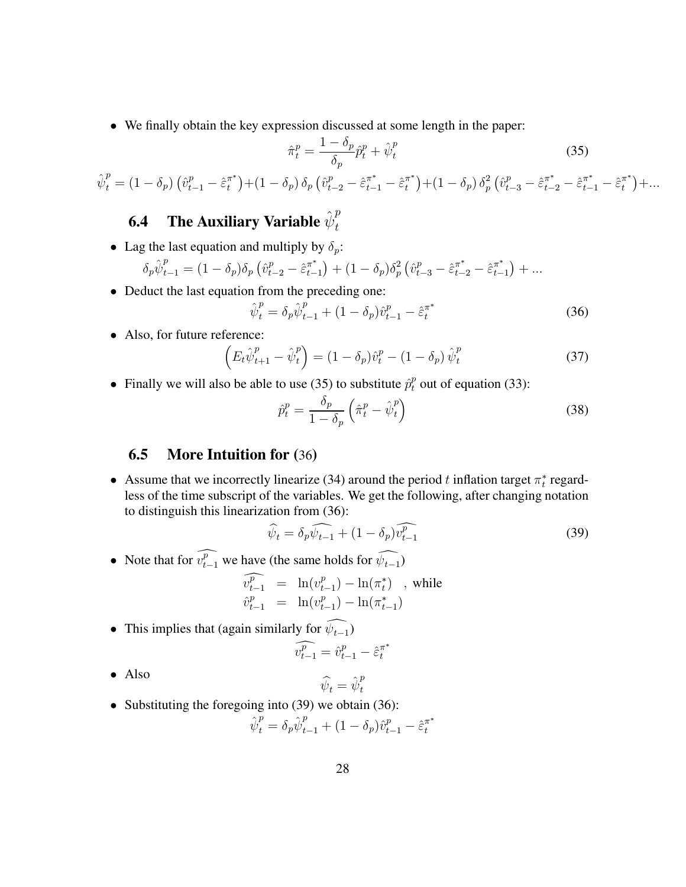- We finally obtain the key expression discussed at some length in the paper:

$$\hat{\pi}_t^p = \frac{1-\delta_p}{\delta_p}\hat{p}_t^p + \hat{\psi}_t^p \tag{35}$$

$$\hat{\psi}_t^p = (1-\delta_p)\left(\hat{v}_{t-1}^p - \hat{\varepsilon}_t^{\pi^*}\right) + (1-\delta_p)\,\delta_p\left(\hat{v}_{t-2}^p - \hat{\varepsilon}_{t-1}^{\pi^*} - \hat{\varepsilon}_t^{\pi^*}\right) + (1-\delta_p)\,\delta_p^2\left(\hat{v}_{t-3}^p - \hat{\varepsilon}_{t-2}^{\pi^*} - \hat{\varepsilon}_{t-1}^{\pi^*} - \hat{\varepsilon}_t^{\pi^*}\right) + ...$$

## 6.4 The Auxiliary Variable $\hat{\psi}_t^p$

- Lag the last equation and multiply by $\delta_p$:

$$\delta_p\hat{\psi}_{t-1}^p = (1-\delta_p)\delta_p\left(\hat{v}_{t-2}^p - \hat{\varepsilon}_{t-1}^{\pi^*}\right) + (1-\delta_p)\delta_p^2\left(\hat{v}_{t-3}^p - \hat{\varepsilon}_{t-2}^{\pi^*} - \hat{\varepsilon}_{t-1}^{\pi^*}\right) + ...$$

- Deduct the last equation from the preceding one:

$$\hat{\psi}_t^p = \delta_p\hat{\psi}_{t-1}^p + (1-\delta_p)\hat{v}_{t-1}^p - \hat{\varepsilon}_t^{\pi^*} \tag{36}$$

- Also, for future reference:

$$\left(E_t\hat{\psi}_{t+1}^p - \hat{\psi}_t^p\right) = (1-\delta_p)\hat{v}_t^p - (1-\delta_p)\,\hat{\psi}_t^p \tag{37}$$

- Finally we will also be able to use (35) to substitute $\hat{p}_t^p$ out of equation (33):

$$\hat{p}_t^p = \frac{\delta_p}{1-\delta_p}\left(\hat{\pi}_t^p - \hat{\psi}_t^p\right) \tag{38}$$

## 6.5 More Intuition for (36)

- Assume that we incorrectly linearize (34) around the period $t$ inflation target $\pi_t^*$ regardless of the time subscript of the variables. We get the following, after changing notation to distinguish this linearization from (36):

$$\widehat{\psi_t} = \delta_p\widehat{\psi_{t-1}} + (1-\delta_p)\widehat{v_{t-1}^p} \tag{39}$$

- Note that for $\widehat{v_{t-1}^p}$ we have (the same holds for $\widehat{\psi_{t-1}}$)

$$\begin{aligned}\widehat{v_{t-1}^p} &= \ln(v_{t-1}^p) - \ln(\pi_t^*) \quad \text{, while} \\ \hat{v}_{t-1}^p &= \ln(v_{t-1}^p) - \ln(\pi_{t-1}^*)\end{aligned}$$

- This implies that (again similarly for $\widehat{\psi_{t-1}}$)

$$\widehat{v_{t-1}^p} = \hat{v}_{t-1}^p - \hat{\varepsilon}_t^{\pi^*}$$

- Also

$$\widehat{\psi}_t = \hat{\psi}_t^p$$

- Substituting the foregoing into (39) we obtain (36):

$$\hat{\psi}_t^p = \delta_p\hat{\psi}_{t-1}^p + (1-\delta_p)\hat{v}_{t-1}^p - \hat{\varepsilon}_t^{\pi^*}$$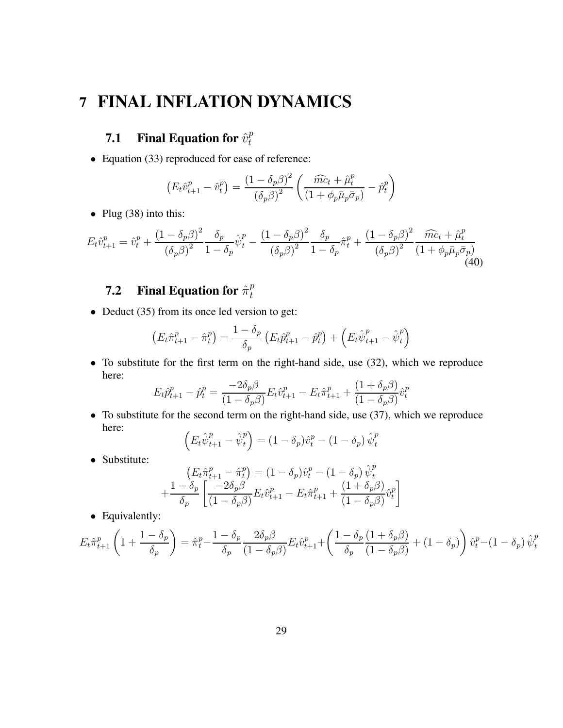# 7 FINAL INFLATION DYNAMICS

## 7.1 Final Equation for $\hat{v}_t^p$

- Equation (33) reproduced for ease of reference:

$$\left(E_t\hat{v}_{t+1}^p - \hat{v}_t^p\right) = \frac{(1-\delta_p\beta)^2}{(\delta_p\beta)^2}\left(\frac{\widehat{mc}_t + \hat{\mu}_t^p}{(1+\phi_p\bar{\mu}_p\bar{\sigma}_p)} - \hat{p}_t^p\right)$$

- Plug (38) into this:

$$E_t\hat{v}_{t+1}^p = \hat{v}_t^p + \frac{(1-\delta_p\beta)^2}{(\delta_p\beta)^2}\frac{\delta_p}{1-\delta_p}\hat{\psi}_t^p - \frac{(1-\delta_p\beta)^2}{(\delta_p\beta)^2}\frac{\delta_p}{1-\delta_p}\hat{\pi}_t^p + \frac{(1-\delta_p\beta)^2}{(\delta_p\beta)^2}\frac{\widehat{mc}_t + \hat{\mu}_t^p}{(1+\phi_p\bar{\mu}_p\bar{\sigma}_p)} \tag{40}$$

## 7.2 Final Equation for $\hat{\pi}_t^p$

- Deduct (35) from its once led version to get:

$$\left(E_t\hat{\pi}_{t+1}^p - \hat{\pi}_t^p\right) = \frac{1-\delta_p}{\delta_p}\left(E_t\hat{p}_{t+1}^p - \hat{p}_t^p\right) + \left(E_t\hat{\psi}_{t+1}^p - \hat{\psi}_t^p\right)$$

- To substitute for the first term on the right-hand side, use (32), which we reproduce here:

$$E_t\hat{p}_{t+1}^p - \hat{p}_t^p = \frac{-2\delta_p\beta}{(1-\delta_p\beta)}E_t\hat{v}_{t+1}^p - E_t\hat{\pi}_{t+1}^p + \frac{(1+\delta_p\beta)}{(1-\delta_p\beta)}\hat{v}_t^p$$

- To substitute for the second term on the right-hand side, use (37), which we reproduce here:

$$\left(E_t\hat{\psi}_{t+1}^p - \hat{\psi}_t^p\right) = (1-\delta_p)\hat{v}_t^p - (1-\delta_p)\,\hat{\psi}_t^p$$

- Substitute:

$$\left(E_t\hat{\pi}_{t+1}^p - \hat{\pi}_t^p\right) = (1-\delta_p)\hat{v}_t^p - (1-\delta_p)\,\hat{\psi}_t^p$$
$$+\frac{1-\delta_p}{\delta_p}\left[\frac{-2\delta_p\beta}{(1-\delta_p\beta)}E_t\hat{v}_{t+1}^p - E_t\hat{\pi}_{t+1}^p + \frac{(1+\delta_p\beta)}{(1-\delta_p\beta)}\hat{v}_t^p\right]$$

- Equivalently:

$$E_t\hat{\pi}_{t+1}^p\left(1+\frac{1-\delta_p}{\delta_p}\right) = \hat{\pi}_t^p - \frac{1-\delta_p}{\delta_p}\frac{2\delta_p\beta}{(1-\delta_p\beta)}E_t\hat{v}_{t+1}^p + \left(\frac{1-\delta_p}{\delta_p}\frac{(1+\delta_p\beta)}{(1-\delta_p\beta)} + (1-\delta_p)\right)\hat{v}_t^p - (1-\delta_p)\,\hat{\psi}_t^p$$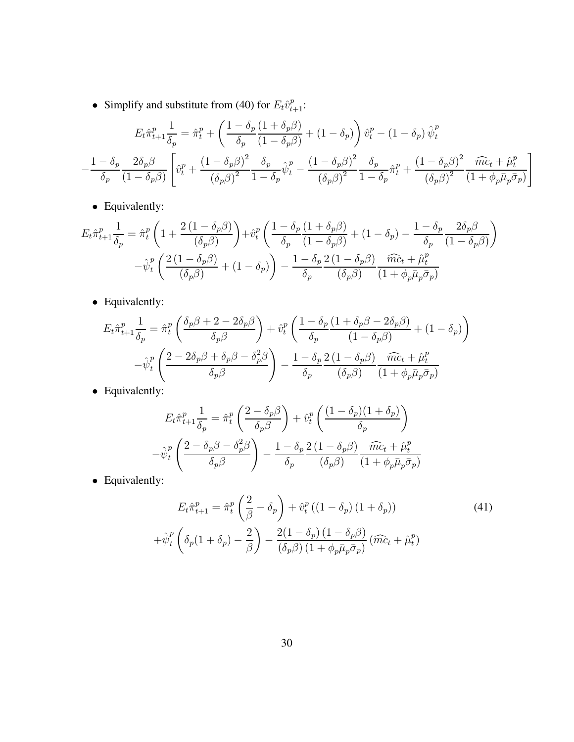- Simplify and substitute from (40) for $E_t \hat{v}^p_{t+1}$:

$$E_t \hat{\pi}^p_{t+1} \frac{1}{\delta_p} = \hat{\pi}^p_t + \left( \frac{1-\delta_p}{\delta_p} \frac{(1+\delta_p \beta)}{(1-\delta_p \beta)} + (1-\delta_p) \right) \hat{v}^p_t - (1-\delta_p) \hat{\psi}^p_t$$

$$-\frac{1-\delta_p}{\delta_p} \frac{2\delta_p \beta}{(1-\delta_p \beta)} \left[ \hat{v}^p_t + \frac{(1-\delta_p \beta)^2}{(\delta_p \beta)^2} \frac{\delta_p}{1-\delta_p} \hat{\psi}^p_t - \frac{(1-\delta_p \beta)^2}{(\delta_p \beta)^2} \frac{\delta_p}{1-\delta_p} \hat{\pi}^p_t + \frac{(1-\delta_p \beta)^2}{(\delta_p \beta)^2} \frac{\widehat{mc}_t + \hat{\mu}^p_t}{(1+\phi_p \bar{\mu}_p \bar{\sigma}_p)} \right]$$

- Equivalently:

$$E_t \hat{\pi}^p_{t+1} \frac{1}{\delta_p} = \hat{\pi}^p_t \left( 1 + \frac{2(1-\delta_p \beta)}{(\delta_p \beta)} \right) + \hat{v}^p_t \left( \frac{1-\delta_p}{\delta_p} \frac{(1+\delta_p \beta)}{(1-\delta_p \beta)} + (1-\delta_p) - \frac{1-\delta_p}{\delta_p} \frac{2\delta_p \beta}{(1-\delta_p \beta)} \right)$$

$$-\hat{\psi}^p_t \left( \frac{2(1-\delta_p \beta)}{(\delta_p \beta)} + (1-\delta_p) \right) - \frac{1-\delta_p}{\delta_p} \frac{2(1-\delta_p \beta)}{(\delta_p \beta)} \frac{\widehat{mc}_t + \hat{\mu}^p_t}{(1+\phi_p \bar{\mu}_p \bar{\sigma}_p)}$$

- Equivalently:

$$E_t \hat{\pi}^p_{t+1} \frac{1}{\delta_p} = \hat{\pi}^p_t \left( \frac{\delta_p \beta + 2 - 2\delta_p \beta}{\delta_p \beta} \right) + \hat{v}^p_t \left( \frac{1-\delta_p}{\delta_p} \frac{(1+\delta_p \beta - 2\delta_p \beta)}{(1-\delta_p \beta)} + (1-\delta_p) \right)$$

$$-\hat{\psi}^p_t \left( \frac{2 - 2\delta_p \beta + \delta_p \beta - \delta_p^2 \beta}{\delta_p \beta} \right) - \frac{1-\delta_p}{\delta_p} \frac{2(1-\delta_p \beta)}{(\delta_p \beta)} \frac{\widehat{mc}_t + \hat{\mu}^p_t}{(1+\phi_p \bar{\mu}_p \bar{\sigma}_p)}$$

- Equivalently:

$$E_t \hat{\pi}^p_{t+1} \frac{1}{\delta_p} = \hat{\pi}^p_t \left( \frac{2 - \delta_p \beta}{\delta_p \beta} \right) + \hat{v}^p_t \left( \frac{(1-\delta_p)(1+\delta_p)}{\delta_p} \right)$$

$$-\hat{\psi}^p_t \left( \frac{2 - \delta_p \beta - \delta_p^2 \beta}{\delta_p \beta} \right) - \frac{1-\delta_p}{\delta_p} \frac{2(1-\delta_p \beta)}{(\delta_p \beta)} \frac{\widehat{mc}_t + \hat{\mu}^p_t}{(1+\phi_p \bar{\mu}_p \bar{\sigma}_p)}$$

- Equivalently:

$$E_t \hat{\pi}^p_{t+1} = \hat{\pi}^p_t \left( \frac{2}{\beta} - \delta_p \right) + \hat{v}^p_t \left( (1-\delta_p)(1+\delta_p) \right) \tag{41}$$

$$+\hat{\psi}^p_t \left( \delta_p (1+\delta_p) - \frac{2}{\beta} \right) - \frac{2(1-\delta_p)(1-\delta_p \beta)}{(\delta_p \beta)(1+\phi_p \bar{\mu}_p \bar{\sigma}_p)} (\widehat{mc}_t + \hat{\mu}^p_t)$$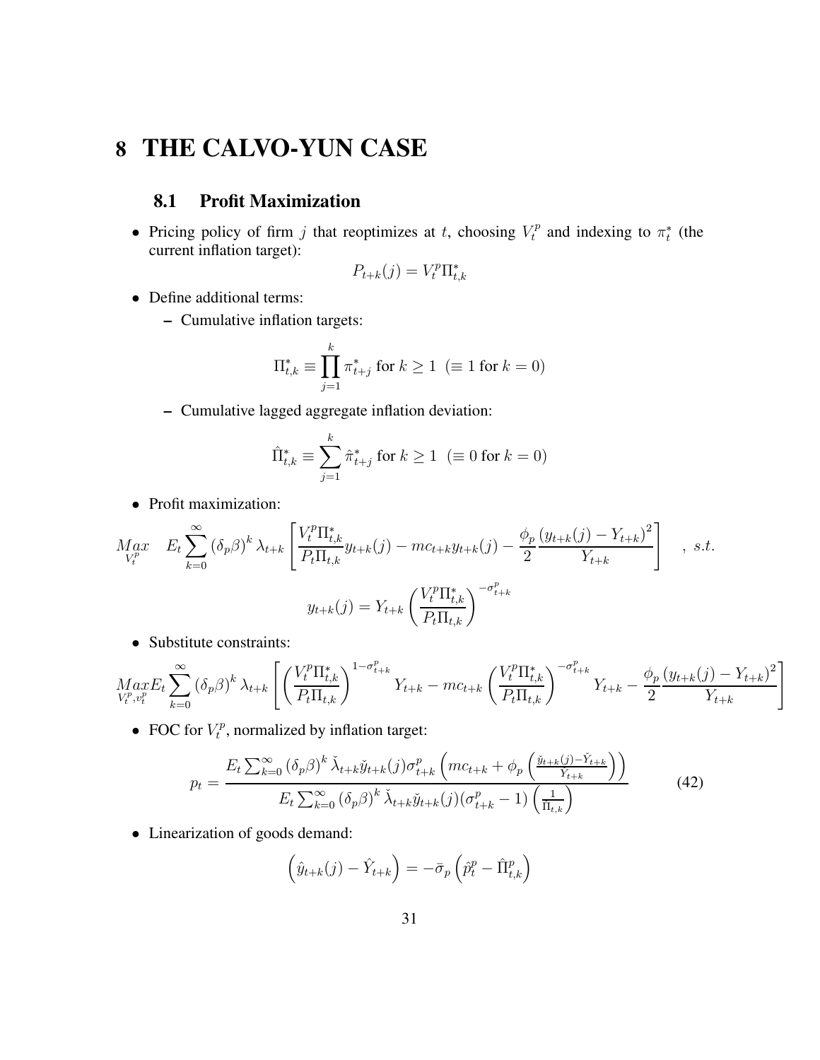# 8 THE CALVO-YUN CASE

## 8.1 Profit Maximization

- Pricing policy of firm $j$ that reoptimizes at $t$, choosing $V_t^p$ and indexing to $\pi_t^*$ (the current inflation target):

$$P_{t+k}(j) = V_t^p \Pi_{t,k}^*$$

- Define additional terms:
  - Cumulative inflation targets:

$$\Pi_{t,k}^* \equiv \prod_{j=1}^{k} \pi_{t+j}^* \text{ for } k \geq 1 \ \ (\equiv 1 \text{ for } k = 0)$$

  - Cumulative lagged aggregate inflation deviation:

$$\hat{\Pi}_{t,k}^* \equiv \sum_{j=1}^{k} \hat{\pi}_{t+j}^* \text{ for } k \geq 1 \ \ (\equiv 0 \text{ for } k = 0)$$

- Profit maximization:

$$\underset{V_t^p}{Max} \quad E_t \sum_{k=0}^{\infty} (\delta_p \beta)^k \lambda_{t+k} \left[ \frac{V_t^p \Pi_{t,k}^*}{P_t \Pi_{t,k}} y_{t+k}(j) - mc_{t+k} y_{t+k}(j) - \frac{\phi_p}{2} \frac{(y_{t+k}(j) - Y_{t+k})^2}{Y_{t+k}} \right] \quad , \ s.t.$$

$$y_{t+k}(j) = Y_{t+k} \left( \frac{V_t^p \Pi_{t,k}^*}{P_t \Pi_{t,k}} \right)^{-\sigma_{t+k}^p}$$

- Substitute constraints:

$$\underset{V_t^p, v_t^p}{Max} E_t \sum_{k=0}^{\infty} (\delta_p \beta)^k \lambda_{t+k} \left[ \left( \frac{V_t^p \Pi_{t,k}^*}{P_t \Pi_{t,k}} \right)^{1-\sigma_{t+k}^p} Y_{t+k} - mc_{t+k} \left( \frac{V_t^p \Pi_{t,k}^*}{P_t \Pi_{t,k}} \right)^{-\sigma_{t+k}^p} Y_{t+k} - \frac{\phi_p}{2} \frac{(y_{t+k}(j) - Y_{t+k})^2}{Y_{t+k}} \right]$$

- FOC for $V_t^p$, normalized by inflation target:

$$p_t = \frac{E_t \sum_{k=0}^{\infty} (\delta_p \beta)^k \check{\lambda}_{t+k} \check{y}_{t+k}(j) \sigma_{t+k}^p \left( mc_{t+k} + \phi_p \left( \frac{\check{y}_{t+k}(j) - \check{Y}_{t+k}}{Y_{t+k}} \right) \right)}{E_t \sum_{k=0}^{\infty} (\delta_p \beta)^k \check{\lambda}_{t+k} \check{y}_{t+k}(j) (\sigma_{t+k}^p - 1) \left( \frac{1}{\Pi_{t,k}} \right)} \tag{42}$$

- Linearization of goods demand:

$$\left( \hat{y}_{t+k}(j) - \hat{Y}_{t+k} \right) = -\bar{\sigma}_p \left( \hat{p}_t^p - \hat{\Pi}_{t,k}^p \right)$$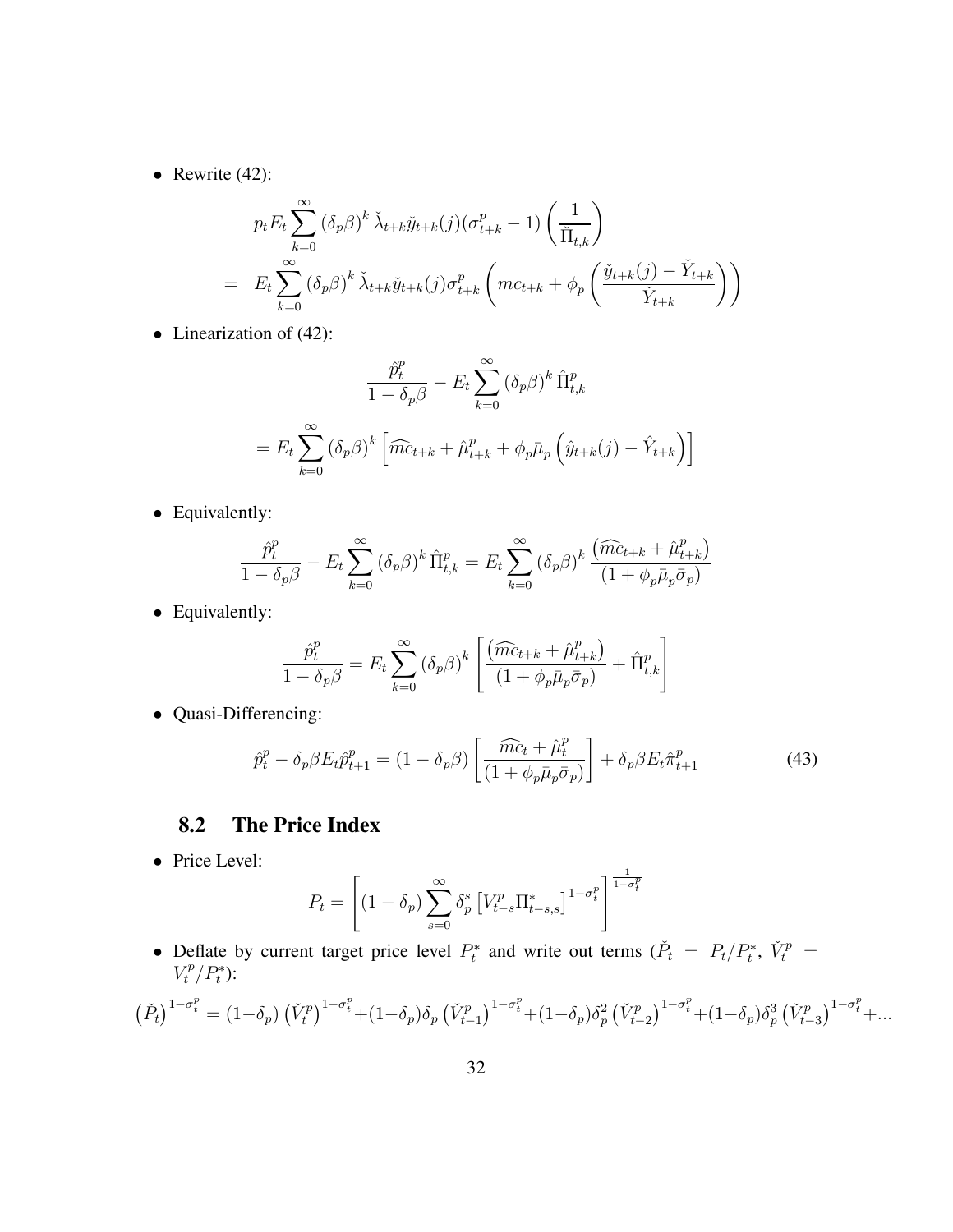- Rewrite (42):

$$
\begin{aligned}
& p_t E_t \sum_{k=0}^{\infty} (\delta_p \beta)^k \check{\lambda}_{t+k} \check{y}_{t+k}(j)(\sigma_{t+k}^p - 1) \left( \frac{1}{\check{\Pi}_{t,k}} \right) \\
= \quad & E_t \sum_{k=0}^{\infty} (\delta_p \beta)^k \check{\lambda}_{t+k} \check{y}_{t+k}(j) \sigma_{t+k}^p \left( mc_{t+k} + \phi_p \left( \frac{\check{y}_{t+k}(j) - \check{Y}_{t+k}}{\check{Y}_{t+k}} \right) \right)
\end{aligned}
$$

- Linearization of (42):

$$
\frac{\hat{p}_t^p}{1 - \delta_p \beta} - E_t \sum_{k=0}^{\infty} (\delta_p \beta)^k \hat{\Pi}_{t,k}^p
$$

$$
= E_t \sum_{k=0}^{\infty} (\delta_p \beta)^k \left[ \widehat{mc}_{t+k} + \hat{\mu}_{t+k}^p + \phi_p \bar{\mu}_p \left( \hat{y}_{t+k}(j) - \hat{Y}_{t+k} \right) \right]
$$

- Equivalently:

$$
\frac{\hat{p}_t^p}{1 - \delta_p \beta} - E_t \sum_{k=0}^{\infty} (\delta_p \beta)^k \hat{\Pi}_{t,k}^p = E_t \sum_{k=0}^{\infty} (\delta_p \beta)^k \frac{\left( \widehat{mc}_{t+k} + \hat{\mu}_{t+k}^p \right)}{(1 + \phi_p \bar{\mu}_p \bar{\sigma}_p)}
$$

- Equivalently:

$$
\frac{\hat{p}_t^p}{1 - \delta_p \beta} = E_t \sum_{k=0}^{\infty} (\delta_p \beta)^k \left[ \frac{\left( \widehat{mc}_{t+k} + \hat{\mu}_{t+k}^p \right)}{(1 + \phi_p \bar{\mu}_p \bar{\sigma}_p)} + \hat{\Pi}_{t,k}^p \right]
$$

- Quasi-Differencing:

$$
\hat{p}_t^p - \delta_p \beta E_t \hat{p}_{t+1}^p = (1 - \delta_p \beta) \left[ \frac{\widehat{mc}_t + \hat{\mu}_t^p}{(1 + \phi_p \bar{\mu}_p \bar{\sigma}_p)} \right] + \delta_p \beta E_t \hat{\pi}_{t+1}^p \tag{43}
$$

## 8.2 The Price Index

- Price Level:

$$
P_t = \left[ (1 - \delta_p) \sum_{s=0}^{\infty} \delta_p^s \left[ V_{t-s}^p \Pi_{t-s,s}^* \right]^{1 - \sigma_t^p} \right]^{\frac{1}{1 - \sigma_t^p}}
$$

- Deflate by current target price level $P_t^*$ and write out terms ($\check{P}_t = P_t / P_t^*$, $\check{V}_t^p = V_t^p / P_t^*$):

$$
\left( \check{P}_t \right)^{1 - \sigma_t^p} = (1 - \delta_p) \left( \check{V}_t^p \right)^{1 - \sigma_t^p} + (1 - \delta_p) \delta_p \left( \check{V}_{t-1}^p \right)^{1 - \sigma_t^p} + (1 - \delta_p) \delta_p^2 \left( \check{V}_{t-2}^p \right)^{1 - \sigma_t^p} + (1 - \delta_p) \delta_p^3 \left( \check{V}_{t-3}^p \right)^{1 - \sigma_t^p} + ...
$$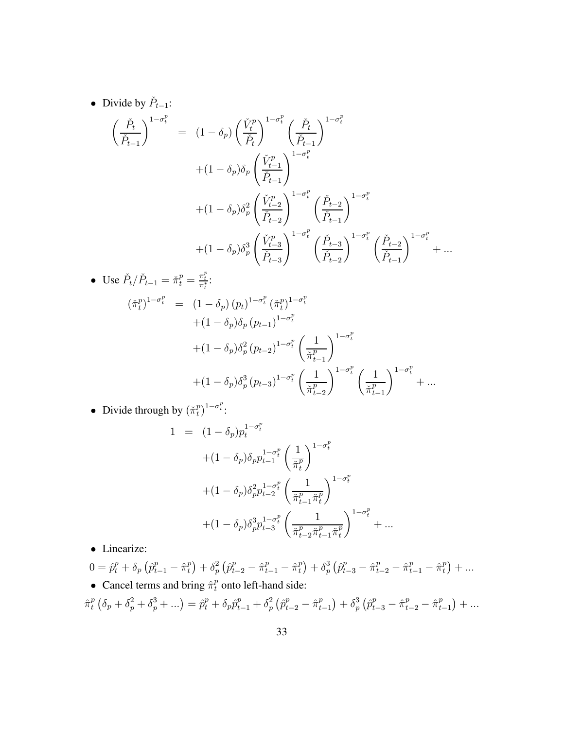- Divide by $\check{P}_{t-1}$:

$$
\begin{aligned}
\left(\frac{\check{P}_t}{\check{P}_{t-1}}\right)^{1-\sigma_t^p} &= (1-\delta_p)\left(\frac{\check{V}_t^p}{\check{P}_t}\right)^{1-\sigma_t^p}\left(\frac{\check{P}_t}{\check{P}_{t-1}}\right)^{1-\sigma_t^p} \\
&\quad +(1-\delta_p)\delta_p\left(\frac{\check{V}_{t-1}^p}{\check{P}_{t-1}}\right)^{1-\sigma_t^p} \\
&\quad +(1-\delta_p)\delta_p^2\left(\frac{\check{V}_{t-2}^p}{\check{P}_{t-2}}\right)^{1-\sigma_t^p}\left(\frac{\check{P}_{t-2}}{\check{P}_{t-1}}\right)^{1-\sigma_t^p} \\
&\quad +(1-\delta_p)\delta_p^3\left(\frac{\check{V}_{t-3}^p}{\check{P}_{t-3}}\right)^{1-\sigma_t^p}\left(\frac{\check{P}_{t-3}}{\check{P}_{t-2}}\right)^{1-\sigma_t^p}\left(\frac{\check{P}_{t-2}}{\check{P}_{t-1}}\right)^{1-\sigma_t^p}+...
\end{aligned}
$$

- Use $\check{P}_t/\check{P}_{t-1}=\check{\pi}_t^p=\frac{\pi_t^p}{\pi_t^*}$:

$$
\begin{aligned}
\left(\check{\pi}_t^p\right)^{1-\sigma_t^p} &= (1-\delta_p)\left(p_t\right)^{1-\sigma_t^p}\left(\check{\pi}_t^p\right)^{1-\sigma_t^p} \\
&\quad +(1-\delta_p)\delta_p\left(p_{t-1}\right)^{1-\sigma_t^p} \\
&\quad +(1-\delta_p)\delta_p^2\left(p_{t-2}\right)^{1-\sigma_t^p}\left(\frac{1}{\check{\pi}_{t-1}^p}\right)^{1-\sigma_t^p} \\
&\quad +(1-\delta_p)\delta_p^3\left(p_{t-3}\right)^{1-\sigma_t^p}\left(\frac{1}{\check{\pi}_{t-2}^p}\right)^{1-\sigma_t^p}\left(\frac{1}{\check{\pi}_{t-1}^p}\right)^{1-\sigma_t^p}+...
\end{aligned}
$$

- Divide through by $\left(\check{\pi}_t^p\right)^{1-\sigma_t^p}$:

$$
\begin{aligned}
1 &= (1-\delta_p)p_t^{1-\sigma_t^p} \\
&\quad +(1-\delta_p)\delta_p p_{t-1}^{1-\sigma_t^p}\left(\frac{1}{\check{\pi}_t^p}\right)^{1-\sigma_t^p} \\
&\quad +(1-\delta_p)\delta_p^2 p_{t-2}^{1-\sigma_t^p}\left(\frac{1}{\check{\pi}_{t-1}^p\check{\pi}_t^p}\right)^{1-\sigma_t^p} \\
&\quad +(1-\delta_p)\delta_p^3 p_{t-3}^{1-\sigma_t^p}\left(\frac{1}{\check{\pi}_{t-2}^p\check{\pi}_{t-1}^p\check{\pi}_t^p}\right)^{1-\sigma_t^p}+...
\end{aligned}
$$

- Linearize:

$$
0=\hat{p}_t^p+\delta_p\left(\hat{p}_{t-1}^p-\hat{\pi}_t^p\right)+\delta_p^2\left(\hat{p}_{t-2}^p-\hat{\pi}_{t-1}^p-\hat{\pi}_t^p\right)+\delta_p^3\left(\hat{p}_{t-3}^p-\hat{\pi}_{t-2}^p-\hat{\pi}_{t-1}^p-\hat{\pi}_t^p\right)+...
$$

- Cancel terms and bring $\hat{\pi}_t^p$ onto left-hand side:

$$
\hat{\pi}_t^p\left(\delta_p+\delta_p^2+\delta_p^3+...\right)=\hat{p}_t^p+\delta_p\hat{p}_{t-1}^p+\delta_p^2\left(\hat{p}_{t-2}^p-\hat{\pi}_{t-1}^p\right)+\delta_p^3\left(\hat{p}_{t-3}^p-\hat{\pi}_{t-2}^p-\hat{\pi}_{t-1}^p\right)+...
$$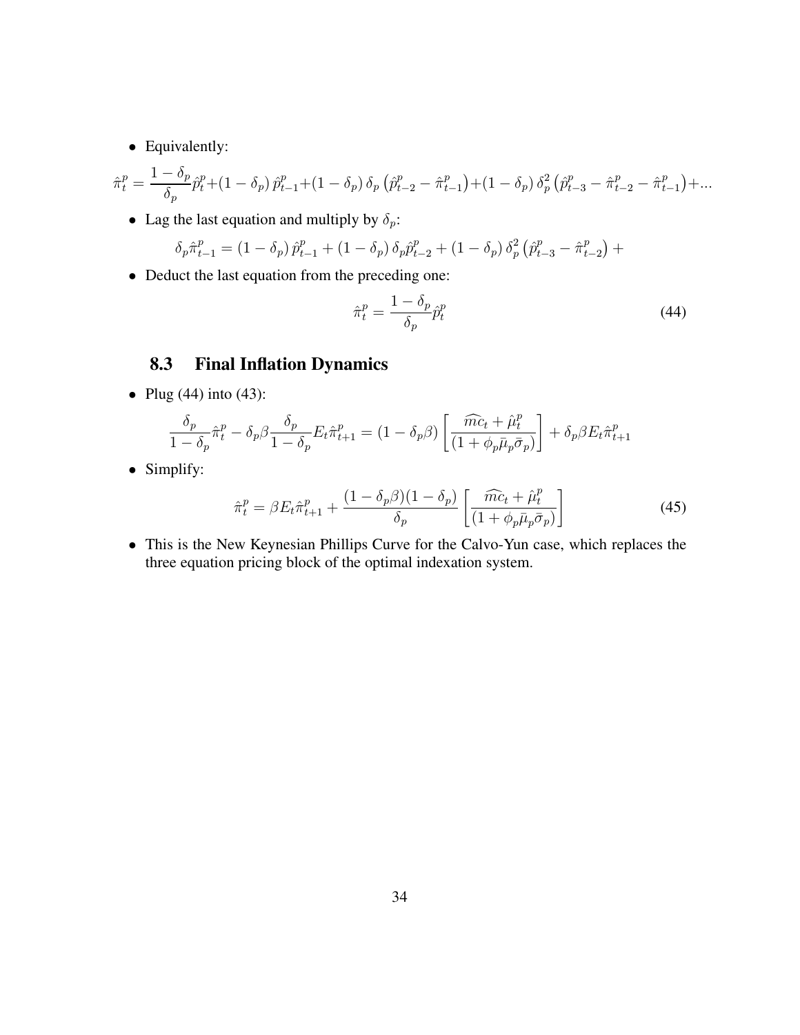- Equivalently:

$$\hat{\pi}_t^p = \frac{1-\delta_p}{\delta_p}\hat{p}_t^p + (1-\delta_p)\,\hat{p}_{t-1}^p + (1-\delta_p)\,\delta_p\left(\hat{p}_{t-2}^p - \hat{\pi}_{t-1}^p\right) + (1-\delta_p)\,\delta_p^2\left(\hat{p}_{t-3}^p - \hat{\pi}_{t-2}^p - \hat{\pi}_{t-1}^p\right) + ...$$

- Lag the last equation and multiply by $\delta_p$:

$$\delta_p\hat{\pi}_{t-1}^p = (1-\delta_p)\,\hat{p}_{t-1}^p + (1-\delta_p)\,\delta_p\hat{p}_{t-2}^p + (1-\delta_p)\,\delta_p^2\left(\hat{p}_{t-3}^p - \hat{\pi}_{t-2}^p\right) +$$

- Deduct the last equation from the preceding one:

$$\hat{\pi}_t^p = \frac{1-\delta_p}{\delta_p}\hat{p}_t^p \tag{44}$$

## 8.3 Final Inflation Dynamics

- Plug (44) into (43):

$$\frac{\delta_p}{1-\delta_p}\hat{\pi}_t^p - \delta_p\beta\frac{\delta_p}{1-\delta_p}E_t\hat{\pi}_{t+1}^p = (1-\delta_p\beta)\left[\frac{\widehat{mc}_t + \hat{\mu}_t^p}{(1+\phi_p\bar{\mu}_p\bar{\sigma}_p)}\right] + \delta_p\beta E_t\hat{\pi}_{t+1}^p$$

- Simplify:

$$\hat{\pi}_t^p = \beta E_t\hat{\pi}_{t+1}^p + \frac{(1-\delta_p\beta)(1-\delta_p)}{\delta_p}\left[\frac{\widehat{mc}_t + \hat{\mu}_t^p}{(1+\phi_p\bar{\mu}_p\bar{\sigma}_p)}\right] \tag{45}$$

- This is the New Keynesian Phillips Curve for the Calvo-Yun case, which replaces the three equation pricing block of the optimal indexation system.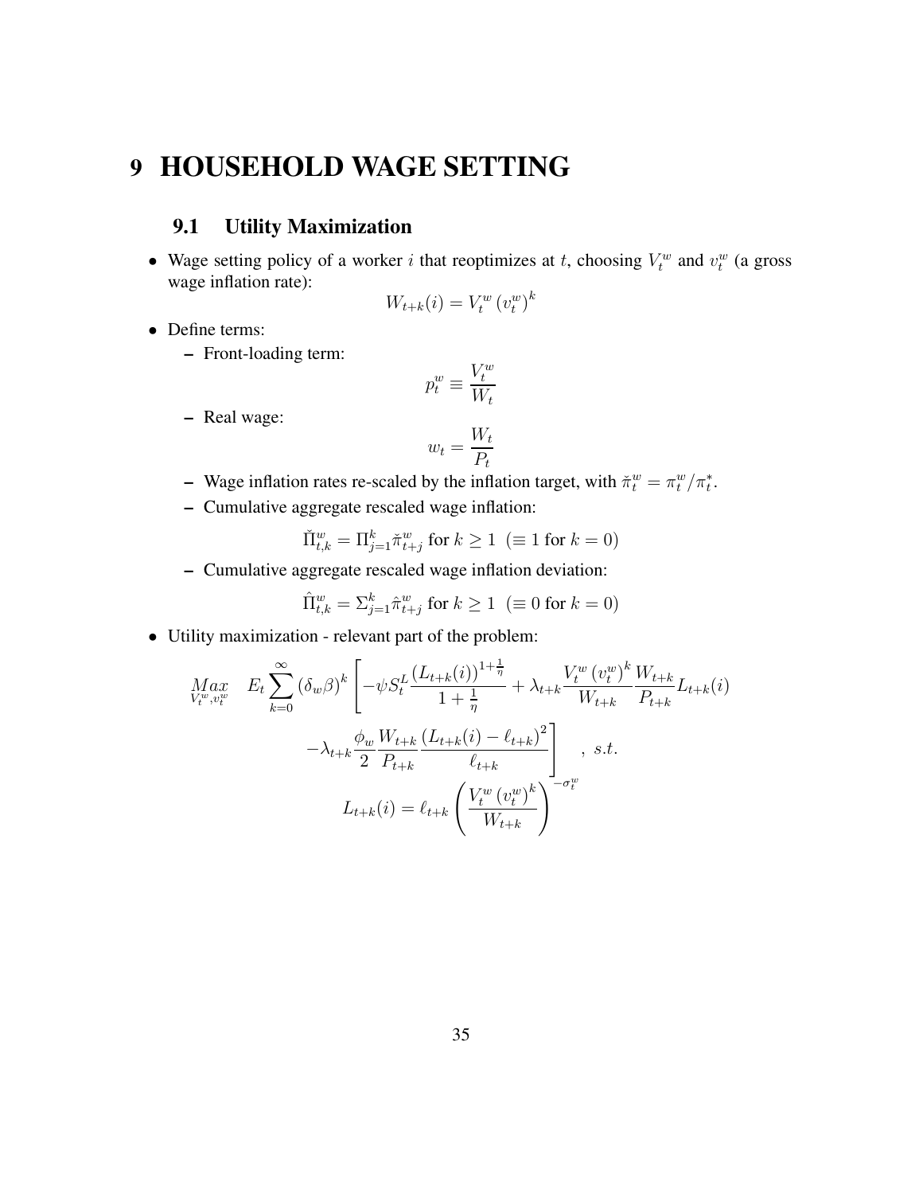# 9 HOUSEHOLD WAGE SETTING

## 9.1 Utility Maximization

- Wage setting policy of a worker $i$ that reoptimizes at $t$, choosing $V_t^w$ and $v_t^w$ (a gross wage inflation rate):

$$W_{t+k}(i) = V_t^w \left(v_t^w\right)^k$$

- Define terms:
  - Front-loading term:

$$p_t^w \equiv \frac{V_t^w}{W_t}$$

  - Real wage:

$$w_t = \frac{W_t}{P_t}$$

  - Wage inflation rates re-scaled by the inflation target, with $\check{\pi}_t^w = \pi_t^w / \pi_t^*$.
  - Cumulative aggregate rescaled wage inflation:

$$\check{\Pi}_{t,k}^w = \Pi_{j=1}^k \check{\pi}_{t+j}^w \text{ for } k \geq 1 \;\; (\equiv 1 \text{ for } k = 0)$$

  - Cumulative aggregate rescaled wage inflation deviation:

$$\hat{\Pi}_{t,k}^w = \Sigma_{j=1}^k \hat{\pi}_{t+j}^w \text{ for } k \geq 1 \;\; (\equiv 0 \text{ for } k = 0)$$

- Utility maximization - relevant part of the problem:

$$\underset{V_t^w, v_t^w}{Max} \quad E_t \sum_{k=0}^{\infty} \left(\delta_w \beta\right)^k \left[ -\psi S_t^L \frac{\left(L_{t+k}(i)\right)^{1+\frac{1}{\eta}}}{1+\frac{1}{\eta}} + \lambda_{t+k} \frac{V_t^w \left(v_t^w\right)^k}{W_{t+k}} \frac{W_{t+k}}{P_{t+k}} L_{t+k}(i) \right.$$

$$\left. -\lambda_{t+k} \frac{\phi_w}{2} \frac{W_{t+k}}{P_{t+k}} \frac{\left(L_{t+k}(i) - \ell_{t+k}\right)^2}{\ell_{t+k}} \right] \quad , \; s.t.$$

$$L_{t+k}(i) = \ell_{t+k} \left( \frac{V_t^w \left(v_t^w\right)^k}{W_{t+k}} \right)^{-\sigma_t^w}$$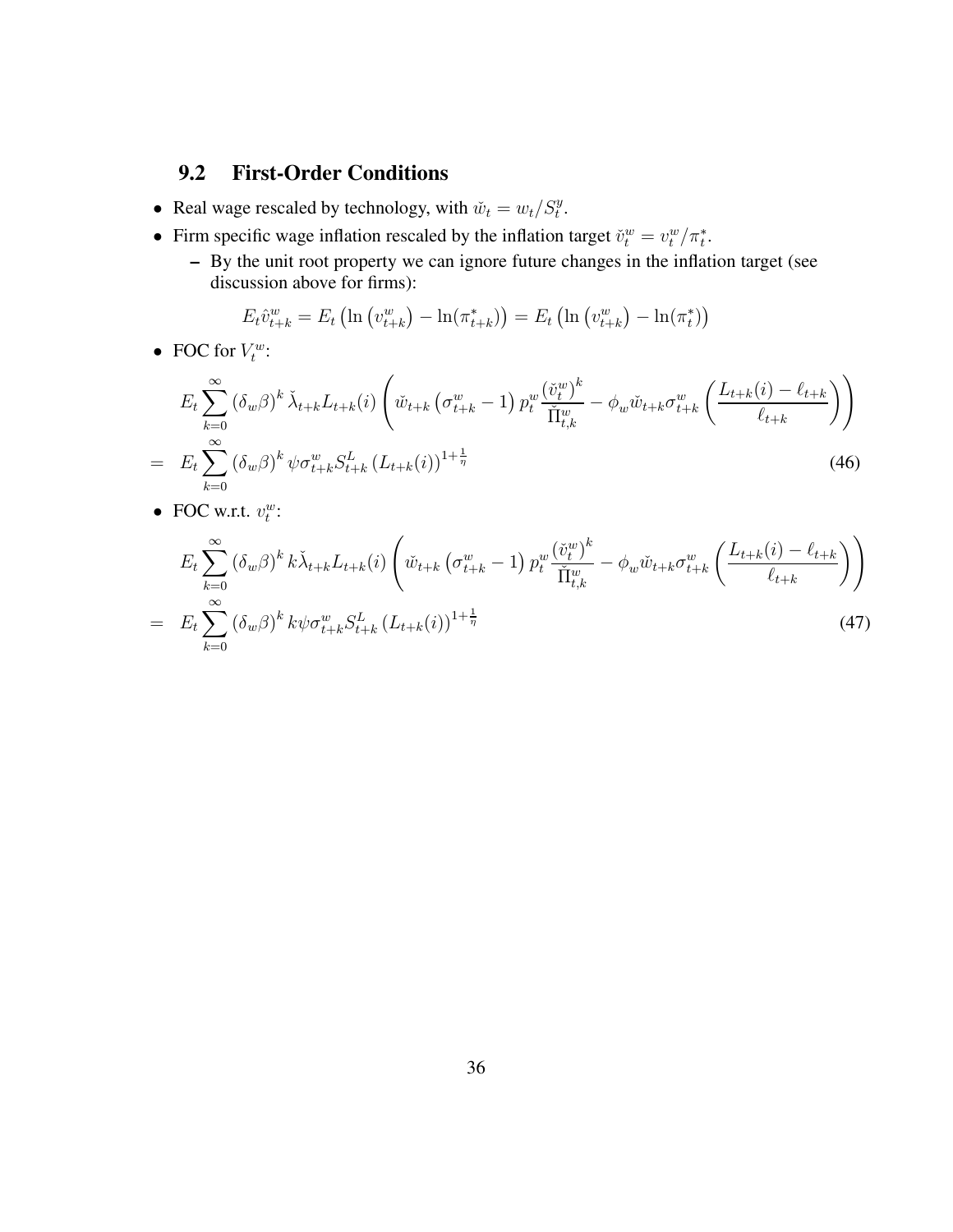## 9.2 First-Order Conditions

- Real wage rescaled by technology, with $\breve{w}_t = w_t / S_t^y$.
- Firm specific wage inflation rescaled by the inflation target $\breve{v}_t^w = v_t^w / \pi_t^*$.
  - By the unit root property we can ignore future changes in the inflation target (see discussion above for firms):

$$E_t \hat{v}_{t+k}^w = E_t \left( \ln \left( v_{t+k}^w \right) - \ln(\pi_{t+k}^*) \right) = E_t \left( \ln \left( v_{t+k}^w \right) - \ln(\pi_t^*) \right)$$

- FOC for $V_t^w$:

$$\begin{aligned}
& E_t \sum_{k=0}^{\infty} \left( \delta_w \beta \right)^k \check{\lambda}_{t+k} L_{t+k}(i) \left( \breve{w}_{t+k} \left( \sigma_{t+k}^w - 1 \right) p_t^w \frac{\left( \breve{v}_t^w \right)^k}{\check{\Pi}_{t,k}^w} - \phi_w \breve{w}_{t+k} \sigma_{t+k}^w \left( \frac{L_{t+k}(i) - \ell_{t+k}}{\ell_{t+k}} \right) \right) \\
= \;\; & E_t \sum_{k=0}^{\infty} \left( \delta_w \beta \right)^k \psi \sigma_{t+k}^w S_{t+k}^L \left( L_{t+k}(i) \right)^{1+\frac{1}{\eta}} \qquad (46)
\end{aligned}$$

- FOC w.r.t. $v_t^w$:

$$\begin{aligned}
& E_t \sum_{k=0}^{\infty} \left( \delta_w \beta \right)^k k \check{\lambda}_{t+k} L_{t+k}(i) \left( \breve{w}_{t+k} \left( \sigma_{t+k}^w - 1 \right) p_t^w \frac{\left( \breve{v}_t^w \right)^k}{\check{\Pi}_{t,k}^w} - \phi_w \breve{w}_{t+k} \sigma_{t+k}^w \left( \frac{L_{t+k}(i) - \ell_{t+k}}{\ell_{t+k}} \right) \right) \\
= \;\; & E_t \sum_{k=0}^{\infty} \left( \delta_w \beta \right)^k k \psi \sigma_{t+k}^w S_{t+k}^L \left( L_{t+k}(i) \right)^{1+\frac{1}{\eta}} \qquad (47)
\end{aligned}$$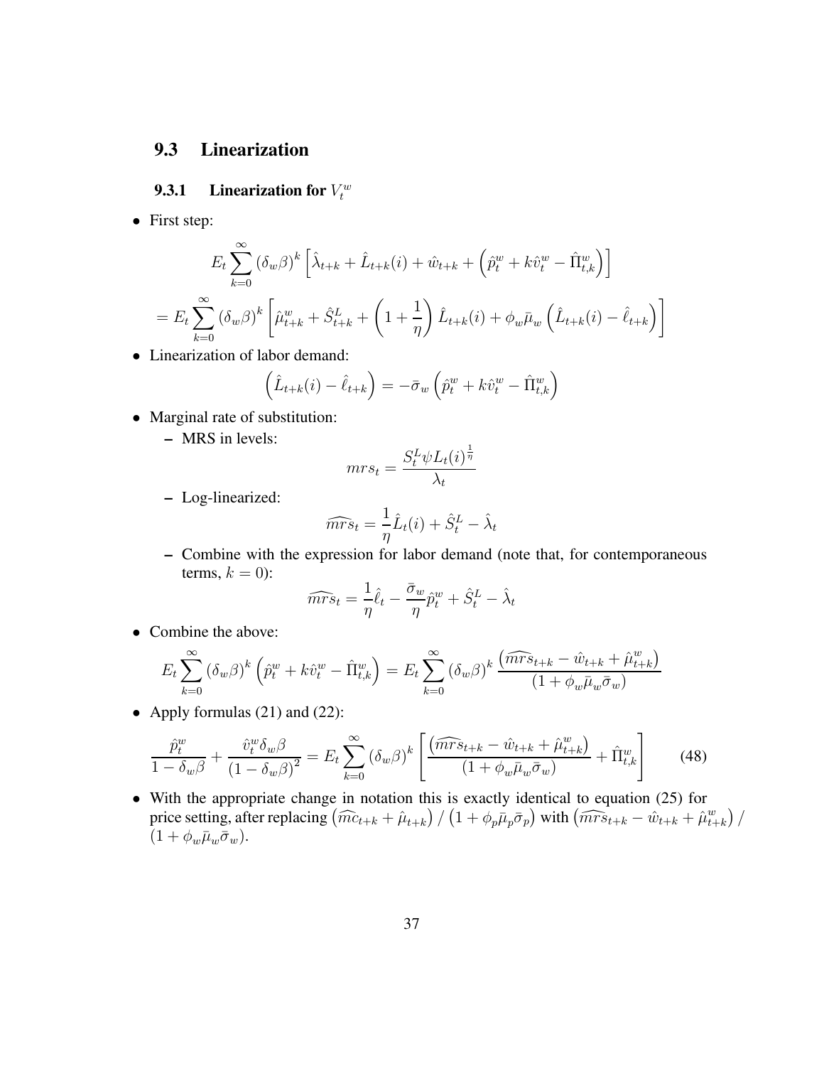## 9.3 Linearization

### 9.3.1 Linearization for $V_t^w$

- First step:

$$E_t \sum_{k=0}^{\infty} (\delta_w \beta)^k \left[ \hat{\lambda}_{t+k} + \hat{L}_{t+k}(i) + \hat{w}_{t+k} + \left( \hat{p}_t^w + k\hat{v}_t^w - \hat{\Pi}_{t,k}^w \right) \right]$$

$$= E_t \sum_{k=0}^{\infty} (\delta_w \beta)^k \left[ \hat{\mu}_{t+k}^w + \hat{S}_{t+k}^L + \left(1 + \frac{1}{\eta}\right) \hat{L}_{t+k}(i) + \phi_w \bar{\mu}_w \left( \hat{L}_{t+k}(i) - \hat{\ell}_{t+k} \right) \right]$$

- Linearization of labor demand:

$$\left( \hat{L}_{t+k}(i) - \hat{\ell}_{t+k} \right) = -\bar{\sigma}_w \left( \hat{p}_t^w + k\hat{v}_t^w - \hat{\Pi}_{t,k}^w \right)$$

- Marginal rate of substitution:
  - MRS in levels:

$$mrs_t = \frac{S_t^L \psi L_t(i)^{\frac{1}{\eta}}}{\lambda_t}$$

  - Log-linearized:

$$\widehat{mrs}_t = \frac{1}{\eta} \hat{L}_t(i) + \hat{S}_t^L - \hat{\lambda}_t$$

  - Combine with the expression for labor demand (note that, for contemporaneous terms, $k = 0$):

$$\widehat{mrs}_t = \frac{1}{\eta} \hat{\ell}_t - \frac{\bar{\sigma}_w}{\eta} \hat{p}_t^w + \hat{S}_t^L - \hat{\lambda}_t$$

- Combine the above:

$$E_t \sum_{k=0}^{\infty} (\delta_w \beta)^k \left( \hat{p}_t^w + k\hat{v}_t^w - \hat{\Pi}_{t,k}^w \right) = E_t \sum_{k=0}^{\infty} (\delta_w \beta)^k \frac{\left( \widehat{mrs}_{t+k} - \hat{w}_{t+k} + \hat{\mu}_{t+k}^w \right)}{(1 + \phi_w \bar{\mu}_w \bar{\sigma}_w)}$$

- Apply formulas (21) and (22):

$$\frac{\hat{p}_t^w}{1 - \delta_w \beta} + \frac{\hat{v}_t^w \delta_w \beta}{(1 - \delta_w \beta)^2} = E_t \sum_{k=0}^{\infty} (\delta_w \beta)^k \left[ \frac{\left( \widehat{mrs}_{t+k} - \hat{w}_{t+k} + \hat{\mu}_{t+k}^w \right)}{(1 + \phi_w \bar{\mu}_w \bar{\sigma}_w)} + \hat{\Pi}_{t,k}^w \right] \tag{48}$$

- With the appropriate change in notation this is exactly identical to equation (25) for price setting, after replacing $\left( \widehat{mc}_{t+k} + \hat{\mu}_{t+k} \right) / \left( 1 + \phi_p \bar{\mu}_p \bar{\sigma}_p \right)$ with $\left( \widehat{mrs}_{t+k} - \hat{w}_{t+k} + \hat{\mu}_{t+k}^w \right) / (1 + \phi_w \bar{\mu}_w \bar{\sigma}_w)$.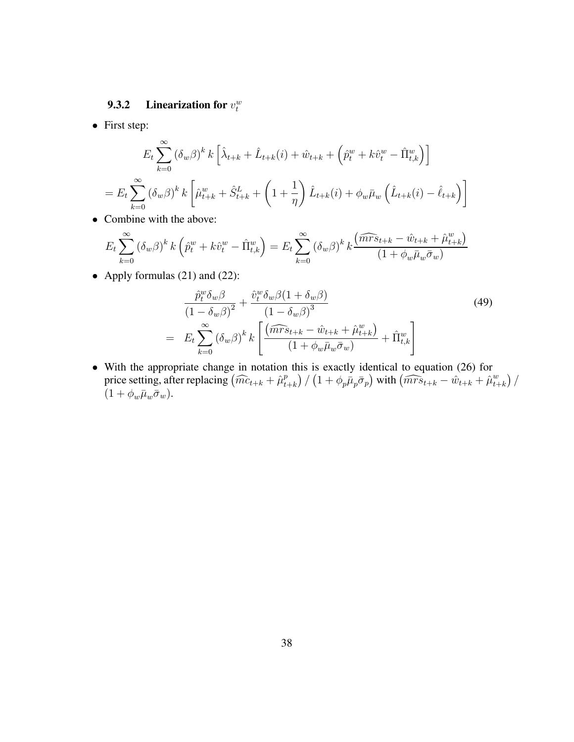### 9.3.2 Linearization for $v_t^w$

- First step:

$$
\begin{aligned}
& E_t \sum_{k=0}^{\infty} (\delta_w \beta)^k \, k \left[ \hat{\lambda}_{t+k} + \hat{L}_{t+k}(i) + \hat{w}_{t+k} + \left( \hat{p}_t^w + k \hat{v}_t^w - \hat{\Pi}_{t,k}^w \right) \right] \\
= & \; E_t \sum_{k=0}^{\infty} (\delta_w \beta)^k \, k \left[ \hat{\mu}_{t+k}^w + \hat{S}_{t+k}^L + \left( 1 + \frac{1}{\eta} \right) \hat{L}_{t+k}(i) + \phi_w \bar{\mu}_w \left( \hat{L}_{t+k}(i) - \hat{\ell}_{t+k} \right) \right]
\end{aligned}
$$

- Combine with the above:

$$
E_t \sum_{k=0}^{\infty} (\delta_w \beta)^k \, k \left( \hat{p}_t^w + k \hat{v}_t^w - \hat{\Pi}_{t,k}^w \right) = E_t \sum_{k=0}^{\infty} (\delta_w \beta)^k \, k \frac{\left( \widehat{mrs}_{t+k} - \hat{w}_{t+k} + \hat{\mu}_{t+k}^w \right)}{(1 + \phi_w \bar{\mu}_w \bar{\sigma}_w)}
$$

- Apply formulas (21) and (22):

$$
\begin{aligned}
& \frac{\hat{p}_t^w \delta_w \beta}{(1 - \delta_w \beta)^2} + \frac{\hat{v}_t^w \delta_w \beta (1 + \delta_w \beta)}{(1 - \delta_w \beta)^3} \\
= & \quad E_t \sum_{k=0}^{\infty} (\delta_w \beta)^k \, k \left[ \frac{\left( \widehat{mrs}_{t+k} - \hat{w}_{t+k} + \hat{\mu}_{t+k}^w \right)}{(1 + \phi_w \bar{\mu}_w \bar{\sigma}_w)} + \hat{\Pi}_{t,k}^w \right]
\end{aligned} \tag{49}
$$

- With the appropriate change in notation this is exactly identical to equation (26) for price setting, after replacing $\left( \widehat{mc}_{t+k} + \hat{\mu}_{t+k}^p \right) / \left( 1 + \phi_p \bar{\mu}_p \bar{\sigma}_p \right)$ with $\left( \widehat{mrs}_{t+k} - \hat{w}_{t+k} + \hat{\mu}_{t+k}^w \right) / \left( 1 + \phi_w \bar{\mu}_w \bar{\sigma}_w \right)$.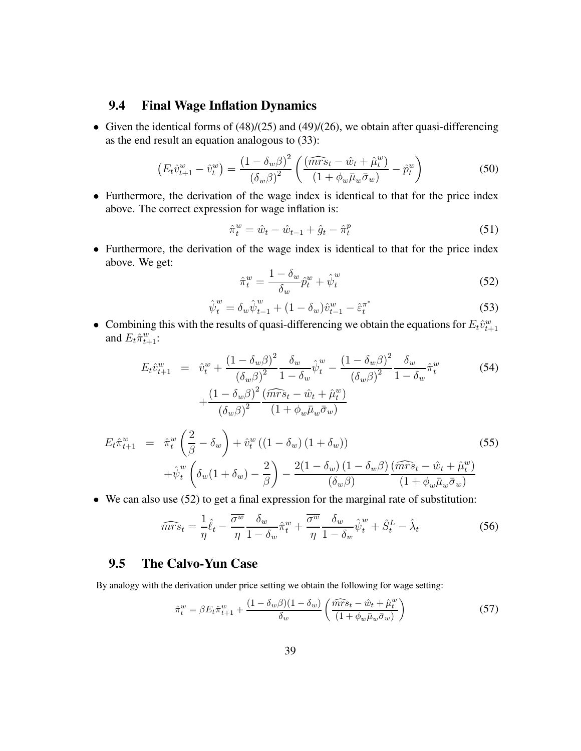### 9.4 Final Wage Inflation Dynamics

- Given the identical forms of (48)/(25) and (49)/(26), we obtain after quasi-differencing as the end result an equation analogous to (33):

$$\left(E_t \hat{v}_{t+1}^w - \hat{v}_t^w\right) = \frac{\left(1-\delta_w \beta\right)^2}{\left(\delta_w \beta\right)^2} \left( \frac{\left(\widehat{mrs}_t - \hat{w}_t + \hat{\mu}_t^w\right)}{\left(1+\phi_w \bar{\mu}_w \bar{\sigma}_w\right)} - \hat{p}_t^w \right) \tag{50}$$

- Furthermore, the derivation of the wage index is identical to that for the price index above. The correct expression for wage inflation is:

$$\hat{\pi}_t^w = \hat{w}_t - \hat{w}_{t-1} + \hat{g}_t - \hat{\pi}_t^p \tag{51}$$

- Furthermore, the derivation of the wage index is identical to that for the price index above. We get:

$$\hat{\pi}_t^w = \frac{1-\delta_w}{\delta_w} \hat{p}_t^w + \hat{\psi}_t^w \tag{52}$$

$$\hat{\psi}_t^w = \delta_w \hat{\psi}_{t-1}^w + (1-\delta_w) \hat{v}_{t-1}^w - \hat{\varepsilon}_t^{\pi^*} \tag{53}$$

- Combining this with the results of quasi-differencing we obtain the equations for $E_t \hat{v}_{t+1}^w$ and $E_t \hat{\pi}_{t+1}^w$:

$$\begin{aligned} E_t \hat{v}_{t+1}^w &= \hat{v}_t^w + \frac{\left(1-\delta_w \beta\right)^2}{\left(\delta_w \beta\right)^2} \frac{\delta_w}{1-\delta_w} \hat{\psi}_t^w - \frac{\left(1-\delta_w \beta\right)^2}{\left(\delta_w \beta\right)^2} \frac{\delta_w}{1-\delta_w} \hat{\pi}_t^w \\ &\quad + \frac{\left(1-\delta_w \beta\right)^2}{\left(\delta_w \beta\right)^2} \frac{\left(\widehat{mrs}_t - \hat{w}_t + \hat{\mu}_t^w\right)}{\left(1+\phi_w \bar{\mu}_w \bar{\sigma}_w\right)} \end{aligned} \tag{54}$$

$$\begin{aligned} E_t \hat{\pi}_{t+1}^w &= \hat{\pi}_t^w \left( \frac{2}{\beta} - \delta_w \right) + \hat{v}_t^w \left( \left(1-\delta_w\right)\left(1+\delta_w\right) \right) \\ &\quad + \hat{\psi}_t^w \left( \delta_w (1+\delta_w) - \frac{2}{\beta} \right) - \frac{2(1-\delta_w)\left(1-\delta_w \beta\right)}{\left(\delta_w \beta\right)} \frac{\left(\widehat{mrs}_t - \hat{w}_t + \hat{\mu}_t^w\right)}{\left(1+\phi_w \bar{\mu}_w \bar{\sigma}_w\right)} \end{aligned} \tag{55}$$

- We can also use (52) to get a final expression for the marginal rate of substitution:

$$\widehat{mrs}_t = \frac{1}{\eta} \hat{\ell}_t - \frac{\overline{\sigma^w}}{\eta} \frac{\delta_w}{1-\delta_w} \hat{\pi}_t^w + \frac{\overline{\sigma^w}}{\eta} \frac{\delta_w}{1-\delta_w} \hat{\psi}_t^w + \hat{S}_t^L - \hat{\lambda}_t \tag{56}$$

### 9.5 The Calvo-Yun Case

By analogy with the derivation under price setting we obtain the following for wage setting:

$$\hat{\pi}_t^w = \beta E_t \hat{\pi}_{t+1}^w + \frac{(1-\delta_w \beta)(1-\delta_w)}{\delta_w} \left( \frac{\widehat{mrs}_t - \hat{w}_t + \hat{\mu}_t^w}{\left(1+\phi_w \bar{\mu}_w \bar{\sigma}_w\right)} \right) \tag{57}$$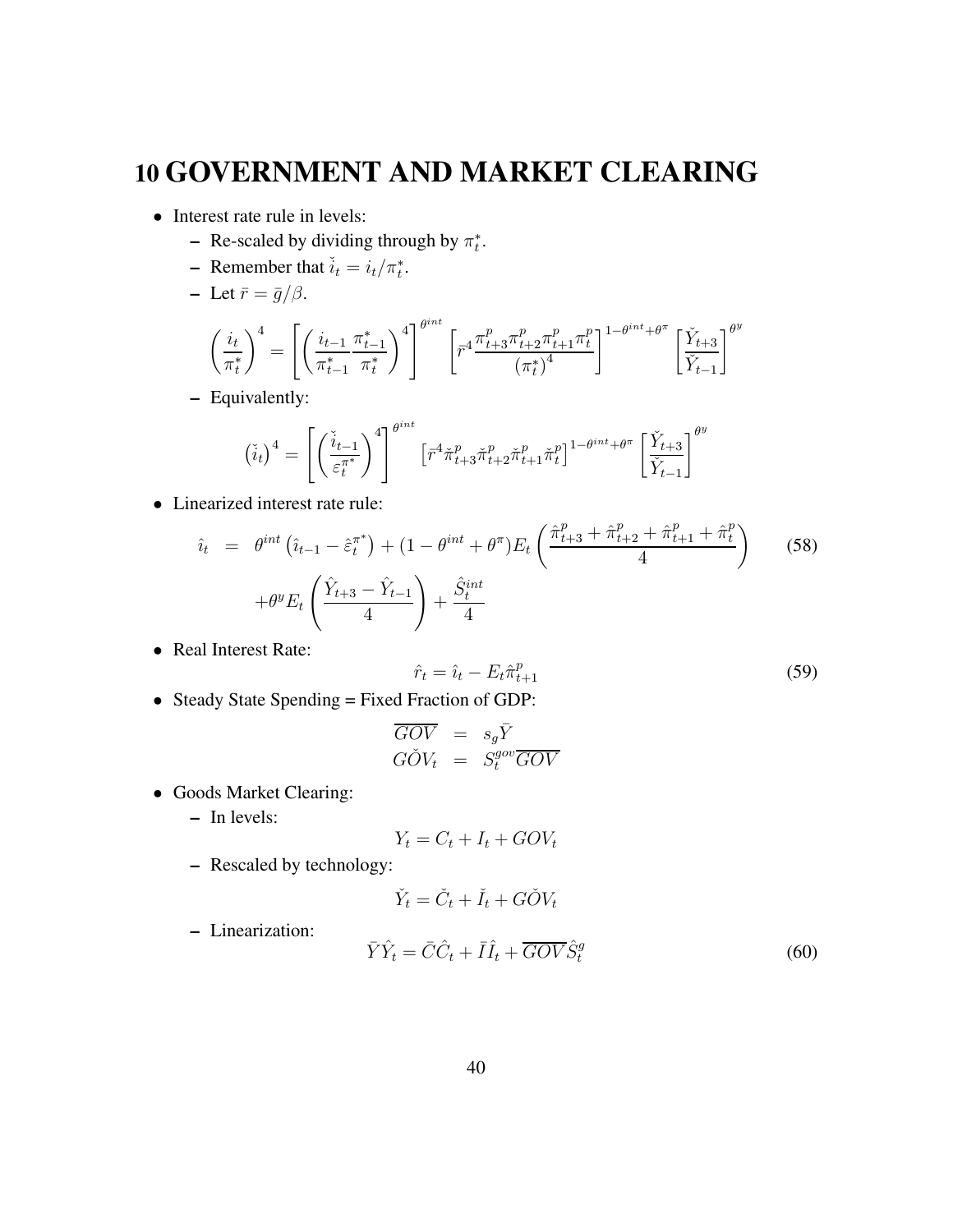# 10 GOVERNMENT AND MARKET CLEARING

- Interest rate rule in levels:
  - Re-scaled by dividing through by $\pi_t^*$.
  - Remember that $\check{i}_t = i_t/\pi_t^*$.
  - Let $\bar{r} = \bar{g}/\beta$.

$$\left(\frac{i_t}{\pi_t^*}\right)^4 = \left[\left(\frac{i_{t-1}}{\pi_{t-1}^*}\frac{\pi_{t-1}^*}{\pi_t^*}\right)^4\right]^{\theta^{int}} \left[\bar{r}^4 \frac{\pi_{t+3}^p \pi_{t+2}^p \pi_{t+1}^p \pi_t^p}{\left(\pi_t^*\right)^4}\right]^{1-\theta^{int}+\theta^{\pi}} \left[\frac{\check{Y}_{t+3}}{\check{Y}_{t-1}}\right]^{\theta^y}$$

  - Equivalently:

$$\left(\check{i}_t\right)^4 = \left[\left(\frac{\check{i}_{t-1}}{\varepsilon_t^{\pi^*}}\right)^4\right]^{\theta^{int}} \left[\bar{r}^4 \check{\pi}_{t+3}^p \check{\pi}_{t+2}^p \check{\pi}_{t+1}^p \check{\pi}_t^p\right]^{1-\theta^{int}+\theta^{\pi}} \left[\frac{\check{Y}_{t+3}}{\check{Y}_{t-1}}\right]^{\theta^y}$$

- Linearized interest rate rule:

$$\begin{aligned} \hat{i}_t &= \theta^{int}\left(\hat{i}_{t-1} - \hat{\varepsilon}_t^{\pi^*}\right) + (1-\theta^{int}+\theta^{\pi}) E_t\left(\frac{\hat{\pi}_{t+3}^p + \hat{\pi}_{t+2}^p + \hat{\pi}_{t+1}^p + \hat{\pi}_t^p}{4}\right) \\ &\quad + \theta^y E_t\left(\frac{\hat{Y}_{t+3} - \hat{Y}_{t-1}}{4}\right) + \frac{\hat{S}_t^{int}}{4} \end{aligned} \tag{58}$$

- Real Interest Rate:

$$\hat{r}_t = \hat{i}_t - E_t \hat{\pi}_{t+1}^p \tag{59}$$

- Steady State Spending = Fixed Fraction of GDP:

$$\begin{aligned} \overline{GOV} &= s_g \bar{Y} \\ G\check{O}V_t &= S_t^{gov}\overline{GOV} \end{aligned}$$

- Goods Market Clearing:
  - In levels:

$$Y_t = C_t + I_t + GOV_t$$

  - Rescaled by technology:

$$\check{Y}_t = \check{C}_t + \check{I}_t + G\check{O}V_t$$

  - Linearization:

$$\bar{Y}\hat{Y}_t = \bar{C}\hat{C}_t + \bar{I}\hat{I}_t + \overline{GOV}\hat{S}_t^g \tag{60}$$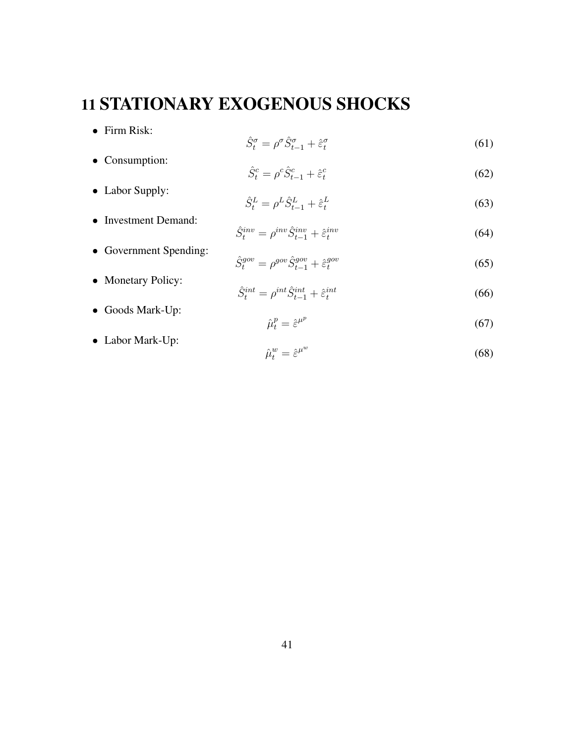# 11 STATIONARY EXOGENOUS SHOCKS

- Firm Risk:
$$\hat{S}_t^{\sigma} = \rho^{\sigma} \hat{S}_{t-1}^{\sigma} + \hat{\varepsilon}_t^{\sigma} \tag{61}$$
- Consumption:
$$\hat{S}_t^{c} = \rho^{c} \hat{S}_{t-1}^{c} + \hat{\varepsilon}_t^{c} \tag{62}$$
- Labor Supply:
$$\hat{S}_t^{L} = \rho^{L} \hat{S}_{t-1}^{L} + \hat{\varepsilon}_t^{L} \tag{63}$$
- Investment Demand:
$$\hat{S}_t^{inv} = \rho^{inv} \hat{S}_{t-1}^{inv} + \hat{\varepsilon}_t^{inv} \tag{64}$$
- Government Spending:
$$\hat{S}_t^{gov} = \rho^{gov} \hat{S}_{t-1}^{gov} + \hat{\varepsilon}_t^{gov} \tag{65}$$
- Monetary Policy:
$$\hat{S}_t^{int} = \rho^{int} \hat{S}_{t-1}^{int} + \hat{\varepsilon}_t^{int} \tag{66}$$
- Goods Mark-Up:
$$\hat{\mu}_t^{p} = \hat{\varepsilon}^{\mu^p} \tag{67}$$
- Labor Mark-Up:
$$\hat{\mu}_t^{w} = \hat{\varepsilon}^{\mu^w} \tag{68}$$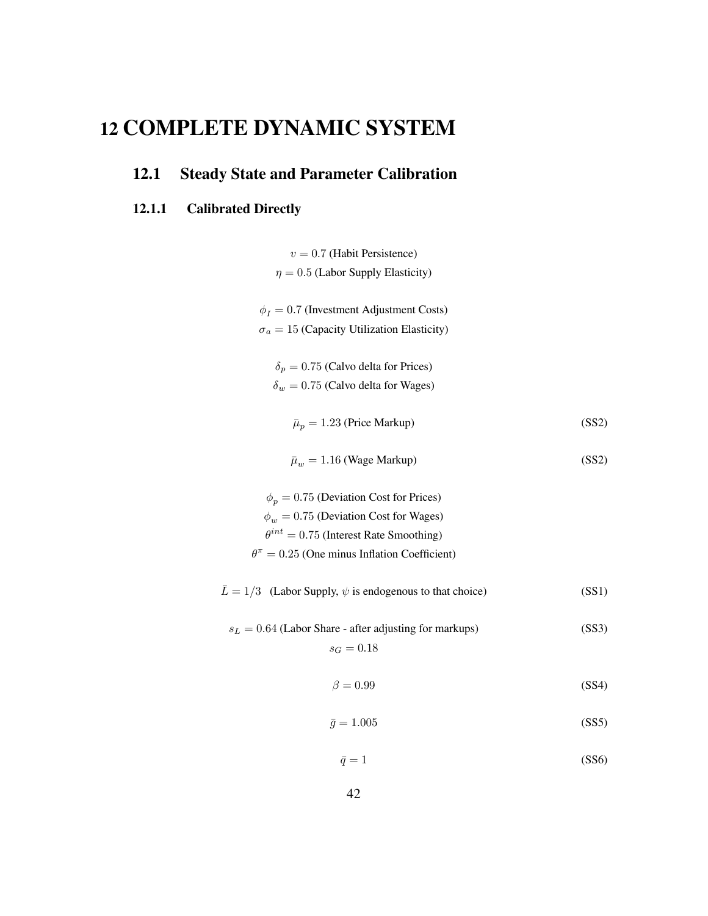# 12 COMPLETE DYNAMIC SYSTEM

## 12.1 Steady State and Parameter Calibration

### 12.1.1 Calibrated Directly

$v = 0.7$ (Habit Persistence)

$\eta = 0.5$ (Labor Supply Elasticity)

$\phi_I = 0.7$ (Investment Adjustment Costs)

$\sigma_a = 15$ (Capacity Utilization Elasticity)

$\delta_p = 0.75$ (Calvo delta for Prices)

$\delta_w = 0.75$ (Calvo delta for Wages)

$$\bar{\mu}_p = 1.23 \text{ (Price Markup)} \tag{SS2}$$

$$\bar{\mu}_w = 1.16 \text{ (Wage Markup)} \tag{SS2}$$

$\phi_p = 0.75$ (Deviation Cost for Prices)

$\phi_w = 0.75$ (Deviation Cost for Wages)

$\theta^{int} = 0.75$ (Interest Rate Smoothing)

$\theta^{\pi} = 0.25$ (One minus Inflation Coefficient)

$$\bar{L} = 1/3 \quad \text{(Labor Supply, } \psi \text{ is endogenous to that choice)} \tag{SS1}$$

$$s_L = 0.64 \text{ (Labor Share - after adjusting for markups)} \tag{SS3}$$

$$s_G = 0.18$$

$$\beta = 0.99 \tag{SS4}$$

$$\bar{g} = 1.005 \tag{SS5}$$

$$\bar{q} = 1 \tag{SS6}$$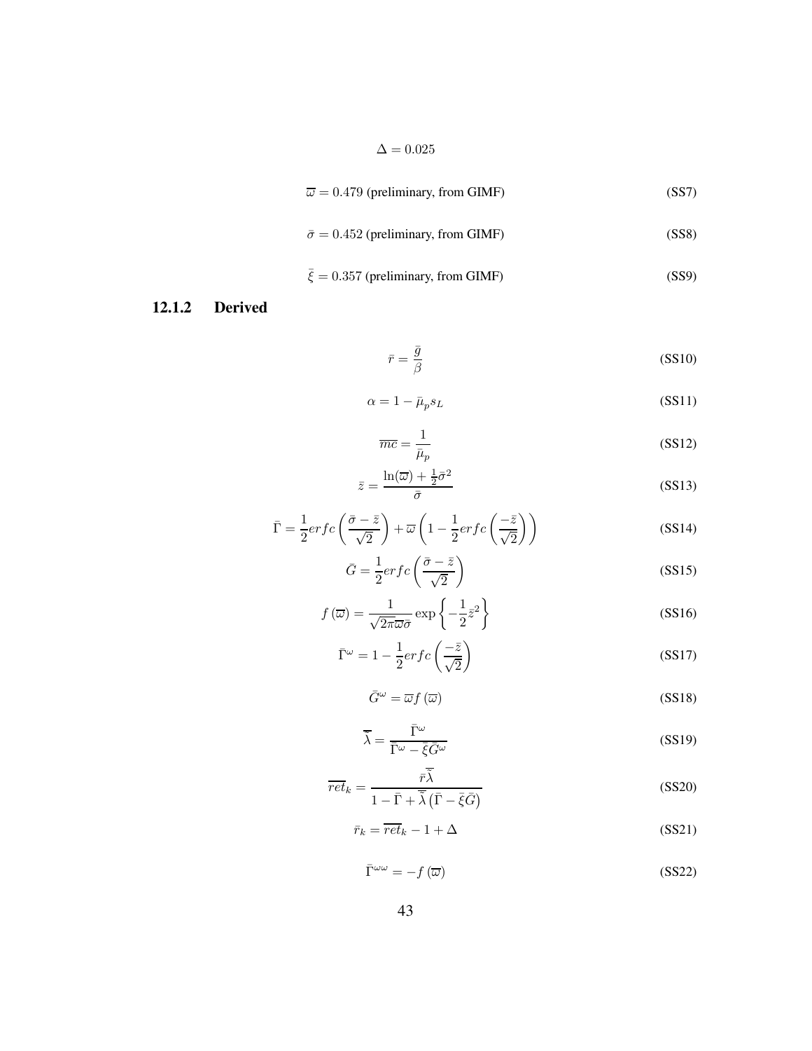$$\Delta = 0.025$$

$$\overline{\varpi} = 0.479 \text{ (preliminary, from GIMF)} \tag{SS7}$$

$$\bar{\sigma} = 0.452 \text{ (preliminary, from GIMF)} \tag{SS8}$$

$$\bar{\xi} = 0.357 \text{ (preliminary, from GIMF)} \tag{SS9}$$

### 12.1.2 Derived

$$\bar{r} = \frac{\bar{g}}{\beta} \tag{SS10}$$

$$\alpha = 1 - \bar{\mu}_p s_L \tag{SS11}$$

$$\overline{mc} = \frac{1}{\bar{\mu}_p} \tag{SS12}$$

$$\bar{z} = \frac{\ln(\overline{\varpi}) + \frac{1}{2}\bar{\sigma}^2}{\bar{\sigma}} \tag{SS13}$$

$$\bar{\Gamma} = \frac{1}{2} erfc\left(\frac{\bar{\sigma} - \bar{z}}{\sqrt{2}}\right) + \overline{\varpi}\left(1 - \frac{1}{2} erfc\left(\frac{-\bar{z}}{\sqrt{2}}\right)\right) \tag{SS14}$$

$$\bar{G} = \frac{1}{2} erfc\left(\frac{\bar{\sigma} - \bar{z}}{\sqrt{2}}\right) \tag{SS15}$$

$$f\left(\overline{\varpi}\right) = \frac{1}{\sqrt{2\pi}\overline{\varpi}\bar{\sigma}} \exp\left\{-\frac{1}{2}\bar{z}^2\right\} \tag{SS16}$$

$$\bar{\Gamma}^{\omega} = 1 - \frac{1}{2} erfc\left(\frac{-\bar{z}}{\sqrt{2}}\right) \tag{SS17}$$

$$\bar{G}^{\omega} = \overline{\varpi} f\left(\overline{\varpi}\right) \tag{SS18}$$

$$\overline{\bar{\lambda}} = \frac{\bar{\Gamma}^{\omega}}{\bar{\Gamma}^{\omega} - \bar{\xi}\bar{G}^{\omega}} \tag{SS19}$$

$$\overline{ret}_k = \frac{\bar{r}\overline{\bar{\lambda}}}{1 - \bar{\Gamma} + \overline{\bar{\lambda}}\left(\bar{\Gamma} - \bar{\xi}\bar{G}\right)} \tag{SS20}$$

$$\bar{r}_k = \overline{ret}_k - 1 + \Delta \tag{SS21}$$

$$\bar{\Gamma}^{\omega\omega} = -f\left(\overline{\varpi}\right) \tag{SS22}$$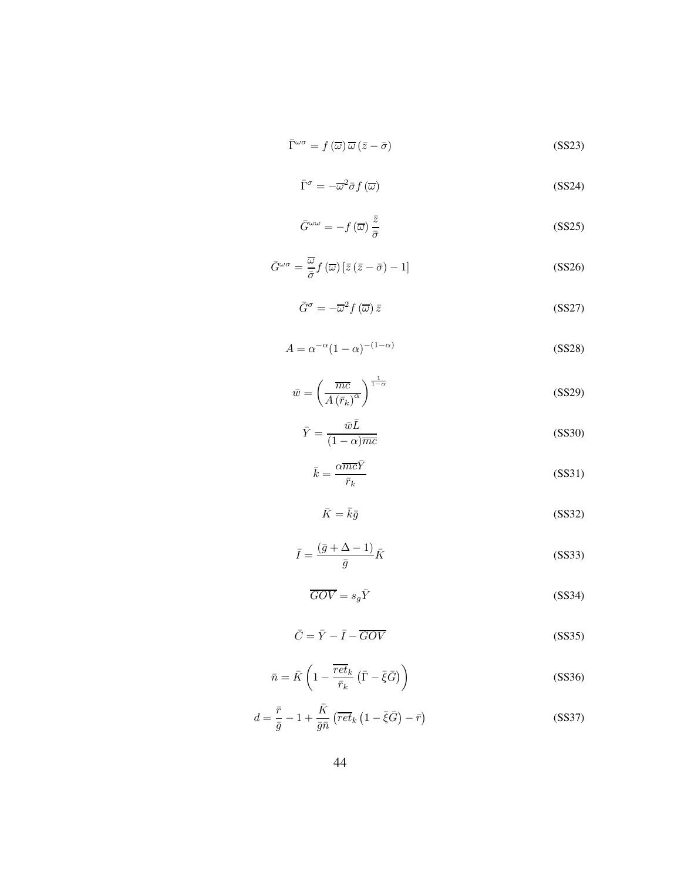$$\bar{\Gamma}^{\omega\sigma} = f\left(\overline{\omega}\right)\overline{\omega}\left(\bar{z} - \bar{\sigma}\right) \tag{SS23}$$

$$\bar{\Gamma}^{\sigma} = -\overline{\omega}^2 \bar{\sigma} f\left(\overline{\omega}\right) \tag{SS24}$$

$$\bar{G}^{\omega\omega} = -f\left(\overline{\omega}\right)\frac{\bar{z}}{\bar{\sigma}} \tag{SS25}$$

$$\bar{G}^{\omega\sigma} = \frac{\overline{\omega}}{\bar{\sigma}} f\left(\overline{\omega}\right)\left[\bar{z}\left(\bar{z} - \bar{\sigma}\right) - 1\right] \tag{SS26}$$

$$\bar{G}^{\sigma} = -\overline{\omega}^2 f\left(\overline{\omega}\right)\bar{z} \tag{SS27}$$

$$A = \alpha^{-\alpha}(1-\alpha)^{-(1-\alpha)} \tag{SS28}$$

$$\bar{w} = \left(\frac{\overline{mc}}{A\left(\bar{r}_k\right)^{\alpha}}\right)^{\frac{1}{1-\alpha}} \tag{SS29}$$

$$\bar{Y} = \frac{\bar{w}\bar{L}}{(1-\alpha)\overline{mc}} \tag{SS30}$$

$$\bar{k} = \frac{\alpha\overline{mc}\bar{Y}}{\bar{r}_k} \tag{SS31}$$

$$\bar{K} = \bar{k}\bar{g} \tag{SS32}$$

$$\bar{I} = \frac{\left(\bar{g} + \Delta - 1\right)}{\bar{g}}\bar{K} \tag{SS33}$$

$$\overline{GOV} = s_g \bar{Y} \tag{SS34}$$

$$\bar{C} = \bar{Y} - \bar{I} - \overline{GOV} \tag{SS35}$$

$$\bar{n} = \bar{K}\left(1 - \frac{\overline{ret}_k}{\bar{r}_k}\left(\bar{\Gamma} - \bar{\xi}\bar{G}\right)\right) \tag{SS36}$$

$$d = \frac{\bar{r}}{\bar{g}} - 1 + \frac{\bar{K}}{\bar{g}\bar{n}}\left(\overline{ret}_k\left(1 - \bar{\xi}\bar{G}\right) - \bar{r}\right) \tag{SS37}$$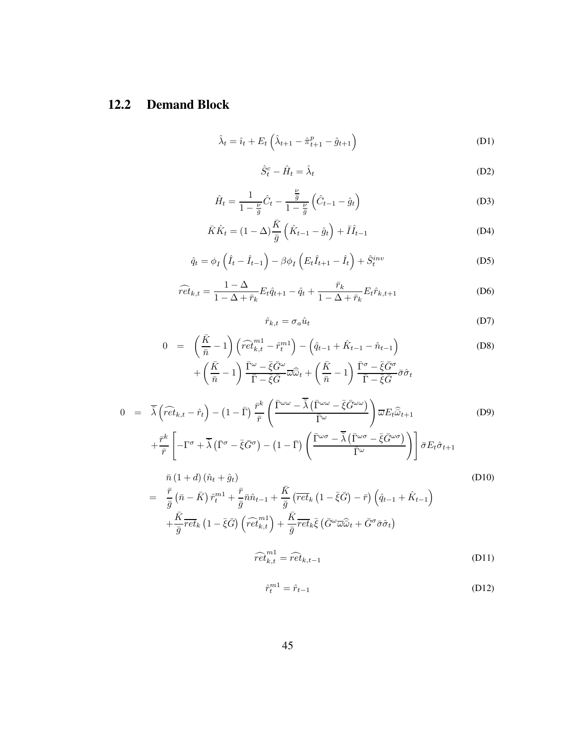## 12.2 Demand Block

$$\hat{\lambda}_t = \hat{\imath}_t + E_t\left(\hat{\lambda}_{t+1} - \hat{\pi}^p_{t+1} - \hat{g}_{t+1}\right) \tag{D1}$$

$$\hat{S}^c_t - \hat{H}_t = \hat{\lambda}_t \tag{D2}$$

$$\hat{H}_t = \frac{1}{1-\frac{\nu}{\bar{g}}}\hat{C}_t - \frac{\frac{\nu}{\bar{g}}}{1-\frac{\nu}{\bar{g}}}\left(\hat{C}_{t-1} - \hat{g}_t\right) \tag{D3}$$

$$\bar{K}\hat{K}_t = (1-\Delta)\frac{\bar{K}}{\bar{g}}\left(\hat{K}_{t-1} - \hat{g}_t\right) + \bar{I}\hat{I}_{t-1} \tag{D4}$$

$$\hat{q}_t = \phi_I\left(\hat{I}_t - \hat{I}_{t-1}\right) - \beta\phi_I\left(E_t\hat{I}_{t+1} - \hat{I}_t\right) + \hat{S}^{inv}_t \tag{D5}$$

$$\widehat{ret}_{k,t} = \frac{1-\Delta}{1-\Delta+\bar{r}_k}E_t\hat{q}_{t+1} - \hat{q}_t + \frac{\bar{r}_k}{1-\Delta+\bar{r}_k}E_t\hat{r}_{k,t+1} \tag{D6}$$

$$\hat{r}_{k,t} = \sigma_a\hat{u}_t \tag{D7}$$

$$\begin{aligned} 0 \;=\;& \left(\frac{\bar{K}}{\bar{n}} - 1\right)\left(\widehat{ret}^{m1}_{k,t} - \hat{r}^{m1}_t\right) - \left(\hat{q}_{t-1} + \hat{K}_{t-1} - \hat{n}_{t-1}\right) \\ &+ \left(\frac{\bar{K}}{\bar{n}} - 1\right)\frac{\bar{\Gamma}^{\omega} - \bar{\xi}\bar{G}^{\omega}}{\bar{\Gamma} - \bar{\xi}\bar{G}}\bar{\varpi}\hat{\bar{\omega}}_t + \left(\frac{\bar{K}}{\bar{n}} - 1\right)\frac{\bar{\Gamma}^{\sigma} - \bar{\xi}\bar{G}^{\sigma}}{\bar{\Gamma} - \bar{\xi}\bar{G}}\bar{\sigma}\hat{\sigma}_t \end{aligned} \tag{D8}$$

$$\begin{aligned} 0 \;=\;& \bar{\bar{\lambda}}\left(\widehat{ret}_{k,t} - \hat{r}_t\right) - \left(1-\bar{\Gamma}\right)\frac{\bar{r}^k}{\bar{r}}\left(\frac{\bar{\Gamma}^{\omega\omega} - \bar{\bar{\lambda}}\left(\bar{\Gamma}^{\omega\omega} - \bar{\xi}\bar{G}^{\omega\omega}\right)}{\bar{\Gamma}^{\omega}}\right)\bar{\varpi}E_t\hat{\bar{\omega}}_{t+1} \\ &+ \frac{\bar{r}^k}{\bar{r}}\left[-\Gamma^{\sigma} + \bar{\bar{\lambda}}\left(\bar{\Gamma}^{\sigma} - \bar{\xi}\bar{G}^{\sigma}\right) - \left(1-\bar{\Gamma}\right)\left(\frac{\bar{\Gamma}^{\omega\sigma} - \bar{\bar{\lambda}}\left(\bar{\Gamma}^{\omega\sigma} - \bar{\xi}\bar{G}^{\omega\sigma}\right)}{\bar{\Gamma}^{\omega}}\right)\right]\bar{\sigma}E_t\hat{\sigma}_{t+1} \end{aligned} \tag{D9}$$

$$\begin{aligned} &\bar{n}\left(1+d\right)\left(\hat{n}_t + \hat{g}_t\right) \\ =\;& \frac{\bar{r}}{\bar{g}}\left(\bar{n} - \bar{K}\right)\hat{r}^{m1}_t + \frac{\bar{r}}{\bar{g}}\bar{n}\hat{n}_{t-1} + \frac{\bar{K}}{\bar{g}}\left(\overline{ret}_k\left(1-\bar{\xi}\bar{G}\right) - \bar{r}\right)\left(\hat{q}_{t-1} + \hat{K}_{t-1}\right) \\ &+ \frac{\bar{K}}{\bar{g}}\overline{ret}_k\left(1-\bar{\xi}\bar{G}\right)\left(\widehat{ret}^{m1}_{k,t}\right) + \frac{\bar{K}}{\bar{g}}\overline{ret}_k\bar{\xi}\left(\bar{G}^{\omega}\bar{\varpi}\hat{\bar{\omega}}_t + \bar{G}^{\sigma}\bar{\sigma}\hat{\sigma}_t\right) \end{aligned} \tag{D10}$$

$$\widehat{ret}^{m1}_{k,t} = \widehat{ret}_{k,t-1} \tag{D11}$$

$$\hat{r}^{m1}_t = \hat{r}_{t-1} \tag{D12}$$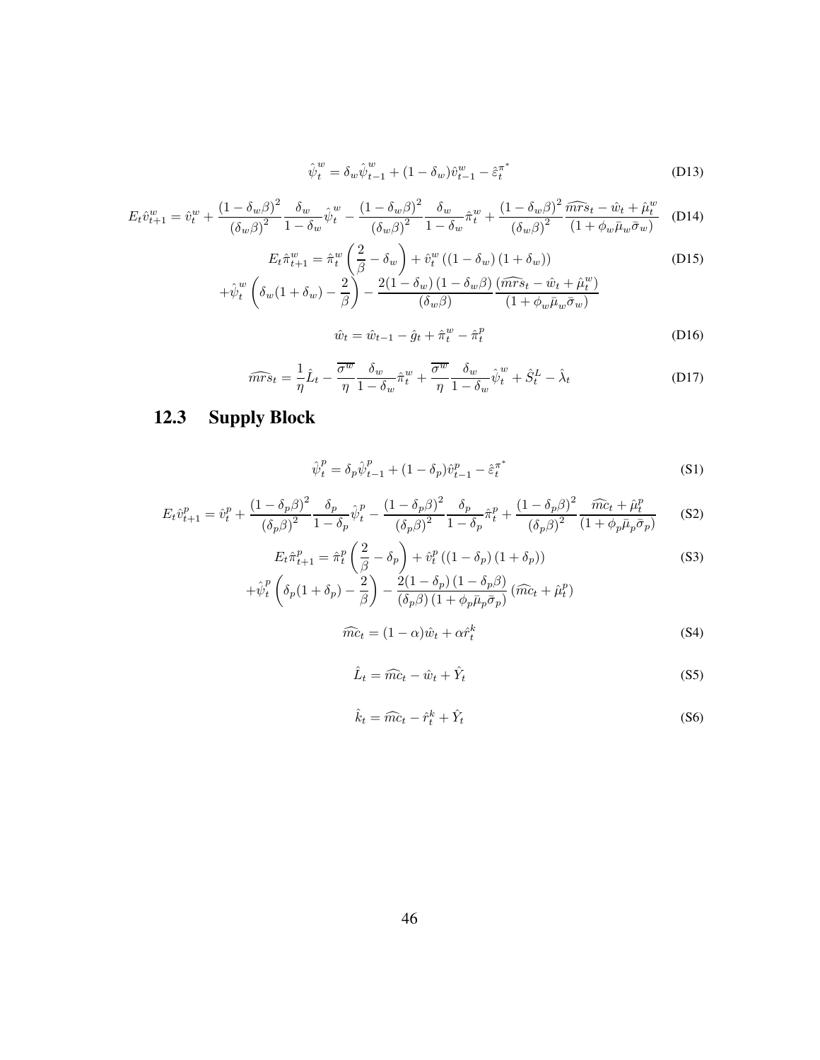$$\hat{\psi}_t^w = \delta_w \hat{\psi}_{t-1}^w + (1-\delta_w)\hat{v}_{t-1}^w - \hat{\varepsilon}_t^{\pi^*} \tag{D13}$$

$$E_t \hat{v}_{t+1}^w = \hat{v}_t^w + \frac{(1-\delta_w\beta)^2}{(\delta_w\beta)^2}\frac{\delta_w}{1-\delta_w}\hat{\psi}_t^w - \frac{(1-\delta_w\beta)^2}{(\delta_w\beta)^2}\frac{\delta_w}{1-\delta_w}\hat{\pi}_t^w + \frac{(1-\delta_w\beta)^2}{(\delta_w\beta)^2}\frac{\widehat{mrs}_t - \hat{w}_t + \hat{\mu}_t^w}{(1+\phi_w\bar{\mu}_w\bar{\sigma}_w)} \tag{D14}$$

$$\begin{aligned} E_t \hat{\pi}_{t+1}^w = {} & \hat{\pi}_t^w \left(\frac{2}{\beta} - \delta_w\right) + \hat{v}_t^w \left((1-\delta_w)(1+\delta_w)\right) \\ & + \hat{\psi}_t^w \left(\delta_w(1+\delta_w) - \frac{2}{\beta}\right) - \frac{2(1-\delta_w)(1-\delta_w\beta)}{(\delta_w\beta)}\frac{(\widehat{mrs}_t - \hat{w}_t + \hat{\mu}_t^w)}{(1+\phi_w\bar{\mu}_w\bar{\sigma}_w)} \end{aligned} \tag{D15}$$

$$\hat{w}_t = \hat{w}_{t-1} - \hat{g}_t + \hat{\pi}_t^w - \hat{\pi}_t^p \tag{D16}$$

$$\widehat{mrs}_t = \frac{1}{\eta}\hat{L}_t - \frac{\overline{\sigma^w}}{\eta}\frac{\delta_w}{1-\delta_w}\hat{\pi}_t^w + \frac{\overline{\sigma^w}}{\eta}\frac{\delta_w}{1-\delta_w}\hat{\psi}_t^w + \hat{S}_t^L - \hat{\lambda}_t \tag{D17}$$

## 12.3 Supply Block

$$\hat{\psi}_t^p = \delta_p \hat{\psi}_{t-1}^p + (1-\delta_p)\hat{v}_{t-1}^p - \hat{\varepsilon}_t^{\pi^*} \tag{S1}$$

$$E_t \hat{v}_{t+1}^p = \hat{v}_t^p + \frac{(1-\delta_p\beta)^2}{(\delta_p\beta)^2}\frac{\delta_p}{1-\delta_p}\hat{\psi}_t^p - \frac{(1-\delta_p\beta)^2}{(\delta_p\beta)^2}\frac{\delta_p}{1-\delta_p}\hat{\pi}_t^p + \frac{(1-\delta_p\beta)^2}{(\delta_p\beta)^2}\frac{\widehat{mc}_t + \hat{\mu}_t^p}{(1+\phi_p\bar{\mu}_p\bar{\sigma}_p)} \tag{S2}$$

$$\begin{aligned} E_t \hat{\pi}_{t+1}^p = {} & \hat{\pi}_t^p \left(\frac{2}{\beta} - \delta_p\right) + \hat{v}_t^p \left((1-\delta_p)(1+\delta_p)\right) \\ & + \hat{\psi}_t^p \left(\delta_p(1+\delta_p) - \frac{2}{\beta}\right) - \frac{2(1-\delta_p)(1-\delta_p\beta)}{(\delta_p\beta)(1+\phi_p\bar{\mu}_p\bar{\sigma}_p)}(\widehat{mc}_t + \hat{\mu}_t^p) \end{aligned} \tag{S3}$$

$$\widehat{mc}_t = (1-\alpha)\hat{w}_t + \alpha\hat{r}_t^k \tag{S4}$$

$$\hat{L}_t = \widehat{mc}_t - \hat{w}_t + \hat{Y}_t \tag{S5}$$

$$\hat{k}_t = \widehat{mc}_t - \hat{r}_t^k + \hat{Y}_t \tag{S6}$$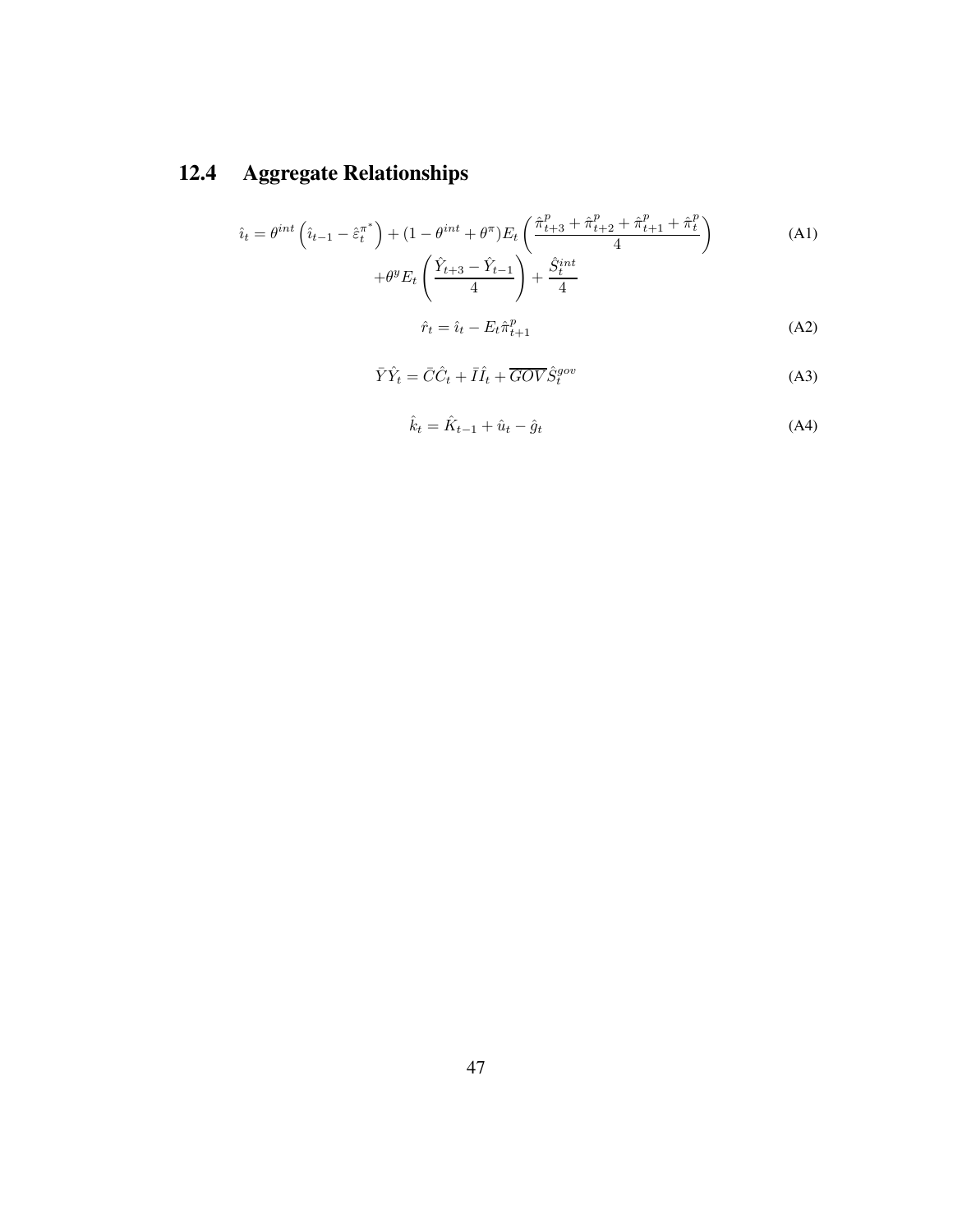## 12.4 Aggregate Relationships

$$\hat{\imath}_t = \theta^{int}\left(\hat{\imath}_{t-1} - \hat{\varepsilon}_t^{\pi^*}\right) + (1 - \theta^{int} + \theta^{\pi})E_t\left(\frac{\hat{\pi}_{t+3}^p + \hat{\pi}_{t+2}^p + \hat{\pi}_{t+1}^p + \hat{\pi}_t^p}{4}\right) + \theta^y E_t\left(\frac{\hat{Y}_{t+3} - \hat{Y}_{t-1}}{4}\right) + \frac{\hat{S}_t^{int}}{4} \tag{A1}$$

$$\hat{r}_t = \hat{\imath}_t - E_t\hat{\pi}_{t+1}^p \tag{A2}$$

$$\bar{Y}\hat{Y}_t = \bar{C}\hat{C}_t + \bar{I}\hat{I}_t + \overline{GOV}\hat{S}_t^{gov} \tag{A3}$$

$$\hat{k}_t = \hat{K}_{t-1} + \hat{u}_t - \hat{g}_t \tag{A4}$$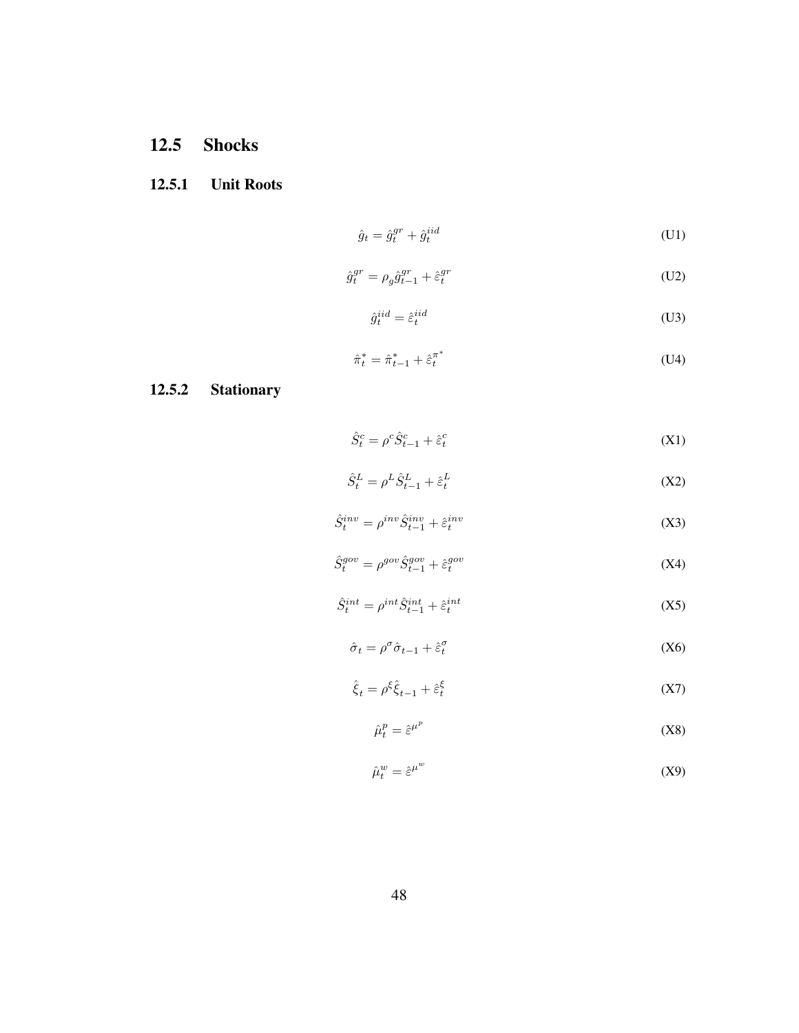## 12.5 Shocks

### 12.5.1 Unit Roots

$$\hat{g}_t = \hat{g}_t^{gr} + \hat{g}_t^{iid} \tag{U1}$$

$$\hat{g}_t^{gr} = \rho_g \hat{g}_{t-1}^{gr} + \hat{\varepsilon}_t^{gr} \tag{U2}$$

$$\hat{g}_t^{iid} = \hat{\varepsilon}_t^{iid} \tag{U3}$$

$$\hat{\pi}_t^* = \hat{\pi}_{t-1}^* + \hat{\varepsilon}_t^{\pi^*} \tag{U4}$$

### 12.5.2 Stationary

$$\hat{S}_t^c = \rho^c \hat{S}_{t-1}^c + \hat{\varepsilon}_t^c \tag{X1}$$

$$\hat{S}_t^L = \rho^L \hat{S}_{t-1}^L + \hat{\varepsilon}_t^L \tag{X2}$$

$$\hat{S}_t^{inv} = \rho^{inv} \hat{S}_{t-1}^{inv} + \hat{\varepsilon}_t^{inv} \tag{X3}$$

$$\hat{S}_t^{gov} = \rho^{gov} \hat{S}_{t-1}^{gov} + \hat{\varepsilon}_t^{gov} \tag{X4}$$

$$\hat{S}_t^{int} = \rho^{int} \hat{S}_{t-1}^{int} + \hat{\varepsilon}_t^{int} \tag{X5}$$

$$\hat{\sigma}_t = \rho^{\sigma} \hat{\sigma}_{t-1} + \hat{\varepsilon}_t^{\sigma} \tag{X6}$$

$$\hat{\xi}_t = \rho^{\xi} \hat{\xi}_{t-1} + \hat{\varepsilon}_t^{\xi} \tag{X7}$$

$$\hat{\mu}_t^p = \hat{\varepsilon}^{\mu^p} \tag{X8}$$

$$\hat{\mu}_t^w = \hat{\varepsilon}^{\mu^w} \tag{X9}$$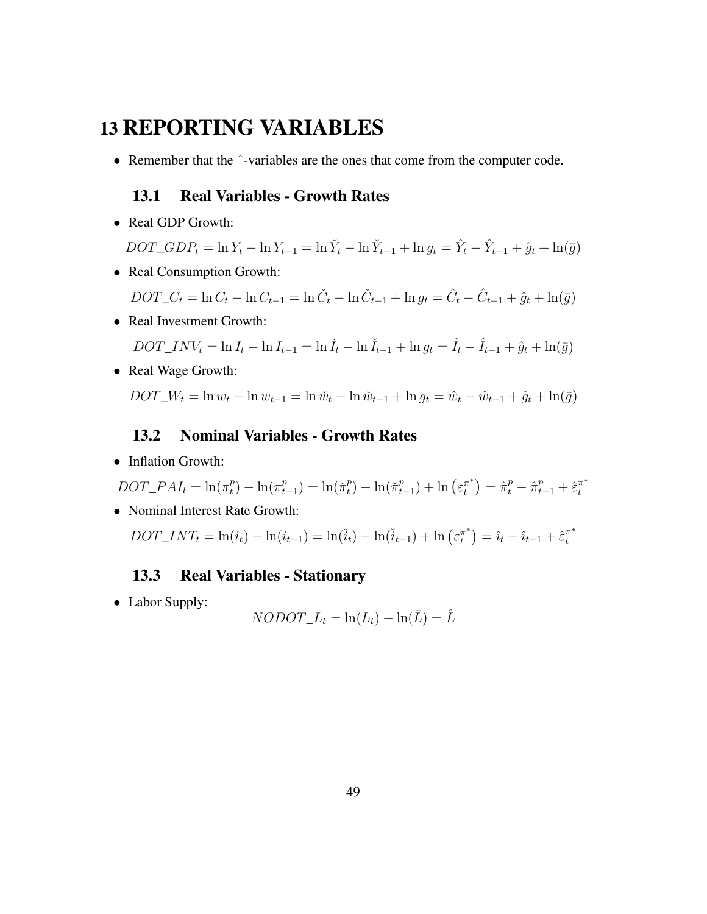# 13 REPORTING VARIABLES

- Remember that the ˆ-variables are the ones that come from the computer code.

## 13.1 Real Variables - Growth Rates

- Real GDP Growth:

$$DOT\_GDP_t = \ln Y_t - \ln Y_{t-1} = \ln \check{Y}_t - \ln \check{Y}_{t-1} + \ln g_t = \hat{Y}_t - \hat{Y}_{t-1} + \hat{g}_t + \ln(\bar{g})$$

- Real Consumption Growth:

$$DOT\_C_t = \ln C_t - \ln C_{t-1} = \ln \check{C}_t - \ln \check{C}_{t-1} + \ln g_t = \hat{C}_t - \hat{C}_{t-1} + \hat{g}_t + \ln(\bar{g})$$

- Real Investment Growth:

$$DOT\_INV_t = \ln I_t - \ln I_{t-1} = \ln \check{I}_t - \ln \check{I}_{t-1} + \ln g_t = \hat{I}_t - \hat{I}_{t-1} + \hat{g}_t + \ln(\bar{g})$$

- Real Wage Growth:

$$DOT\_W_t = \ln w_t - \ln w_{t-1} = \ln \check{w}_t - \ln \check{w}_{t-1} + \ln g_t = \hat{w}_t - \hat{w}_{t-1} + \hat{g}_t + \ln(\bar{g})$$

## 13.2 Nominal Variables - Growth Rates

- Inflation Growth:

$$DOT\_PAI_t = \ln(\pi_t^p) - \ln(\pi_{t-1}^p) = \ln(\check{\pi}_t^p) - \ln(\check{\pi}_{t-1}^p) + \ln\left(\varepsilon_t^{\pi^*}\right) = \hat{\pi}_t^p - \hat{\pi}_{t-1}^p + \hat{\varepsilon}_t^{\pi^*}$$

- Nominal Interest Rate Growth:

$$DOT\_INT_t = \ln(i_t) - \ln(i_{t-1}) = \ln(\check{i}_t) - \ln(\check{i}_{t-1}) + \ln\left(\varepsilon_t^{\pi^*}\right) = \hat{i}_t - \hat{i}_{t-1} + \hat{\varepsilon}_t^{\pi^*}$$

## 13.3 Real Variables - Stationary

- Labor Supply:

$$NODOT\_L_t = \ln(L_t) - \ln(\bar{L}) = \hat{L}$$